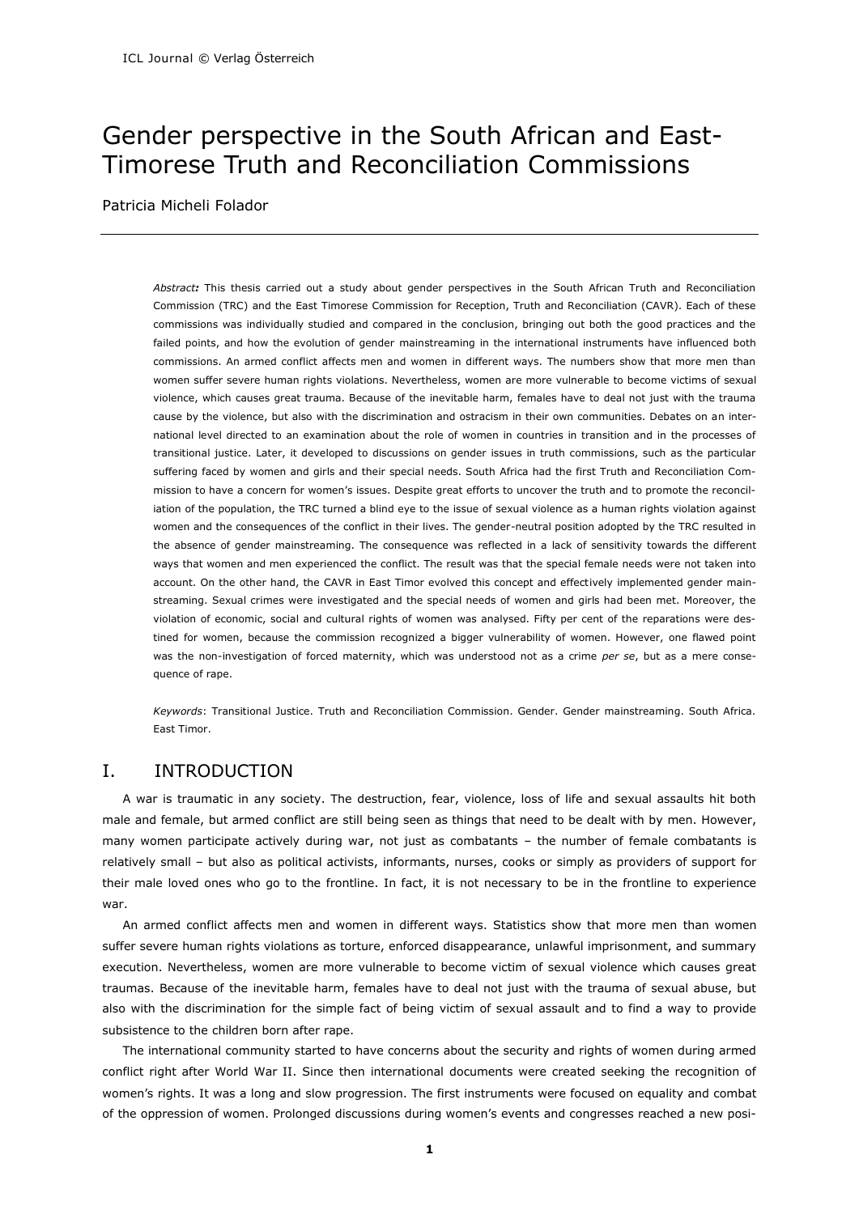# Gender perspective in the South African and East-Timorese Truth and Reconciliation Commissions

Patricia Micheli Folador

*Abstract:* This thesis carried out a study about gender perspectives in the South African Truth and Reconciliation Commission (TRC) and the East Timorese Commission for Reception, Truth and Reconciliation (CAVR). Each of these commissions was individually studied and compared in the conclusion, bringing out both the good practices and the failed points, and how the evolution of gender mainstreaming in the international instruments have influenced both commissions. An armed conflict affects men and women in different ways. The numbers show that more men than women suffer severe human rights violations. Nevertheless, women are more vulnerable to become victims of sexual violence, which causes great trauma. Because of the inevitable harm, females have to deal not just with the trauma cause by the violence, but also with the discrimination and ostracism in their own communities. Debates on an international level directed to an examination about the role of women in countries in transition and in the processes of transitional justice. Later, it developed to discussions on gender issues in truth commissions, such as the particular suffering faced by women and girls and their special needs. South Africa had the first Truth and Reconciliation Commission to have a concern for women's issues. Despite great efforts to uncover the truth and to promote the reconciliation of the population, the TRC turned a blind eye to the issue of sexual violence as a human rights violation against women and the consequences of the conflict in their lives. The gender-neutral position adopted by the TRC resulted in the absence of gender mainstreaming. The consequence was reflected in a lack of sensitivity towards the different ways that women and men experienced the conflict. The result was that the special female needs were not taken into account. On the other hand, the CAVR in East Timor evolved this concept and effectively implemented gender mainstreaming. Sexual crimes were investigated and the special needs of women and girls had been met. Moreover, the violation of economic, social and cultural rights of women was analysed. Fifty per cent of the reparations were destined for women, because the commission recognized a bigger vulnerability of women. However, one flawed point was the non-investigation of forced maternity, which was understood not as a crime *per se*, but as a mere consequence of rape.

*Keywords*: Transitional Justice. Truth and Reconciliation Commission. Gender. Gender mainstreaming. South Africa. East Timor.

## I. INTRODUCTION

A war is traumatic in any society. The destruction, fear, violence, loss of life and sexual assaults hit both male and female, but armed conflict are still being seen as things that need to be dealt with by men. However, many women participate actively during war, not just as combatants – the number of female combatants is relatively small – but also as political activists, informants, nurses, cooks or simply as providers of support for their male loved ones who go to the frontline. In fact, it is not necessary to be in the frontline to experience war.

An armed conflict affects men and women in different ways. Statistics show that more men than women suffer severe human rights violations as torture, enforced disappearance, unlawful imprisonment, and summary execution. Nevertheless, women are more vulnerable to become victim of sexual violence which causes great traumas. Because of the inevitable harm, females have to deal not just with the trauma of sexual abuse, but also with the discrimination for the simple fact of being victim of sexual assault and to find a way to provide subsistence to the children born after rape.

The international community started to have concerns about the security and rights of women during armed conflict right after World War II. Since then international documents were created seeking the recognition of women's rights. It was a long and slow progression. The first instruments were focused on equality and combat of the oppression of women. Prolonged discussions during women's events and congresses reached a new posi-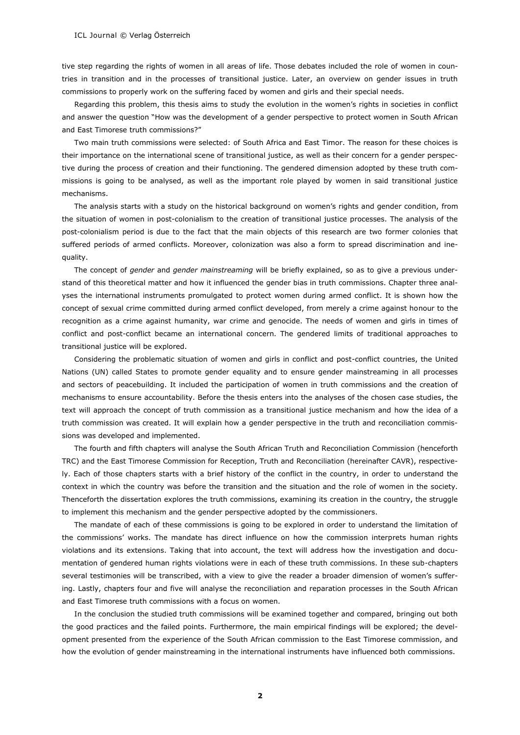tive step regarding the rights of women in all areas of life. Those debates included the role of women in countries in transition and in the processes of transitional justice. Later, an overview on gender issues in truth commissions to properly work on the suffering faced by women and girls and their special needs.

Regarding this problem, this thesis aims to study the evolution in the women's rights in societies in conflict and answer the question "How was the development of a gender perspective to protect women in South African and East Timorese truth commissions?"

Two main truth commissions were selected: of South Africa and East Timor. The reason for these choices is their importance on the international scene of transitional justice, as well as their concern for a gender perspective during the process of creation and their functioning. The gendered dimension adopted by these truth commissions is going to be analysed, as well as the important role played by women in said transitional justice mechanisms.

The analysis starts with a study on the historical background on women's rights and gender condition, from the situation of women in post-colonialism to the creation of transitional justice processes. The analysis of the post-colonialism period is due to the fact that the main objects of this research are two former colonies that suffered periods of armed conflicts. Moreover, colonization was also a form to spread discrimination and inequality.

The concept of *gender* and *gender mainstreaming* will be briefly explained, so as to give a previous understand of this theoretical matter and how it influenced the gender bias in truth commissions. Chapter three analyses the international instruments promulgated to protect women during armed conflict. It is shown how the concept of sexual crime committed during armed conflict developed, from merely a crime against honour to the recognition as a crime against humanity, war crime and genocide. The needs of women and girls in times of conflict and post-conflict became an international concern. The gendered limits of traditional approaches to transitional justice will be explored.

Considering the problematic situation of women and girls in conflict and post-conflict countries, the United Nations (UN) called States to promote gender equality and to ensure gender mainstreaming in all processes and sectors of peacebuilding. It included the participation of women in truth commissions and the creation of mechanisms to ensure accountability. Before the thesis enters into the analyses of the chosen case studies, the text will approach the concept of truth commission as a transitional justice mechanism and how the idea of a truth commission was created. It will explain how a gender perspective in the truth and reconciliation commissions was developed and implemented.

The fourth and fifth chapters will analyse the South African Truth and Reconciliation Commission (henceforth TRC) and the East Timorese Commission for Reception, Truth and Reconciliation (hereinafter CAVR), respectively. Each of those chapters starts with a brief history of the conflict in the country, in order to understand the context in which the country was before the transition and the situation and the role of women in the society. Thenceforth the dissertation explores the truth commissions, examining its creation in the country, the struggle to implement this mechanism and the gender perspective adopted by the commissioners.

The mandate of each of these commissions is going to be explored in order to understand the limitation of the commissions' works. The mandate has direct influence on how the commission interprets human rights violations and its extensions. Taking that into account, the text will address how the investigation and documentation of gendered human rights violations were in each of these truth commissions. In these sub-chapters several testimonies will be transcribed, with a view to give the reader a broader dimension of women's suffering. Lastly, chapters four and five will analyse the reconciliation and reparation processes in the South African and East Timorese truth commissions with a focus on women.

In the conclusion the studied truth commissions will be examined together and compared, bringing out both the good practices and the failed points. Furthermore, the main empirical findings will be explored; the development presented from the experience of the South African commission to the East Timorese commission, and how the evolution of gender mainstreaming in the international instruments have influenced both commissions.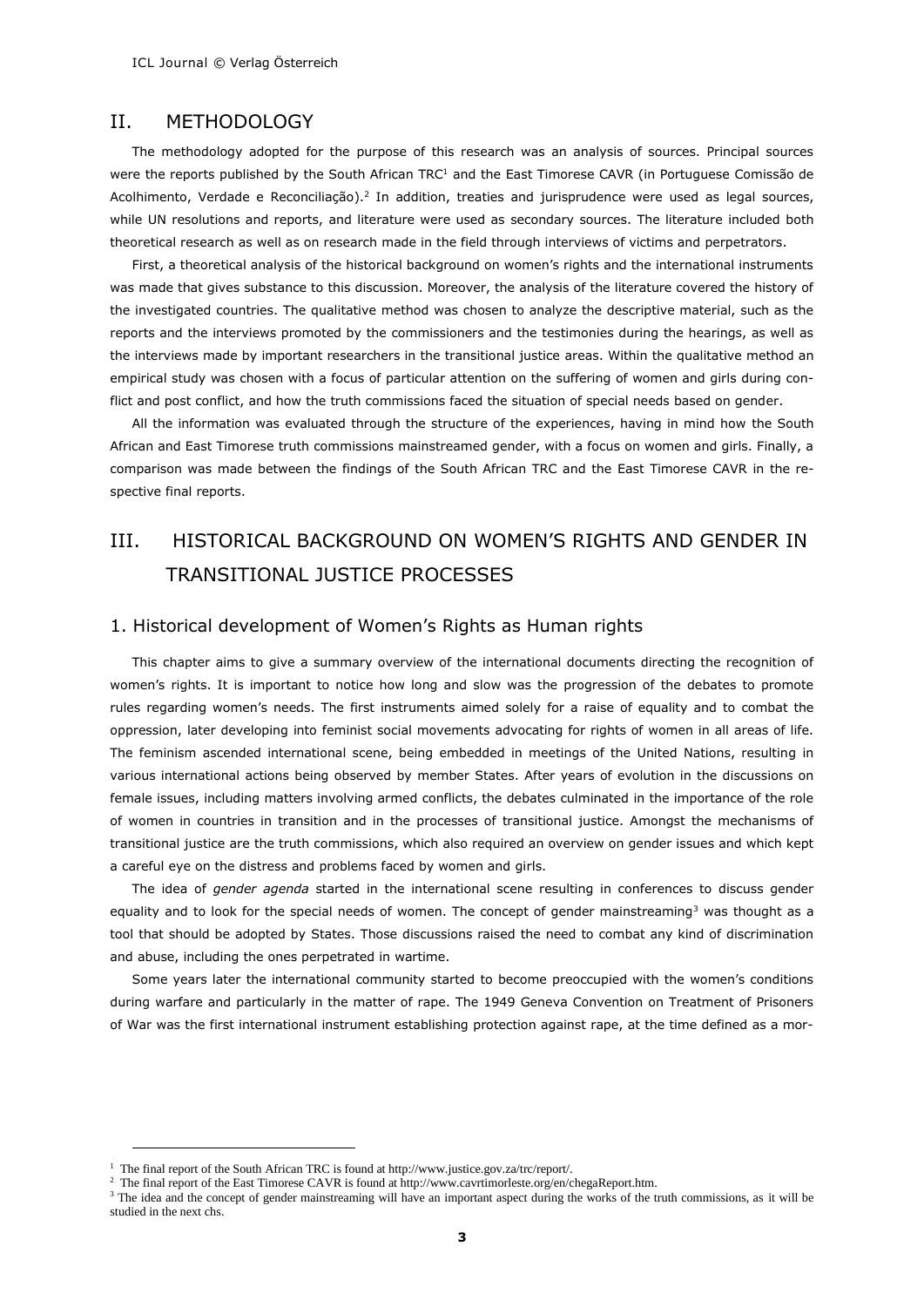## II. METHODOLOGY

The methodology adopted for the purpose of this research was an analysis of sources. Principal sources were the reports published by the South African TRC[1] and the East Timorese CAVR (in Portuguese Comissão de Acolhimento, Verdade e Reconciliação).[2] In addition, treaties and jurisprudence were used as legal sources, while UN resolutions and reports, and literature were used as secondary sources. The literature included both theoretical research as well as on research made in the field through interviews of victims and perpetrators.

First, a theoretical analysis of the historical background on women's rights and the international instruments was made that gives substance to this discussion. Moreover, the analysis of the literature covered the history of the investigated countries. The qualitative method was chosen to analyze the descriptive material, such as the reports and the interviews promoted by the commissioners and the testimonies during the hearings, as well as the interviews made by important researchers in the transitional justice areas. Within the qualitative method an empirical study was chosen with a focus of particular attention on the suffering of women and girls during conflict and post conflict, and how the truth commissions faced the situation of special needs based on gender.

All the information was evaluated through the structure of the experiences, having in mind how the South African and East Timorese truth commissions mainstreamed gender, with a focus on women and girls. Finally, a comparison was made between the findings of the South African TRC and the East Timorese CAVR in the respective final reports.

## III. HISTORICAL BACKGROUND ON WOMEN'S RIGHTS AND GENDER IN TRANSITIONAL JUSTICE PROCESSES

### 1. Historical development of Women's Rights as Human rights

This chapter aims to give a summary overview of the international documents directing the recognition of women's rights. It is important to notice how long and slow was the progression of the debates to promote rules regarding women's needs. The first instruments aimed solely for a raise of equality and to combat the oppression, later developing into feminist social movements advocating for rights of women in all areas of life. The feminism ascended international scene, being embedded in meetings of the United Nations, resulting in various international actions being observed by member States. After years of evolution in the discussions on female issues, including matters involving armed conflicts, the debates culminated in the importance of the role of women in countries in transition and in the processes of transitional justice. Amongst the mechanisms of transitional justice are the truth commissions, which also required an overview on gender issues and which kept a careful eye on the distress and problems faced by women and girls.

The idea of *gender agenda* started in the international scene resulting in conferences to discuss gender equality and to look for the special needs of women. The concept of gender mainstreaming[3] was thought as a tool that should be adopted by States. Those discussions raised the need to combat any kind of discrimination and abuse, including the ones perpetrated in wartime.

Some years later the international community started to become preoccupied with the women's conditions during warfare and particularly in the matter of rape. The 1949 Geneva Convention on Treatment of Prisoners of War was the first international instrument establishing protection against rape, at the time defined as a mor-

---

[1] The final report of the South African TRC is found at http://www.justice.gov.za/trc/report/.

[2] The final report of the East Timorese CAVR is found at http://www.cavrtimorleste.org/en/chegaReport.htm.

[3] The idea and the concept of gender mainstreaming will have an important aspect during the works of the truth commissions, as it will be studied in the next chs.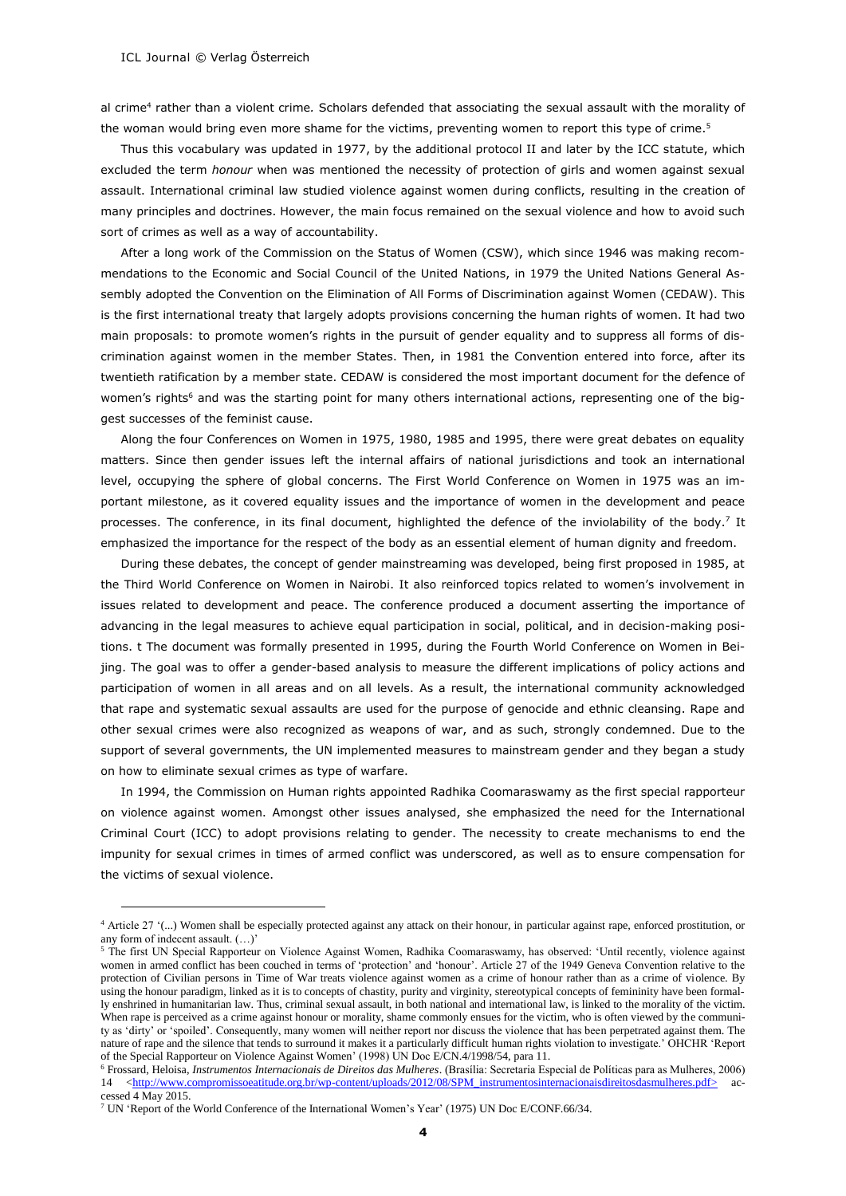al crime[4] rather than a violent crime. Scholars defended that associating the sexual assault with the morality of the woman would bring even more shame for the victims, preventing women to report this type of crime.[5]

Thus this vocabulary was updated in 1977, by the additional protocol II and later by the ICC statute, which excluded the term *honour* when was mentioned the necessity of protection of girls and women against sexual assault. International criminal law studied violence against women during conflicts, resulting in the creation of many principles and doctrines. However, the main focus remained on the sexual violence and how to avoid such sort of crimes as well as a way of accountability.

After a long work of the Commission on the Status of Women (CSW), which since 1946 was making recommendations to the Economic and Social Council of the United Nations, in 1979 the United Nations General Assembly adopted the Convention on the Elimination of All Forms of Discrimination against Women (CEDAW). This is the first international treaty that largely adopts provisions concerning the human rights of women. It had two main proposals: to promote women's rights in the pursuit of gender equality and to suppress all forms of discrimination against women in the member States. Then, in 1981 the Convention entered into force, after its twentieth ratification by a member state. CEDAW is considered the most important document for the defence of women's rights[6] and was the starting point for many others international actions, representing one of the biggest successes of the feminist cause.

Along the four Conferences on Women in 1975, 1980, 1985 and 1995, there were great debates on equality matters. Since then gender issues left the internal affairs of national jurisdictions and took an international level, occupying the sphere of global concerns. The First World Conference on Women in 1975 was an important milestone, as it covered equality issues and the importance of women in the development and peace processes. The conference, in its final document, highlighted the defence of the inviolability of the body.[7] It emphasized the importance for the respect of the body as an essential element of human dignity and freedom.

During these debates, the concept of gender mainstreaming was developed, being first proposed in 1985, at the Third World Conference on Women in Nairobi. It also reinforced topics related to women's involvement in issues related to development and peace. The conference produced a document asserting the importance of advancing in the legal measures to achieve equal participation in social, political, and in decision-making positions. t The document was formally presented in 1995, during the Fourth World Conference on Women in Beijing. The goal was to offer a gender-based analysis to measure the different implications of policy actions and participation of women in all areas and on all levels. As a result, the international community acknowledged that rape and systematic sexual assaults are used for the purpose of genocide and ethnic cleansing. Rape and other sexual crimes were also recognized as weapons of war, and as such, strongly condemned. Due to the support of several governments, the UN implemented measures to mainstream gender and they began a study on how to eliminate sexual crimes as type of warfare.

In 1994, the Commission on Human rights appointed Radhika Coomaraswamy as the first special rapporteur on violence against women. Amongst other issues analysed, she emphasized the need for the International Criminal Court (ICC) to adopt provisions relating to gender. The necessity to create mechanisms to end the impunity for sexual crimes in times of armed conflict was underscored, as well as to ensure compensation for the victims of sexual violence.

---

[4] Article 27 '(...) Women shall be especially protected against any attack on their honour, in particular against rape, enforced prostitution, or any form of indecent assault. (…)'

[5] The first UN Special Rapporteur on Violence Against Women, Radhika Coomaraswamy, has observed: 'Until recently, violence against women in armed conflict has been couched in terms of 'protection' and 'honour'. Article 27 of the 1949 Geneva Convention relative to the protection of Civilian persons in Time of War treats violence against women as a crime of honour rather than as a crime of violence. By using the honour paradigm, linked as it is to concepts of chastity, purity and virginity, stereotypical concepts of femininity have been formally enshrined in humanitarian law. Thus, criminal sexual assault, in both national and international law, is linked to the morality of the victim. When rape is perceived as a crime against honour or morality, shame commonly ensues for the victim, who is often viewed by the community as 'dirty' or 'spoiled'. Consequently, many women will neither report nor discuss the violence that has been perpetrated against them. The nature of rape and the silence that tends to surround it makes it a particularly difficult human rights violation to investigate.' OHCHR 'Report of the Special Rapporteur on Violence Against Women' (1998) UN Doc E/CN.4/1998/54, para 11.

[6] Frossard, Heloisa, *Instrumentos Internacionais de Direitos das Mulheres*. (Brasília: Secretaria Especial de Políticas para as Mulheres, 2006) 14 <http://www.compromissoeatitude.org.br/wp-content/uploads/2012/08/SPM_instrumentosinternacionaisdireitosdasmulheres.pdf> accessed 4 May 2015.

[7] UN 'Report of the World Conference of the International Women's Year' (1975) UN Doc E/CONF.66/34.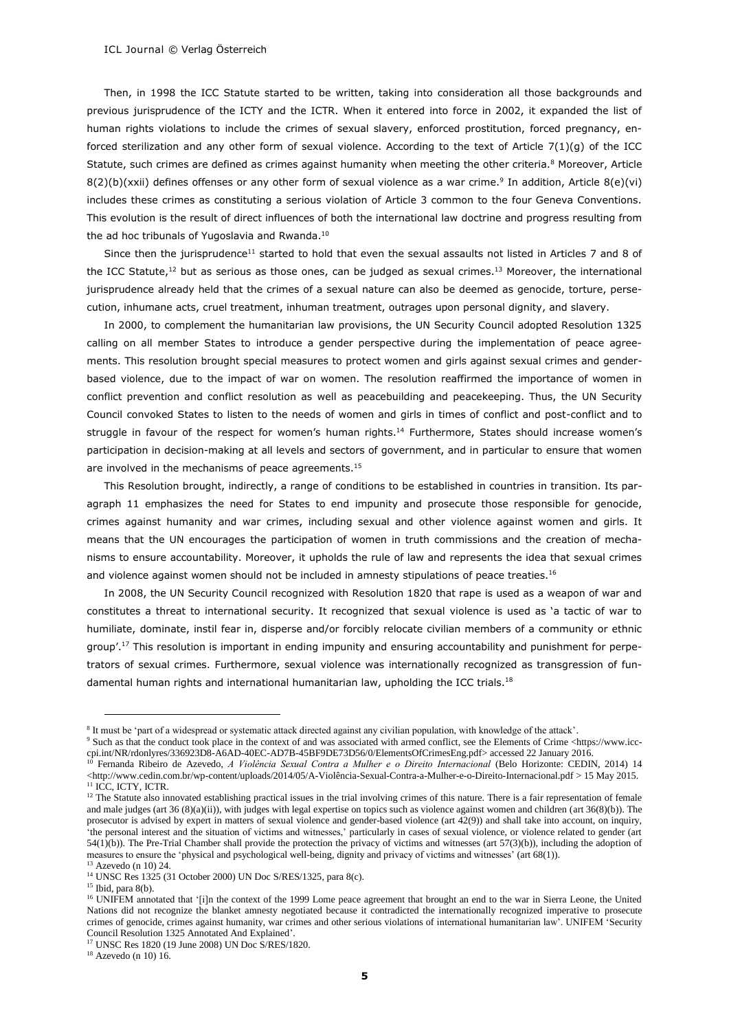Then, in 1998 the ICC Statute started to be written, taking into consideration all those backgrounds and previous jurisprudence of the ICTY and the ICTR. When it entered into force in 2002, it expanded the list of human rights violations to include the crimes of sexual slavery, enforced prostitution, forced pregnancy, enforced sterilization and any other form of sexual violence. According to the text of Article 7(1)(g) of the ICC Statute, such crimes are defined as crimes against humanity when meeting the other criteria.[8] Moreover, Article 8(2)(b)(xxii) defines offenses or any other form of sexual violence as a war crime.[9] In addition, Article 8(e)(vi) includes these crimes as constituting a serious violation of Article 3 common to the four Geneva Conventions. This evolution is the result of direct influences of both the international law doctrine and progress resulting from the ad hoc tribunals of Yugoslavia and Rwanda.[10]

Since then the jurisprudence[11] started to hold that even the sexual assaults not listed in Articles 7 and 8 of the ICC Statute,[12] but as serious as those ones, can be judged as sexual crimes.[13] Moreover, the international jurisprudence already held that the crimes of a sexual nature can also be deemed as genocide, torture, persecution, inhumane acts, cruel treatment, inhuman treatment, outrages upon personal dignity, and slavery.

In 2000, to complement the humanitarian law provisions, the UN Security Council adopted Resolution 1325 calling on all member States to introduce a gender perspective during the implementation of peace agreements. This resolution brought special measures to protect women and girls against sexual crimes and gender-based violence, due to the impact of war on women. The resolution reaffirmed the importance of women in conflict prevention and conflict resolution as well as peacebuilding and peacekeeping. Thus, the UN Security Council convoked States to listen to the needs of women and girls in times of conflict and post-conflict and to struggle in favour of the respect for women's human rights.[14] Furthermore, States should increase women's participation in decision-making at all levels and sectors of government, and in particular to ensure that women are involved in the mechanisms of peace agreements.[15]

This Resolution brought, indirectly, a range of conditions to be established in countries in transition. Its paragraph 11 emphasizes the need for States to end impunity and prosecute those responsible for genocide, crimes against humanity and war crimes, including sexual and other violence against women and girls. It means that the UN encourages the participation of women in truth commissions and the creation of mechanisms to ensure accountability. Moreover, it upholds the rule of law and represents the idea that sexual crimes and violence against women should not be included in amnesty stipulations of peace treaties.[16]

In 2008, the UN Security Council recognized with Resolution 1820 that rape is used as a weapon of war and constitutes a threat to international security. It recognized that sexual violence is used as 'a tactic of war to humiliate, dominate, instil fear in, disperse and/or forcibly relocate civilian members of a community or ethnic group'.[17] This resolution is important in ending impunity and ensuring accountability and punishment for perpetrators of sexual crimes. Furthermore, sexual violence was internationally recognized as transgression of fundamental human rights and international humanitarian law, upholding the ICC trials.[18]

---

[8] It must be 'part of a widespread or systematic attack directed against any civilian population, with knowledge of the attack'.

[9] Such as that the conduct took place in the context of and was associated with armed conflict, see the Elements of Crime <https://www.icc-cpi.int/NR/rdonlyres/336923D8-A6AD-40EC-AD7B-45BF9DE73D56/0/ElementsOfCrimesEng.pdf> accessed 22 January 2016.

[10] Fernanda Ribeiro de Azevedo, *A Violência Sexual Contra a Mulher e o Direito Internacional* (Belo Horizonte: CEDIN, 2014) 14 <http://www.cedin.com.br/wp-content/uploads/2014/05/A-Violência-Sexual-Contra-a-Mulher-e-o-Direito-Internacional.pdf > 15 May 2015.

[11] ICC, ICTY, ICTR.

[12] The Statute also innovated establishing practical issues in the trial involving crimes of this nature. There is a fair representation of female and male judges (art 36 (8)(a)(ii)), with judges with legal expertise on topics such as violence against women and children (art 36(8)(b)). The prosecutor is advised by expert in matters of sexual violence and gender-based violence (art 42(9)) and shall take into account, on inquiry, 'the personal interest and the situation of victims and witnesses,' particularly in cases of sexual violence, or violence related to gender (art 54(1)(b)). The Pre-Trial Chamber shall provide the protection the privacy of victims and witnesses (art 57(3)(b)), including the adoption of measures to ensure the 'physical and psychological well-being, dignity and privacy of victims and witnesses' (art 68(1)).

[13] Azevedo (n 10) 24.

[14] UNSC Res 1325 (31 October 2000) UN Doc S/RES/1325, para 8(c).

[15] Ibid, para 8(b).

[16] UNIFEM annotated that '[i]n the context of the 1999 Lome peace agreement that brought an end to the war in Sierra Leone, the United Nations did not recognize the blanket amnesty negotiated because it contradicted the internationally recognized imperative to prosecute crimes of genocide, crimes against humanity, war crimes and other serious violations of international humanitarian law'. UNIFEM 'Security Council Resolution 1325 Annotated And Explained'.

[17] UNSC Res 1820 (19 June 2008) UN Doc S/RES/1820.

[18] Azevedo (n 10) 16.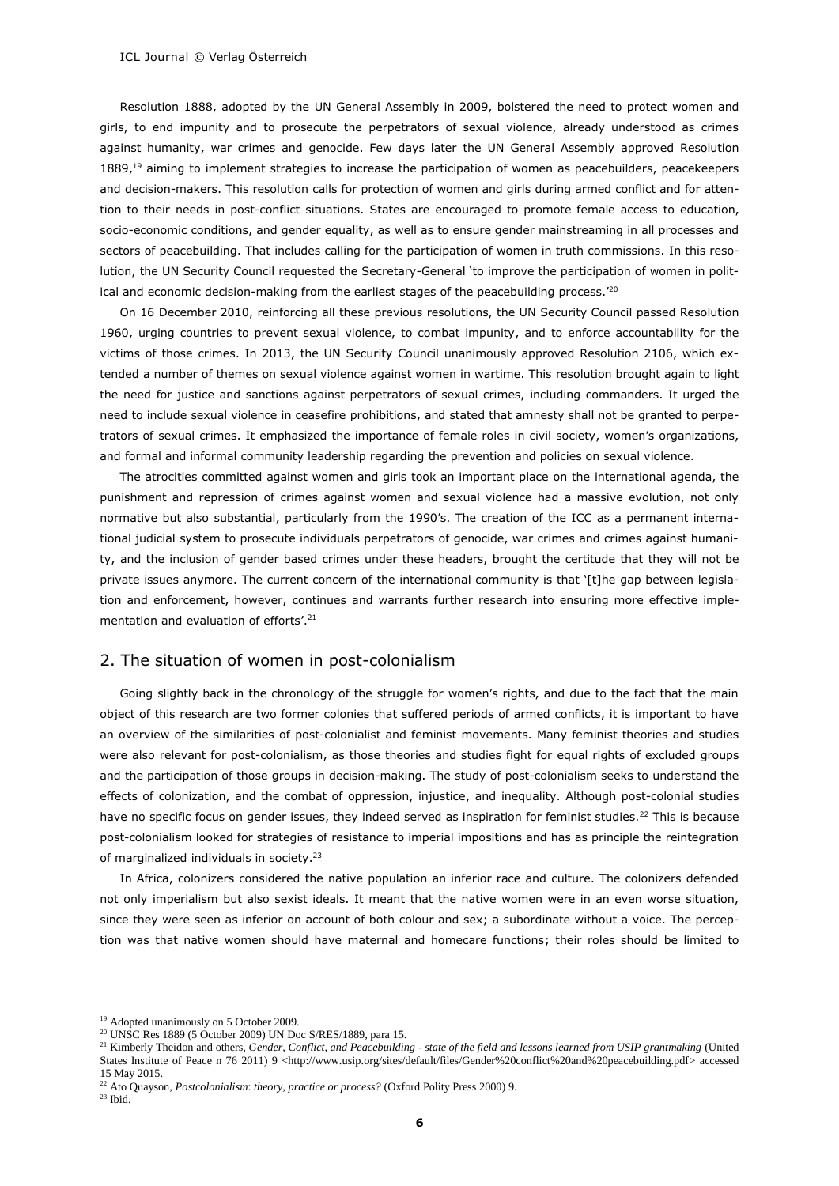Resolution 1888, adopted by the UN General Assembly in 2009, bolstered the need to protect women and girls, to end impunity and to prosecute the perpetrators of sexual violence, already understood as crimes against humanity, war crimes and genocide. Few days later the UN General Assembly approved Resolution 1889,[19] aiming to implement strategies to increase the participation of women as peacebuilders, peacekeepers and decision-makers. This resolution calls for protection of women and girls during armed conflict and for attention to their needs in post-conflict situations. States are encouraged to promote female access to education, socio-economic conditions, and gender equality, as well as to ensure gender mainstreaming in all processes and sectors of peacebuilding. That includes calling for the participation of women in truth commissions. In this resolution, the UN Security Council requested the Secretary-General 'to improve the participation of women in political and economic decision-making from the earliest stages of the peacebuilding process.'[20]

On 16 December 2010, reinforcing all these previous resolutions, the UN Security Council passed Resolution 1960, urging countries to prevent sexual violence, to combat impunity, and to enforce accountability for the victims of those crimes. In 2013, the UN Security Council unanimously approved Resolution 2106, which extended a number of themes on sexual violence against women in wartime. This resolution brought again to light the need for justice and sanctions against perpetrators of sexual crimes, including commanders. It urged the need to include sexual violence in ceasefire prohibitions, and stated that amnesty shall not be granted to perpetrators of sexual crimes. It emphasized the importance of female roles in civil society, women's organizations, and formal and informal community leadership regarding the prevention and policies on sexual violence.

The atrocities committed against women and girls took an important place on the international agenda, the punishment and repression of crimes against women and sexual violence had a massive evolution, not only normative but also substantial, particularly from the 1990's. The creation of the ICC as a permanent international judicial system to prosecute individuals perpetrators of genocide, war crimes and crimes against humanity, and the inclusion of gender based crimes under these headers, brought the certitude that they will not be private issues anymore. The current concern of the international community is that '[t]he gap between legislation and enforcement, however, continues and warrants further research into ensuring more effective implementation and evaluation of efforts'.[21]

## 2. The situation of women in post-colonialism

Going slightly back in the chronology of the struggle for women's rights, and due to the fact that the main object of this research are two former colonies that suffered periods of armed conflicts, it is important to have an overview of the similarities of post-colonialist and feminist movements. Many feminist theories and studies were also relevant for post-colonialism, as those theories and studies fight for equal rights of excluded groups and the participation of those groups in decision-making. The study of post-colonialism seeks to understand the effects of colonization, and the combat of oppression, injustice, and inequality. Although post-colonial studies have no specific focus on gender issues, they indeed served as inspiration for feminist studies.[22] This is because post-colonialism looked for strategies of resistance to imperial impositions and has as principle the reintegration of marginalized individuals in society.[23]

In Africa, colonizers considered the native population an inferior race and culture. The colonizers defended not only imperialism but also sexist ideals. It meant that the native women were in an even worse situation, since they were seen as inferior on account of both colour and sex; a subordinate without a voice. The perception was that native women should have maternal and homecare functions; their roles should be limited to

---

[19] Adopted unanimously on 5 October 2009.

[20] UNSC Res 1889 (5 October 2009) UN Doc S/RES/1889, para 15.

[21] Kimberly Theidon and others, *Gender, Conflict, and Peacebuilding - state of the field and lessons learned from USIP grantmaking* (United States Institute of Peace n 76 2011) 9 <http://www.usip.org/sites/default/files/Gender%20conflict%20and%20peacebuilding.pdf> accessed 15 May 2015.

[22] Ato Quayson, *Postcolonialism: theory, practice or process?* (Oxford Polity Press 2000) 9.

[23] Ibid.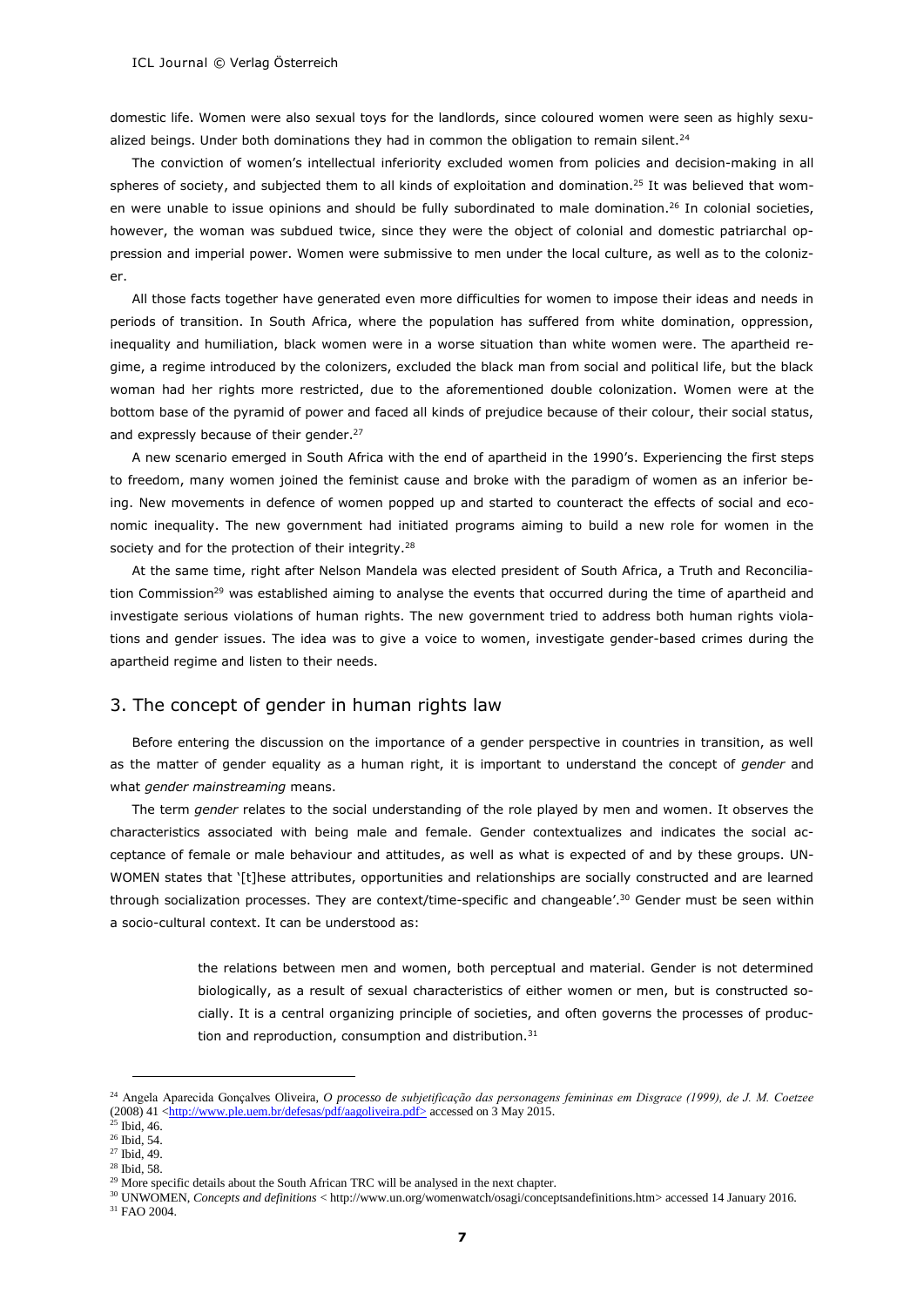domestic life. Women were also sexual toys for the landlords, since coloured women were seen as highly sexualized beings. Under both dominations they had in common the obligation to remain silent.[24]

The conviction of women's intellectual inferiority excluded women from policies and decision-making in all spheres of society, and subjected them to all kinds of exploitation and domination.[25] It was believed that women were unable to issue opinions and should be fully subordinated to male domination.[26] In colonial societies, however, the woman was subdued twice, since they were the object of colonial and domestic patriarchal oppression and imperial power. Women were submissive to men under the local culture, as well as to the colonizer.

All those facts together have generated even more difficulties for women to impose their ideas and needs in periods of transition. In South Africa, where the population has suffered from white domination, oppression, inequality and humiliation, black women were in a worse situation than white women were. The apartheid regime, a regime introduced by the colonizers, excluded the black man from social and political life, but the black woman had her rights more restricted, due to the aforementioned double colonization. Women were at the bottom base of the pyramid of power and faced all kinds of prejudice because of their colour, their social status, and expressly because of their gender.[27]

A new scenario emerged in South Africa with the end of apartheid in the 1990's. Experiencing the first steps to freedom, many women joined the feminist cause and broke with the paradigm of women as an inferior being. New movements in defence of women popped up and started to counteract the effects of social and economic inequality. The new government had initiated programs aiming to build a new role for women in the society and for the protection of their integrity.[28]

At the same time, right after Nelson Mandela was elected president of South Africa, a Truth and Reconciliation Commission[29] was established aiming to analyse the events that occurred during the time of apartheid and investigate serious violations of human rights. The new government tried to address both human rights violations and gender issues. The idea was to give a voice to women, investigate gender-based crimes during the apartheid regime and listen to their needs.

## 3. The concept of gender in human rights law

Before entering the discussion on the importance of a gender perspective in countries in transition, as well as the matter of gender equality as a human right, it is important to understand the concept of *gender* and what *gender mainstreaming* means.

The term *gender* relates to the social understanding of the role played by men and women. It observes the characteristics associated with being male and female. Gender contextualizes and indicates the social acceptance of female or male behaviour and attitudes, as well as what is expected of and by these groups. UN-WOMEN states that '[t]hese attributes, opportunities and relationships are socially constructed and are learned through socialization processes. They are context/time-specific and changeable'.[30] Gender must be seen within a socio-cultural context. It can be understood as:

> the relations between men and women, both perceptual and material. Gender is not determined biologically, as a result of sexual characteristics of either women or men, but is constructed socially. It is a central organizing principle of societies, and often governs the processes of production and reproduction, consumption and distribution.[31]

---

[24] Angela Aparecida Gonçalves Oliveira, *O processo de subjetificação das personagens femininas em Disgrace (1999), de J. M. Coetzee* (2008) 41 <http://www.ple.uem.br/defesas/pdf/aagoliveira.pdf> accessed on 3 May 2015.

[25] Ibid, 46.

[26] Ibid, 54.

[27] Ibid, 49.

[28] Ibid, 58.

[29] More specific details about the South African TRC will be analysed in the next chapter.

[30] UNWOMEN, *Concepts and definitions* < http://www.un.org/womenwatch/osagi/conceptsandefinitions.htm> accessed 14 January 2016.

[31] FAO 2004.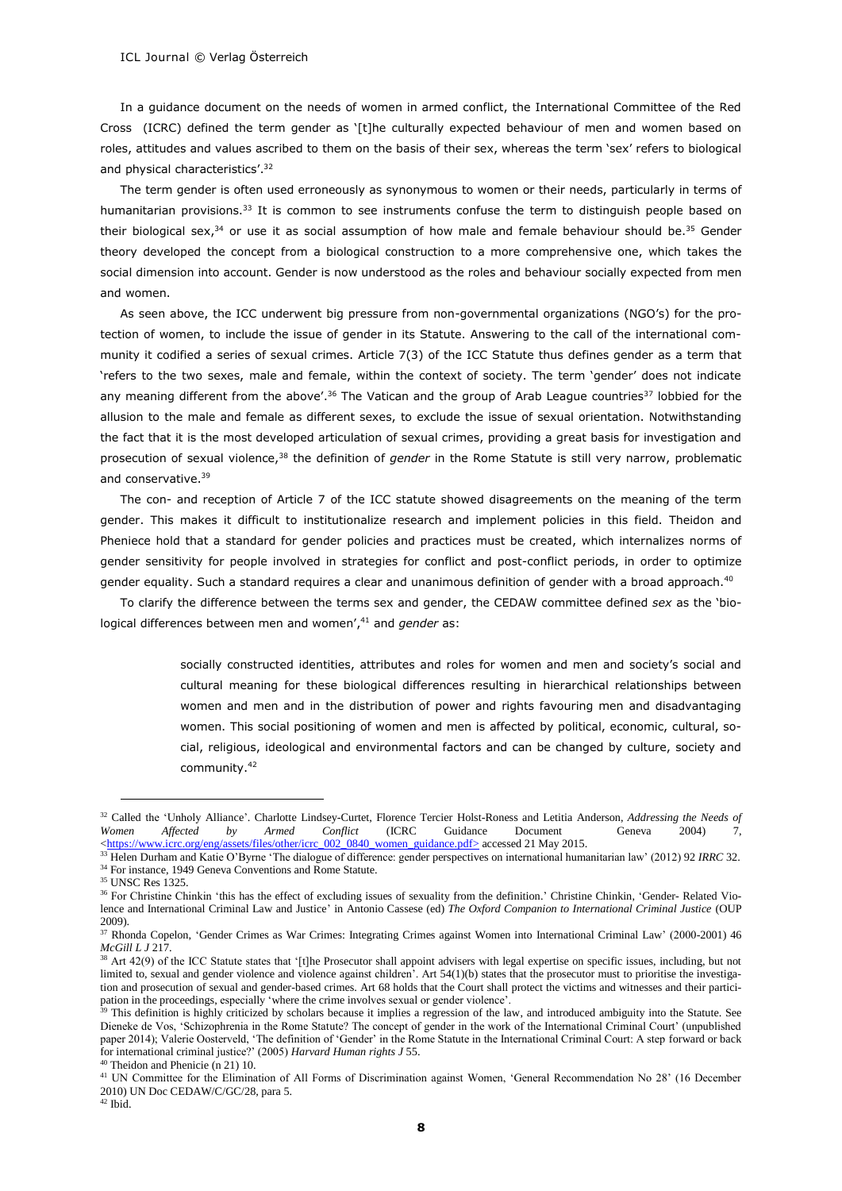In a guidance document on the needs of women in armed conflict, the International Committee of the Red Cross (ICRC) defined the term gender as '[t]he culturally expected behaviour of men and women based on roles, attitudes and values ascribed to them on the basis of their sex, whereas the term 'sex' refers to biological and physical characteristics'.[32]

The term gender is often used erroneously as synonymous to women or their needs, particularly in terms of humanitarian provisions.[33] It is common to see instruments confuse the term to distinguish people based on their biological sex,[34] or use it as social assumption of how male and female behaviour should be.[35] Gender theory developed the concept from a biological construction to a more comprehensive one, which takes the social dimension into account. Gender is now understood as the roles and behaviour socially expected from men and women.

As seen above, the ICC underwent big pressure from non-governmental organizations (NGO's) for the protection of women, to include the issue of gender in its Statute. Answering to the call of the international community it codified a series of sexual crimes. Article 7(3) of the ICC Statute thus defines gender as a term that 'refers to the two sexes, male and female, within the context of society. The term 'gender' does not indicate any meaning different from the above'.[36] The Vatican and the group of Arab League countries[37] lobbied for the allusion to the male and female as different sexes, to exclude the issue of sexual orientation. Notwithstanding the fact that it is the most developed articulation of sexual crimes, providing a great basis for investigation and prosecution of sexual violence,[38] the definition of *gender* in the Rome Statute is still very narrow, problematic and conservative.[39]

The con- and reception of Article 7 of the ICC statute showed disagreements on the meaning of the term gender. This makes it difficult to institutionalize research and implement policies in this field. Theidon and Pheniece hold that a standard for gender policies and practices must be created, which internalizes norms of gender sensitivity for people involved in strategies for conflict and post-conflict periods, in order to optimize gender equality. Such a standard requires a clear and unanimous definition of gender with a broad approach.[40]

To clarify the difference between the terms sex and gender, the CEDAW committee defined *sex* as the 'biological differences between men and women',[41] and *gender* as:

> socially constructed identities, attributes and roles for women and men and society's social and cultural meaning for these biological differences resulting in hierarchical relationships between women and men and in the distribution of power and rights favouring men and disadvantaging women. This social positioning of women and men is affected by political, economic, cultural, social, religious, ideological and environmental factors and can be changed by culture, society and community.[42]

---

[32] Called the 'Unholy Alliance'. Charlotte Lindsey-Curtet, Florence Tercier Holst-Roness and Letitia Anderson, *Addressing the Needs of Women Affected by Armed Conflict* (ICRC Guidance Document Geneva 2004) 7, <https://www.icrc.org/eng/assets/files/other/icrc_002_0840_women_guidance.pdf> accessed 21 May 2015.

[33] Helen Durham and Katie O'Byrne 'The dialogue of difference: gender perspectives on international humanitarian law' (2012) 92 *IRRC* 32.

[34] For instance, 1949 Geneva Conventions and Rome Statute.

[35] UNSC Res 1325.

[36] For Christine Chinkin 'this has the effect of excluding issues of sexuality from the definition.' Christine Chinkin, 'Gender- Related Violence and International Criminal Law and Justice' in Antonio Cassese (ed) *The Oxford Companion to International Criminal Justice* (OUP 2009).

[37] Rhonda Copelon, 'Gender Crimes as War Crimes: Integrating Crimes against Women into International Criminal Law' (2000-2001) 46 *McGill L J* 217.

[38] Art 42(9) of the ICC Statute states that '[t]he Prosecutor shall appoint advisers with legal expertise on specific issues, including, but not limited to, sexual and gender violence and violence against children'. Art 54(1)(b) states that the prosecutor must to prioritise the investigation and prosecution of sexual and gender-based crimes. Art 68 holds that the Court shall protect the victims and witnesses and their participation in the proceedings, especially 'where the crime involves sexual or gender violence'.

[39] This definition is highly criticized by scholars because it implies a regression of the law, and introduced ambiguity into the Statute. See Dieneke de Vos, 'Schizophrenia in the Rome Statute? The concept of gender in the work of the International Criminal Court' (unpublished paper 2014); Valerie Oosterveld, 'The definition of 'Gender' in the Rome Statute in the International Criminal Court: A step forward or back for international criminal justice?' (2005) *Harvard Human rights J* 55.

[40] Theidon and Phenicie (n 21) 10.

[41] UN Committee for the Elimination of All Forms of Discrimination against Women, 'General Recommendation No 28' (16 December 2010) UN Doc CEDAW/C/GC/28, para 5.

[42] Ibid.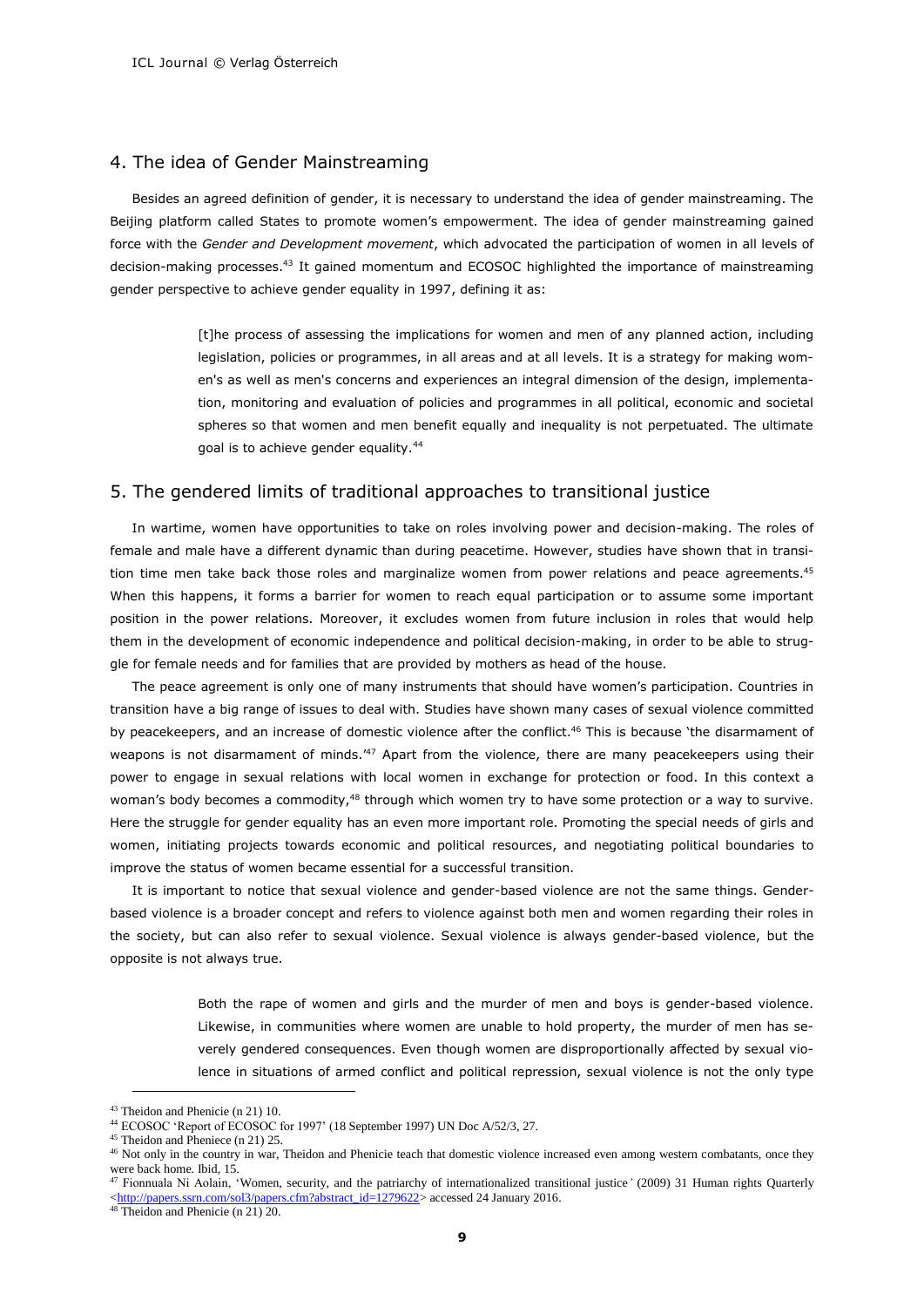## 4. The idea of Gender Mainstreaming

Besides an agreed definition of gender, it is necessary to understand the idea of gender mainstreaming. The Beijing platform called States to promote women's empowerment. The idea of gender mainstreaming gained force with the *Gender and Development movement*, which advocated the participation of women in all levels of decision-making processes.[43] It gained momentum and ECOSOC highlighted the importance of mainstreaming gender perspective to achieve gender equality in 1997, defining it as:

> [t]he process of assessing the implications for women and men of any planned action, including legislation, policies or programmes, in all areas and at all levels. It is a strategy for making women's as well as men's concerns and experiences an integral dimension of the design, implementation, monitoring and evaluation of policies and programmes in all political, economic and societal spheres so that women and men benefit equally and inequality is not perpetuated. The ultimate goal is to achieve gender equality.[44]

## 5. The gendered limits of traditional approaches to transitional justice

In wartime, women have opportunities to take on roles involving power and decision-making. The roles of female and male have a different dynamic than during peacetime. However, studies have shown that in transition time men take back those roles and marginalize women from power relations and peace agreements.[45] When this happens, it forms a barrier for women to reach equal participation or to assume some important position in the power relations. Moreover, it excludes women from future inclusion in roles that would help them in the development of economic independence and political decision-making, in order to be able to struggle for female needs and for families that are provided by mothers as head of the house.

The peace agreement is only one of many instruments that should have women's participation. Countries in transition have a big range of issues to deal with. Studies have shown many cases of sexual violence committed by peacekeepers, and an increase of domestic violence after the conflict.[46] This is because 'the disarmament of weapons is not disarmament of minds.'[47] Apart from the violence, there are many peacekeepers using their power to engage in sexual relations with local women in exchange for protection or food. In this context a woman's body becomes a commodity,[48] through which women try to have some protection or a way to survive. Here the struggle for gender equality has an even more important role. Promoting the special needs of girls and women, initiating projects towards economic and political resources, and negotiating political boundaries to improve the status of women became essential for a successful transition.

It is important to notice that sexual violence and gender-based violence are not the same things. Gender-based violence is a broader concept and refers to violence against both men and women regarding their roles in the society, but can also refer to sexual violence. Sexual violence is always gender-based violence, but the opposite is not always true.

> Both the rape of women and girls and the murder of men and boys is gender-based violence. Likewise, in communities where women are unable to hold property, the murder of men has severely gendered consequences. Even though women are disproportionally affected by sexual violence in situations of armed conflict and political repression, sexual violence is not the only type

---

[43] Theidon and Phenicie (n 21) 10.

[44] ECOSOC 'Report of ECOSOC for 1997' (18 September 1997) UN Doc A/52/3, 27.

[45] Theidon and Pheniece (n 21) 25.

[46] Not only in the country in war, Theidon and Phenicie teach that domestic violence increased even among western combatants, once they were back home. Ibid, 15.

[47] Fionnuala Ni Aolain, 'Women, security, and the patriarchy of internationalized transitional justice' (2009) 31 Human rights Quarterly <http://papers.ssrn.com/sol3/papers.cfm?abstract_id=1279622> accessed 24 January 2016.

[48] Theidon and Phenicie (n 21) 20.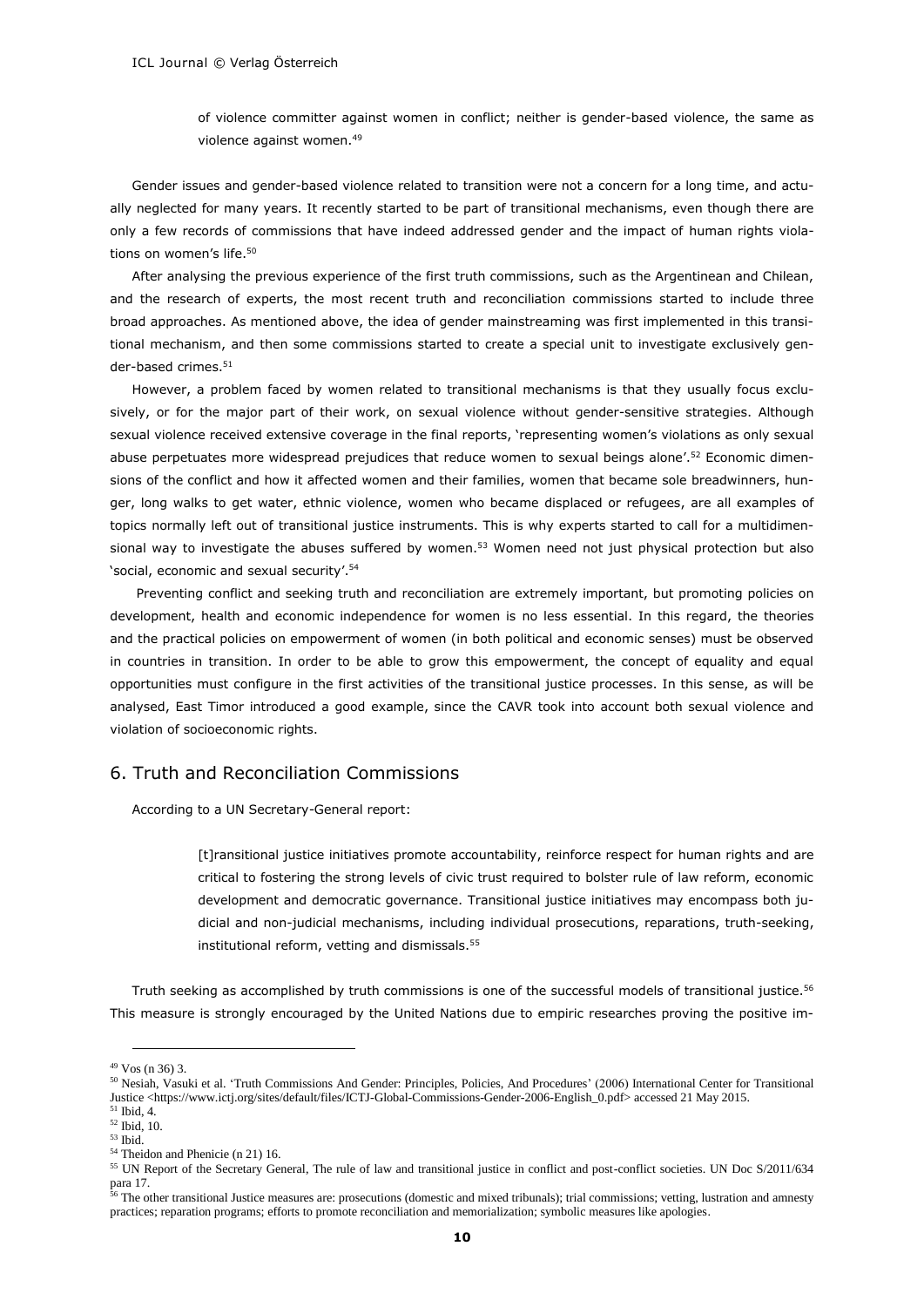> of violence committer against women in conflict; neither is gender-based violence, the same as violence against women.[49]

Gender issues and gender-based violence related to transition were not a concern for a long time, and actually neglected for many years. It recently started to be part of transitional mechanisms, even though there are only a few records of commissions that have indeed addressed gender and the impact of human rights violations on women's life.[50]

After analysing the previous experience of the first truth commissions, such as the Argentinean and Chilean, and the research of experts, the most recent truth and reconciliation commissions started to include three broad approaches. As mentioned above, the idea of gender mainstreaming was first implemented in this transitional mechanism, and then some commissions started to create a special unit to investigate exclusively gender-based crimes.[51]

However, a problem faced by women related to transitional mechanisms is that they usually focus exclusively, or for the major part of their work, on sexual violence without gender-sensitive strategies. Although sexual violence received extensive coverage in the final reports, 'representing women's violations as only sexual abuse perpetuates more widespread prejudices that reduce women to sexual beings alone'.[52] Economic dimensions of the conflict and how it affected women and their families, women that became sole breadwinners, hunger, long walks to get water, ethnic violence, women who became displaced or refugees, are all examples of topics normally left out of transitional justice instruments. This is why experts started to call for a multidimensional way to investigate the abuses suffered by women.[53] Women need not just physical protection but also 'social, economic and sexual security'.[54]

Preventing conflict and seeking truth and reconciliation are extremely important, but promoting policies on development, health and economic independence for women is no less essential. In this regard, the theories and the practical policies on empowerment of women (in both political and economic senses) must be observed in countries in transition. In order to be able to grow this empowerment, the concept of equality and equal opportunities must configure in the first activities of the transitional justice processes. In this sense, as will be analysed, East Timor introduced a good example, since the CAVR took into account both sexual violence and violation of socioeconomic rights.

## 6. Truth and Reconciliation Commissions

According to a UN Secretary-General report:

> [t]ransitional justice initiatives promote accountability, reinforce respect for human rights and are critical to fostering the strong levels of civic trust required to bolster rule of law reform, economic development and democratic governance. Transitional justice initiatives may encompass both judicial and non-judicial mechanisms, including individual prosecutions, reparations, truth-seeking, institutional reform, vetting and dismissals.[55]

Truth seeking as accomplished by truth commissions is one of the successful models of transitional justice.[56] This measure is strongly encouraged by the United Nations due to empiric researches proving the positive im-

---

[49] Vos (n 36) 3.

[50] Nesiah, Vasuki et al. 'Truth Commissions And Gender: Principles, Policies, And Procedures' (2006) International Center for Transitional Justice <https://www.ictj.org/sites/default/files/ICTJ-Global-Commissions-Gender-2006-English_0.pdf> accessed 21 May 2015.

[51] Ibid, 4.

[52] Ibid, 10.

[53] Ibid.

[54] Theidon and Phenicie (n 21) 16.

[55] UN Report of the Secretary General, The rule of law and transitional justice in conflict and post-conflict societies. UN Doc S/2011/634 para 17.

[56] The other transitional Justice measures are: prosecutions (domestic and mixed tribunals); trial commissions; vetting, lustration and amnesty practices; reparation programs; efforts to promote reconciliation and memorialization; symbolic measures like apologies.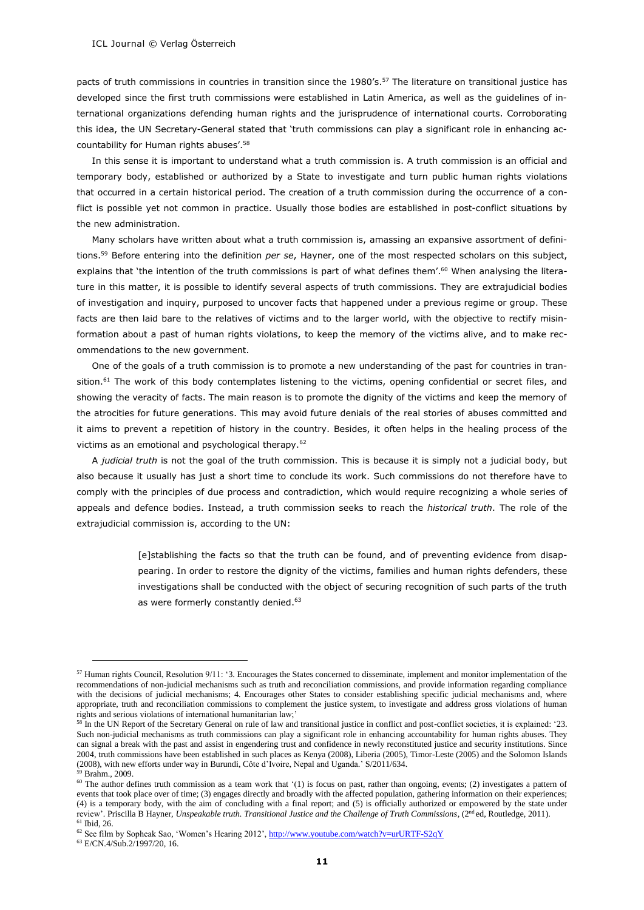pacts of truth commissions in countries in transition since the 1980's.[57] The literature on transitional justice has developed since the first truth commissions were established in Latin America, as well as the guidelines of international organizations defending human rights and the jurisprudence of international courts. Corroborating this idea, the UN Secretary-General stated that 'truth commissions can play a significant role in enhancing accountability for Human rights abuses'.[58]

In this sense it is important to understand what a truth commission is. A truth commission is an official and temporary body, established or authorized by a State to investigate and turn public human rights violations that occurred in a certain historical period. The creation of a truth commission during the occurrence of a conflict is possible yet not common in practice. Usually those bodies are established in post-conflict situations by the new administration.

Many scholars have written about what a truth commission is, amassing an expansive assortment of definitions.[59] Before entering into the definition *per se*, Hayner, one of the most respected scholars on this subject, explains that 'the intention of the truth commissions is part of what defines them'.[60] When analysing the literature in this matter, it is possible to identify several aspects of truth commissions. They are extrajudicial bodies of investigation and inquiry, purposed to uncover facts that happened under a previous regime or group. These facts are then laid bare to the relatives of victims and to the larger world, with the objective to rectify misinformation about a past of human rights violations, to keep the memory of the victims alive, and to make recommendations to the new government.

One of the goals of a truth commission is to promote a new understanding of the past for countries in transition.[61] The work of this body contemplates listening to the victims, opening confidential or secret files, and showing the veracity of facts. The main reason is to promote the dignity of the victims and keep the memory of the atrocities for future generations. This may avoid future denials of the real stories of abuses committed and it aims to prevent a repetition of history in the country. Besides, it often helps in the healing process of the victims as an emotional and psychological therapy.[62]

A *judicial truth* is not the goal of the truth commission. This is because it is simply not a judicial body, but also because it usually has just a short time to conclude its work. Such commissions do not therefore have to comply with the principles of due process and contradiction, which would require recognizing a whole series of appeals and defence bodies. Instead, a truth commission seeks to reach the *historical truth*. The role of the extrajudicial commission is, according to the UN:

> [e]stablishing the facts so that the truth can be found, and of preventing evidence from disappearing. In order to restore the dignity of the victims, families and human rights defenders, these investigations shall be conducted with the object of securing recognition of such parts of the truth as were formerly constantly denied.[63]

---

[57] Human rights Council, Resolution 9/11: '3. Encourages the States concerned to disseminate, implement and monitor implementation of the recommendations of non-judicial mechanisms such as truth and reconciliation commissions, and provide information regarding compliance with the decisions of judicial mechanisms; 4. Encourages other States to consider establishing specific judicial mechanisms and, where appropriate, truth and reconciliation commissions to complement the justice system, to investigate and address gross violations of human rights and serious violations of international humanitarian law;'

[58] In the UN Report of the Secretary General on rule of law and transitional justice in conflict and post-conflict societies, it is explained: '23. Such non-judicial mechanisms as truth commissions can play a significant role in enhancing accountability for human rights abuses. They can signal a break with the past and assist in engendering trust and confidence in newly reconstituted justice and security institutions. Since 2004, truth commissions have been established in such places as Kenya (2008), Liberia (2005), Timor-Leste (2005) and the Solomon Islands (2008), with new efforts under way in Burundi, Côte d'Ivoire, Nepal and Uganda.' S/2011/634.

[59] Brahm., 2009.

[60] The author defines truth commission as a team work that '(1) is focus on past, rather than ongoing, events; (2) investigates a pattern of events that took place over of time; (3) engages directly and broadly with the affected population, gathering information on their experiences; (4) is a temporary body, with the aim of concluding with a final report; and (5) is officially authorized or empowered by the state under review'. Priscilla B Hayner, *Unspeakable truth. Transitional Justice and the Challenge of Truth Commissions*, (2nd ed, Routledge, 2011).

[61] Ibid, 26.

[62] See film by Sopheak Sao, 'Women's Hearing 2012', http://www.youtube.com/watch?v=urURTF-S2qY

[63] E/CN.4/Sub.2/1997/20, 16.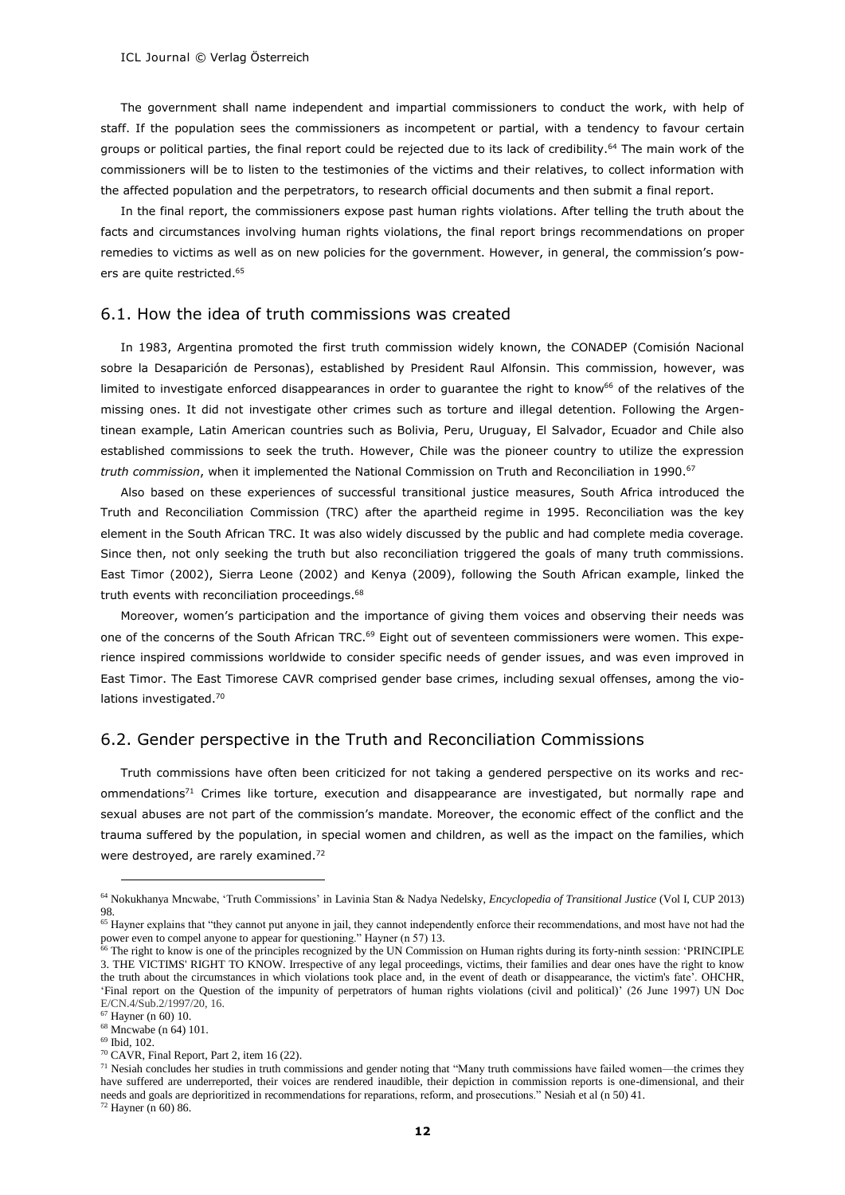The government shall name independent and impartial commissioners to conduct the work, with help of staff. If the population sees the commissioners as incompetent or partial, with a tendency to favour certain groups or political parties, the final report could be rejected due to its lack of credibility.[64] The main work of the commissioners will be to listen to the testimonies of the victims and their relatives, to collect information with the affected population and the perpetrators, to research official documents and then submit a final report.

In the final report, the commissioners expose past human rights violations. After telling the truth about the facts and circumstances involving human rights violations, the final report brings recommendations on proper remedies to victims as well as on new policies for the government. However, in general, the commission's powers are quite restricted.[65]

## 6.1. How the idea of truth commissions was created

In 1983, Argentina promoted the first truth commission widely known, the CONADEP (Comisión Nacional sobre la Desaparición de Personas), established by President Raul Alfonsin. This commission, however, was limited to investigate enforced disappearances in order to guarantee the right to know[66] of the relatives of the missing ones. It did not investigate other crimes such as torture and illegal detention. Following the Argentinean example, Latin American countries such as Bolivia, Peru, Uruguay, El Salvador, Ecuador and Chile also established commissions to seek the truth. However, Chile was the pioneer country to utilize the expression *truth commission*, when it implemented the National Commission on Truth and Reconciliation in 1990.[67]

Also based on these experiences of successful transitional justice measures, South Africa introduced the Truth and Reconciliation Commission (TRC) after the apartheid regime in 1995. Reconciliation was the key element in the South African TRC. It was also widely discussed by the public and had complete media coverage. Since then, not only seeking the truth but also reconciliation triggered the goals of many truth commissions. East Timor (2002), Sierra Leone (2002) and Kenya (2009), following the South African example, linked the truth events with reconciliation proceedings.[68]

Moreover, women's participation and the importance of giving them voices and observing their needs was one of the concerns of the South African TRC.[69] Eight out of seventeen commissioners were women. This experience inspired commissions worldwide to consider specific needs of gender issues, and was even improved in East Timor. The East Timorese CAVR comprised gender base crimes, including sexual offenses, among the violations investigated.[70]

## 6.2. Gender perspective in the Truth and Reconciliation Commissions

Truth commissions have often been criticized for not taking a gendered perspective on its works and recommendations[71] Crimes like torture, execution and disappearance are investigated, but normally rape and sexual abuses are not part of the commission's mandate. Moreover, the economic effect of the conflict and the trauma suffered by the population, in special women and children, as well as the impact on the families, which were destroyed, are rarely examined.[72]

---

[64] Nokukhanya Mncwabe, 'Truth Commissions' in Lavinia Stan & Nadya Nedelsky, *Encyclopedia of Transitional Justice* (Vol I, CUP 2013) 98.

[65] Hayner explains that "they cannot put anyone in jail, they cannot independently enforce their recommendations, and most have not had the power even to compel anyone to appear for questioning." Hayner (n 57) 13.

[66] The right to know is one of the principles recognized by the UN Commission on Human rights during its forty-ninth session: 'PRINCIPLE 3. THE VICTIMS' RIGHT TO KNOW. Irrespective of any legal proceedings, victims, their families and dear ones have the right to know the truth about the circumstances in which violations took place and, in the event of death or disappearance, the victim's fate'. OHCHR, 'Final report on the Question of the impunity of perpetrators of human rights violations (civil and political)' (26 June 1997) UN Doc E/CN.4/Sub.2/1997/20, 16.

[67] Hayner (n 60) 10.

[68] Mncwabe (n 64) 101.

[69] Ibid, 102.

[70] CAVR, Final Report, Part 2, item 16 (22).

[71] Nesiah concludes her studies in truth commissions and gender noting that "Many truth commissions have failed women—the crimes they have suffered are underreported, their voices are rendered inaudible, their depiction in commission reports is one-dimensional, and their needs and goals are deprioritized in recommendations for reparations, reform, and prosecutions." Nesiah et al (n 50) 41.

[72] Hayner (n 60) 86.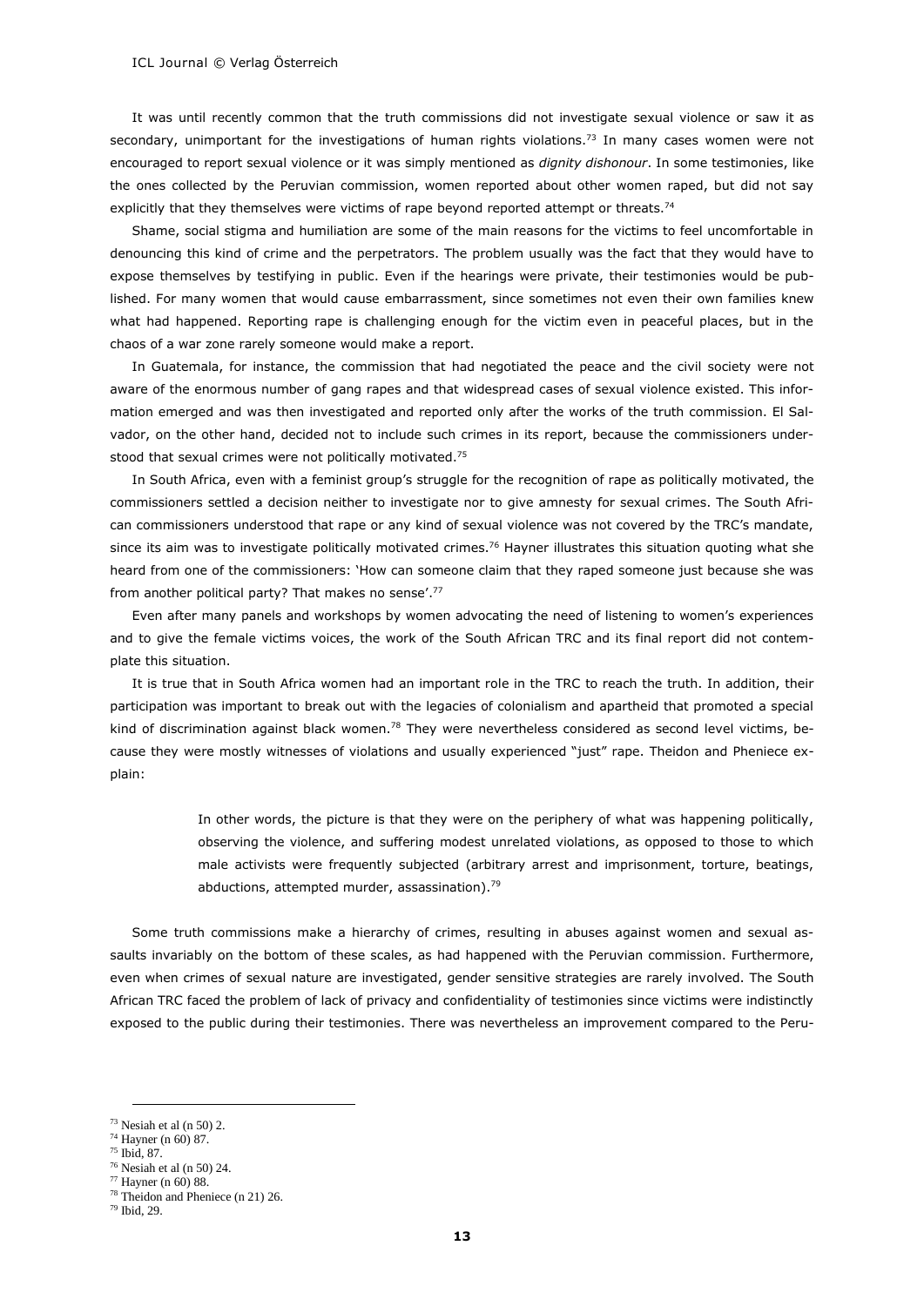It was until recently common that the truth commissions did not investigate sexual violence or saw it as secondary, unimportant for the investigations of human rights violations.[73] In many cases women were not encouraged to report sexual violence or it was simply mentioned as *dignity dishonour*. In some testimonies, like the ones collected by the Peruvian commission, women reported about other women raped, but did not say explicitly that they themselves were victims of rape beyond reported attempt or threats.[74]

Shame, social stigma and humiliation are some of the main reasons for the victims to feel uncomfortable in denouncing this kind of crime and the perpetrators. The problem usually was the fact that they would have to expose themselves by testifying in public. Even if the hearings were private, their testimonies would be published. For many women that would cause embarrassment, since sometimes not even their own families knew what had happened. Reporting rape is challenging enough for the victim even in peaceful places, but in the chaos of a war zone rarely someone would make a report.

In Guatemala, for instance, the commission that had negotiated the peace and the civil society were not aware of the enormous number of gang rapes and that widespread cases of sexual violence existed. This information emerged and was then investigated and reported only after the works of the truth commission. El Salvador, on the other hand, decided not to include such crimes in its report, because the commissioners understood that sexual crimes were not politically motivated.[75]

In South Africa, even with a feminist group's struggle for the recognition of rape as politically motivated, the commissioners settled a decision neither to investigate nor to give amnesty for sexual crimes. The South African commissioners understood that rape or any kind of sexual violence was not covered by the TRC's mandate, since its aim was to investigate politically motivated crimes.[76] Hayner illustrates this situation quoting what she heard from one of the commissioners: 'How can someone claim that they raped someone just because she was from another political party? That makes no sense'.[77]

Even after many panels and workshops by women advocating the need of listening to women's experiences and to give the female victims voices, the work of the South African TRC and its final report did not contemplate this situation.

It is true that in South Africa women had an important role in the TRC to reach the truth. In addition, their participation was important to break out with the legacies of colonialism and apartheid that promoted a special kind of discrimination against black women.[78] They were nevertheless considered as second level victims, because they were mostly witnesses of violations and usually experienced "just" rape. Theidon and Pheniece explain:

> In other words, the picture is that they were on the periphery of what was happening politically, observing the violence, and suffering modest unrelated violations, as opposed to those to which male activists were frequently subjected (arbitrary arrest and imprisonment, torture, beatings, abductions, attempted murder, assassination).[79]

Some truth commissions make a hierarchy of crimes, resulting in abuses against women and sexual assaults invariably on the bottom of these scales, as had happened with the Peruvian commission. Furthermore, even when crimes of sexual nature are investigated, gender sensitive strategies are rarely involved. The South African TRC faced the problem of lack of privacy and confidentiality of testimonies since victims were indistinctly exposed to the public during their testimonies. There was nevertheless an improvement compared to the Peru-

---

[73] Nesiah et al (n 50) 2.
[74] Hayner (n 60) 87.
[75] Ibid, 87.
[76] Nesiah et al (n 50) 24.
[77] Hayner (n 60) 88.
[78] Theidon and Pheniece (n 21) 26.
[79] Ibid, 29.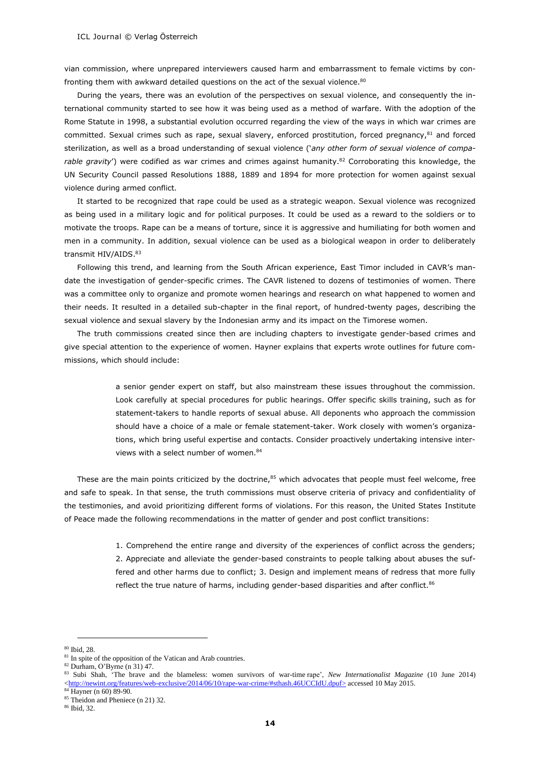vian commission, where unprepared interviewers caused harm and embarrassment to female victims by confronting them with awkward detailed questions on the act of the sexual violence.[80]

During the years, there was an evolution of the perspectives on sexual violence, and consequently the international community started to see how it was being used as a method of warfare. With the adoption of the Rome Statute in 1998, a substantial evolution occurred regarding the view of the ways in which war crimes are committed. Sexual crimes such as rape, sexual slavery, enforced prostitution, forced pregnancy,[81] and forced sterilization, as well as a broad understanding of sexual violence ('*any other form of sexual violence of comparable gravity*') were codified as war crimes and crimes against humanity.[82] Corroborating this knowledge, the UN Security Council passed Resolutions 1888, 1889 and 1894 for more protection for women against sexual violence during armed conflict.

It started to be recognized that rape could be used as a strategic weapon. Sexual violence was recognized as being used in a military logic and for political purposes. It could be used as a reward to the soldiers or to motivate the troops. Rape can be a means of torture, since it is aggressive and humiliating for both women and men in a community. In addition, sexual violence can be used as a biological weapon in order to deliberately transmit HIV/AIDS.[83]

Following this trend, and learning from the South African experience, East Timor included in CAVR's mandate the investigation of gender-specific crimes. The CAVR listened to dozens of testimonies of women. There was a committee only to organize and promote women hearings and research on what happened to women and their needs. It resulted in a detailed sub-chapter in the final report, of hundred-twenty pages, describing the sexual violence and sexual slavery by the Indonesian army and its impact on the Timorese women.

The truth commissions created since then are including chapters to investigate gender-based crimes and give special attention to the experience of women. Hayner explains that experts wrote outlines for future commissions, which should include:

> a senior gender expert on staff, but also mainstream these issues throughout the commission. Look carefully at special procedures for public hearings. Offer specific skills training, such as for statement-takers to handle reports of sexual abuse. All deponents who approach the commission should have a choice of a male or female statement-taker. Work closely with women's organizations, which bring useful expertise and contacts. Consider proactively undertaking intensive interviews with a select number of women.[84]

These are the main points criticized by the doctrine,[85] which advocates that people must feel welcome, free and safe to speak. In that sense, the truth commissions must observe criteria of privacy and confidentiality of the testimonies, and avoid prioritizing different forms of violations. For this reason, the United States Institute of Peace made the following recommendations in the matter of gender and post conflict transitions:

> 1. Comprehend the entire range and diversity of the experiences of conflict across the genders; 2. Appreciate and alleviate the gender-based constraints to people talking about abuses the suffered and other harms due to conflict; 3. Design and implement means of redress that more fully reflect the true nature of harms, including gender-based disparities and after conflict.[86]

---

[80] Ibid, 28.

[81] In spite of the opposition of the Vatican and Arab countries.

[82] Durham, O'Byrne (n 31) 47.

[83] Subi Shah, 'The brave and the blameless: women survivors of war-time rape', *New Internationalist Magazine* (10 June 2014) <http://newint.org/features/web-exclusive/2014/06/10/rape-war-crime/#sthash.46UCCIdU.dpuf> accessed 10 May 2015.

[84] Hayner (n 60) 89-90.

[85] Theidon and Pheniece (n 21) 32.

[86] Ibid, 32.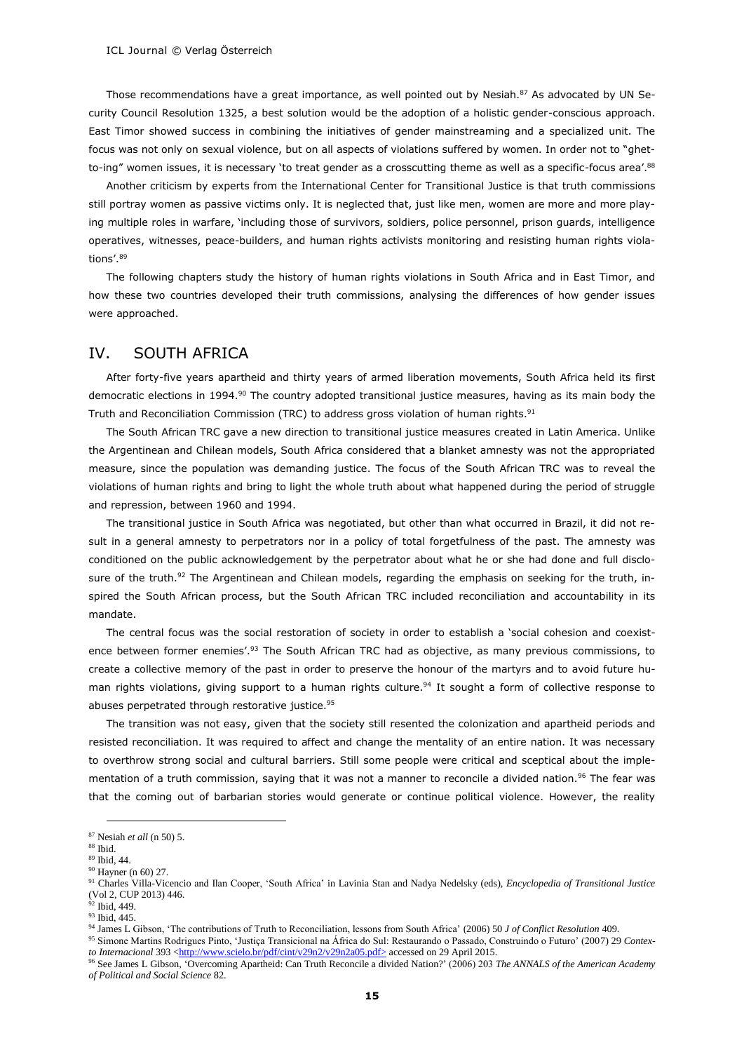Those recommendations have a great importance, as well pointed out by Nesiah.[87] As advocated by UN Security Council Resolution 1325, a best solution would be the adoption of a holistic gender-conscious approach. East Timor showed success in combining the initiatives of gender mainstreaming and a specialized unit. The focus was not only on sexual violence, but on all aspects of violations suffered by women. In order not to "ghetto-ing" women issues, it is necessary 'to treat gender as a crosscutting theme as well as a specific-focus area'.[88]

Another criticism by experts from the International Center for Transitional Justice is that truth commissions still portray women as passive victims only. It is neglected that, just like men, women are more and more playing multiple roles in warfare, 'including those of survivors, soldiers, police personnel, prison guards, intelligence operatives, witnesses, peace-builders, and human rights activists monitoring and resisting human rights violations'.[89]

The following chapters study the history of human rights violations in South Africa and in East Timor, and how these two countries developed their truth commissions, analysing the differences of how gender issues were approached.

## IV. SOUTH AFRICA

After forty-five years apartheid and thirty years of armed liberation movements, South Africa held its first democratic elections in 1994.[90] The country adopted transitional justice measures, having as its main body the Truth and Reconciliation Commission (TRC) to address gross violation of human rights.[91]

The South African TRC gave a new direction to transitional justice measures created in Latin America. Unlike the Argentinean and Chilean models, South Africa considered that a blanket amnesty was not the appropriated measure, since the population was demanding justice. The focus of the South African TRC was to reveal the violations of human rights and bring to light the whole truth about what happened during the period of struggle and repression, between 1960 and 1994.

The transitional justice in South Africa was negotiated, but other than what occurred in Brazil, it did not result in a general amnesty to perpetrators nor in a policy of total forgetfulness of the past. The amnesty was conditioned on the public acknowledgement by the perpetrator about what he or she had done and full disclosure of the truth.[92] The Argentinean and Chilean models, regarding the emphasis on seeking for the truth, inspired the South African process, but the South African TRC included reconciliation and accountability in its mandate.

The central focus was the social restoration of society in order to establish a 'social cohesion and coexistence between former enemies'.[93] The South African TRC had as objective, as many previous commissions, to create a collective memory of the past in order to preserve the honour of the martyrs and to avoid future human rights violations, giving support to a human rights culture.[94] It sought a form of collective response to abuses perpetrated through restorative justice.[95]

The transition was not easy, given that the society still resented the colonization and apartheid periods and resisted reconciliation. It was required to affect and change the mentality of an entire nation. It was necessary to overthrow strong social and cultural barriers. Still some people were critical and sceptical about the implementation of a truth commission, saying that it was not a manner to reconcile a divided nation.[96] The fear was that the coming out of barbarian stories would generate or continue political violence. However, the reality

---

[87] Nesiah *et all* (n 50) 5.

[88] Ibid.

[89] Ibid, 44.

[90] Hayner (n 60) 27.

[91] Charles Villa-Vicencio and Ilan Cooper, 'South Africa' in Lavinia Stan and Nadya Nedelsky (eds), *Encyclopedia of Transitional Justice* (Vol 2, CUP 2013) 446.

[92] Ibid, 449.

[93] Ibid, 445.

[94] James L Gibson, 'The contributions of Truth to Reconciliation, lessons from South Africa' (2006) 50 *J of Conflict Resolution* 409.

[95] Simone Martins Rodrigues Pinto, 'Justiça Transicional na África do Sul: Restaurando o Passado, Construindo o Futuro' (2007) 29 *Contexto Internacional* 393 <http://www.scielo.br/pdf/cint/v29n2/v29n2a05.pdf> accessed on 29 April 2015.

[96] See James L Gibson, 'Overcoming Apartheid: Can Truth Reconcile a divided Nation?' (2006) 203 *The ANNALS of the American Academy of Political and Social Science* 82.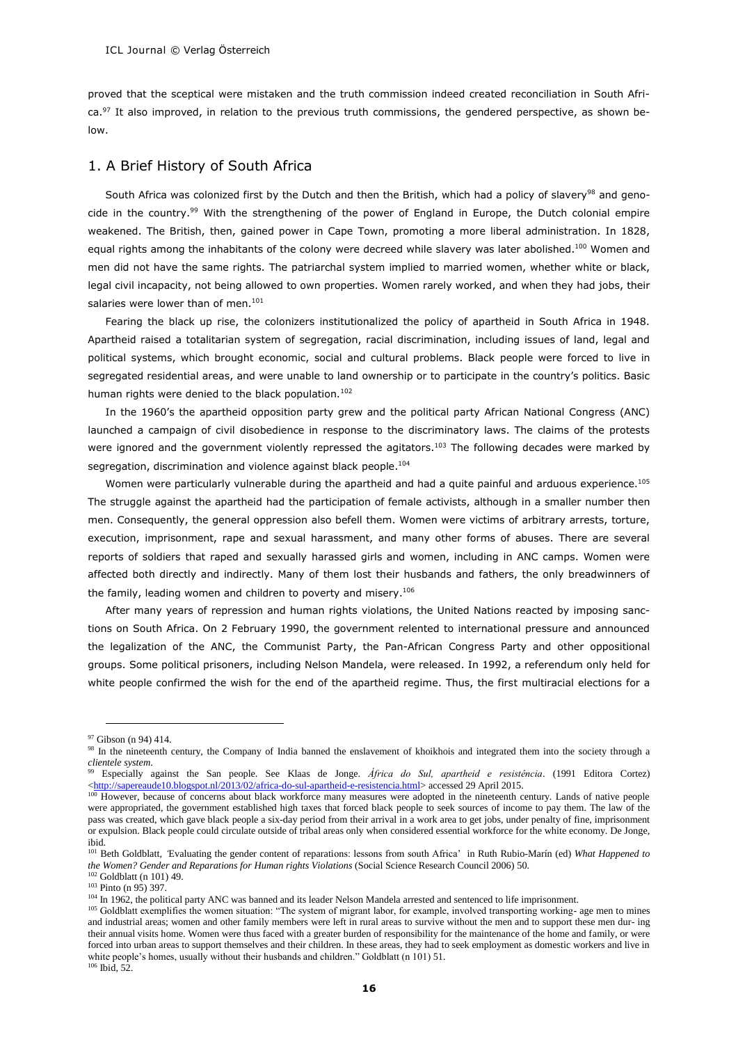proved that the sceptical were mistaken and the truth commission indeed created reconciliation in South Africa.[97] It also improved, in relation to the previous truth commissions, the gendered perspective, as shown below.

## 1. A Brief History of South Africa

South Africa was colonized first by the Dutch and then the British, which had a policy of slavery[98] and genocide in the country.[99] With the strengthening of the power of England in Europe, the Dutch colonial empire weakened. The British, then, gained power in Cape Town, promoting a more liberal administration. In 1828, equal rights among the inhabitants of the colony were decreed while slavery was later abolished.[100] Women and men did not have the same rights. The patriarchal system implied to married women, whether white or black, legal civil incapacity, not being allowed to own properties. Women rarely worked, and when they had jobs, their salaries were lower than of men.[101]

Fearing the black up rise, the colonizers institutionalized the policy of apartheid in South Africa in 1948. Apartheid raised a totalitarian system of segregation, racial discrimination, including issues of land, legal and political systems, which brought economic, social and cultural problems. Black people were forced to live in segregated residential areas, and were unable to land ownership or to participate in the country's politics. Basic human rights were denied to the black population.[102]

In the 1960's the apartheid opposition party grew and the political party African National Congress (ANC) launched a campaign of civil disobedience in response to the discriminatory laws. The claims of the protests were ignored and the government violently repressed the agitators.[103] The following decades were marked by segregation, discrimination and violence against black people.[104]

Women were particularly vulnerable during the apartheid and had a quite painful and arduous experience.[105] The struggle against the apartheid had the participation of female activists, although in a smaller number then men. Consequently, the general oppression also befell them. Women were victims of arbitrary arrests, torture, execution, imprisonment, rape and sexual harassment, and many other forms of abuses. There are several reports of soldiers that raped and sexually harassed girls and women, including in ANC camps. Women were affected both directly and indirectly. Many of them lost their husbands and fathers, the only breadwinners of the family, leading women and children to poverty and misery.[106]

After many years of repression and human rights violations, the United Nations reacted by imposing sanctions on South Africa. On 2 February 1990, the government relented to international pressure and announced the legalization of the ANC, the Communist Party, the Pan-African Congress Party and other oppositional groups. Some political prisoners, including Nelson Mandela, were released. In 1992, a referendum only held for white people confirmed the wish for the end of the apartheid regime. Thus, the first multiracial elections for a

---

[97] Gibson (n 94) 414.

[98] In the nineteenth century, the Company of India banned the enslavement of khoikhois and integrated them into the society through a *clientele system*.

[99] Especially against the San people. See Klaas de Jonge. *África do Sul, apartheid e resistência*. (1991 Editora Cortez) <http://sapereaude10.blogspot.nl/2013/02/africa-do-sul-apartheid-e-resistencia.html> accessed 29 April 2015.

[100] However, because of concerns about black workforce many measures were adopted in the nineteenth century. Lands of native people were appropriated, the government established high taxes that forced black people to seek sources of income to pay them. The law of the pass was created, which gave black people a six-day period from their arrival in a work area to get jobs, under penalty of fine, imprisonment or expulsion. Black people could circulate outside of tribal areas only when considered essential workforce for the white economy. De Jonge, ibid.

[101] Beth Goldblatt, 'Evaluating the gender content of reparations: lessons from south Africa' in Ruth Rubio-Marín (ed) *What Happened to the Women? Gender and Reparations for Human rights Violations* (Social Science Research Council 2006) 50.

[102] Goldblatt (n 101) 49.

[103] Pinto (n 95) 397.

[104] In 1962, the political party ANC was banned and its leader Nelson Mandela arrested and sentenced to life imprisonment.

[105] Goldblatt exemplifies the women situation: "The system of migrant labor, for example, involved transporting working- age men to mines and industrial areas; women and other family members were left in rural areas to survive without the men and to support these men dur- ing their annual visits home. Women were thus faced with a greater burden of responsibility for the maintenance of the home and family, or were forced into urban areas to support themselves and their children. In these areas, they had to seek employment as domestic workers and live in white people's homes, usually without their husbands and children." Goldblatt (n 101) 51.

[106] Ibid, 52.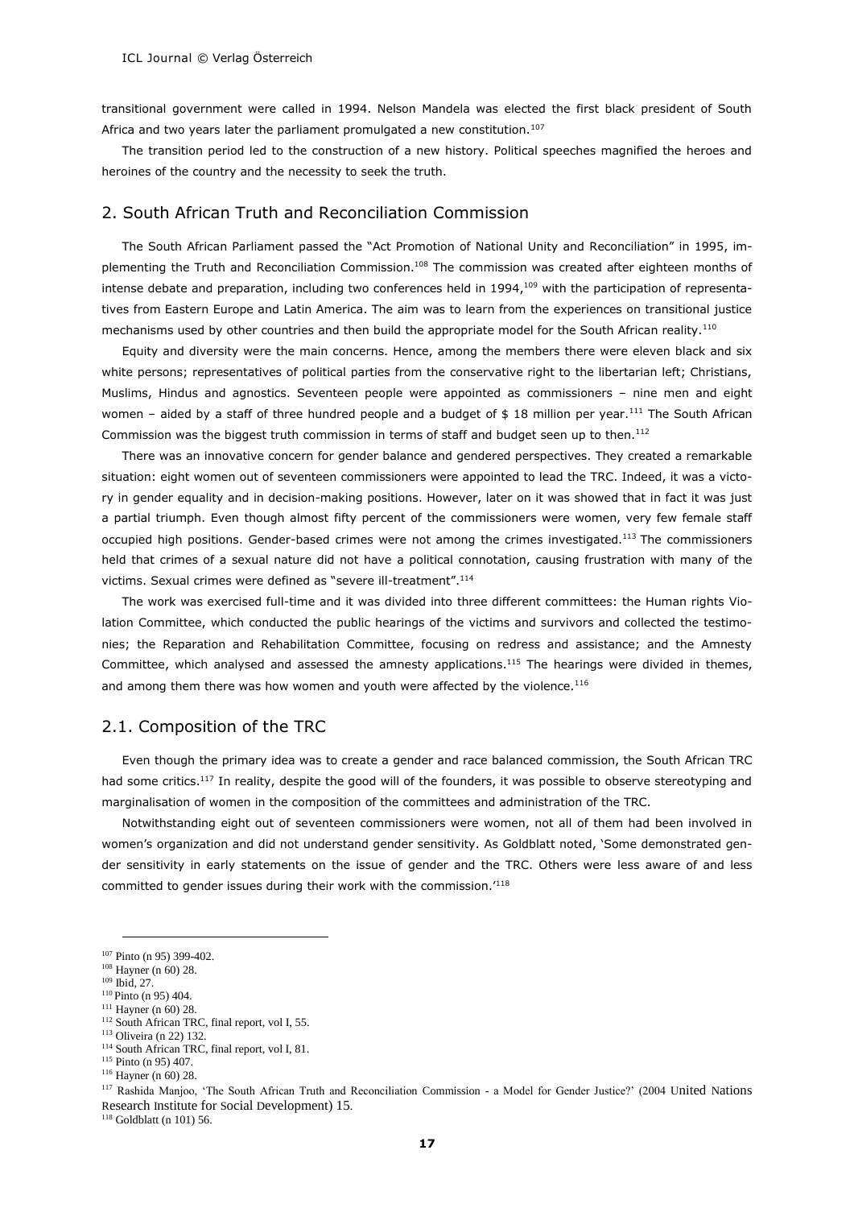transitional government were called in 1994. Nelson Mandela was elected the first black president of South Africa and two years later the parliament promulgated a new constitution.[107]

The transition period led to the construction of a new history. Political speeches magnified the heroes and heroines of the country and the necessity to seek the truth.

## 2. South African Truth and Reconciliation Commission

The South African Parliament passed the "Act Promotion of National Unity and Reconciliation" in 1995, implementing the Truth and Reconciliation Commission.[108] The commission was created after eighteen months of intense debate and preparation, including two conferences held in 1994,[109] with the participation of representatives from Eastern Europe and Latin America. The aim was to learn from the experiences on transitional justice mechanisms used by other countries and then build the appropriate model for the South African reality.[110]

Equity and diversity were the main concerns. Hence, among the members there were eleven black and six white persons; representatives of political parties from the conservative right to the libertarian left; Christians, Muslims, Hindus and agnostics. Seventeen people were appointed as commissioners – nine men and eight women – aided by a staff of three hundred people and a budget of $ 18 million per year.[111] The South African Commission was the biggest truth commission in terms of staff and budget seen up to then.[112]

There was an innovative concern for gender balance and gendered perspectives. They created a remarkable situation: eight women out of seventeen commissioners were appointed to lead the TRC. Indeed, it was a victory in gender equality and in decision-making positions. However, later on it was showed that in fact it was just a partial triumph. Even though almost fifty percent of the commissioners were women, very few female staff occupied high positions. Gender-based crimes were not among the crimes investigated.[113] The commissioners held that crimes of a sexual nature did not have a political connotation, causing frustration with many of the victims. Sexual crimes were defined as "severe ill-treatment".[114]

The work was exercised full-time and it was divided into three different committees: the Human rights Violation Committee, which conducted the public hearings of the victims and survivors and collected the testimonies; the Reparation and Rehabilitation Committee, focusing on redress and assistance; and the Amnesty Committee, which analysed and assessed the amnesty applications.[115] The hearings were divided in themes, and among them there was how women and youth were affected by the violence.[116]

### 2.1. Composition of the TRC

Even though the primary idea was to create a gender and race balanced commission, the South African TRC had some critics.[117] In reality, despite the good will of the founders, it was possible to observe stereotyping and marginalisation of women in the composition of the committees and administration of the TRC.

Notwithstanding eight out of seventeen commissioners were women, not all of them had been involved in women's organization and did not understand gender sensitivity. As Goldblatt noted, 'Some demonstrated gender sensitivity in early statements on the issue of gender and the TRC. Others were less aware of and less committed to gender issues during their work with the commission.'[118]

---

[107] Pinto (n 95) 399-402.
[108] Hayner (n 60) 28.
[109] Ibid, 27.
[110] Pinto (n 95) 404.
[111] Hayner (n 60) 28.
[112] South African TRC, final report, vol I, 55.
[113] Oliveira (n 22) 132.
[114] South African TRC, final report, vol I, 81.
[115] Pinto (n 95) 407.
[116] Hayner (n 60) 28.
[117] Rashida Manjoo, 'The South African Truth and Reconciliation Commission - a Model for Gender Justice?' (2004 United Nations Research Institute for Social Development) 15.
[118] Goldblatt (n 101) 56.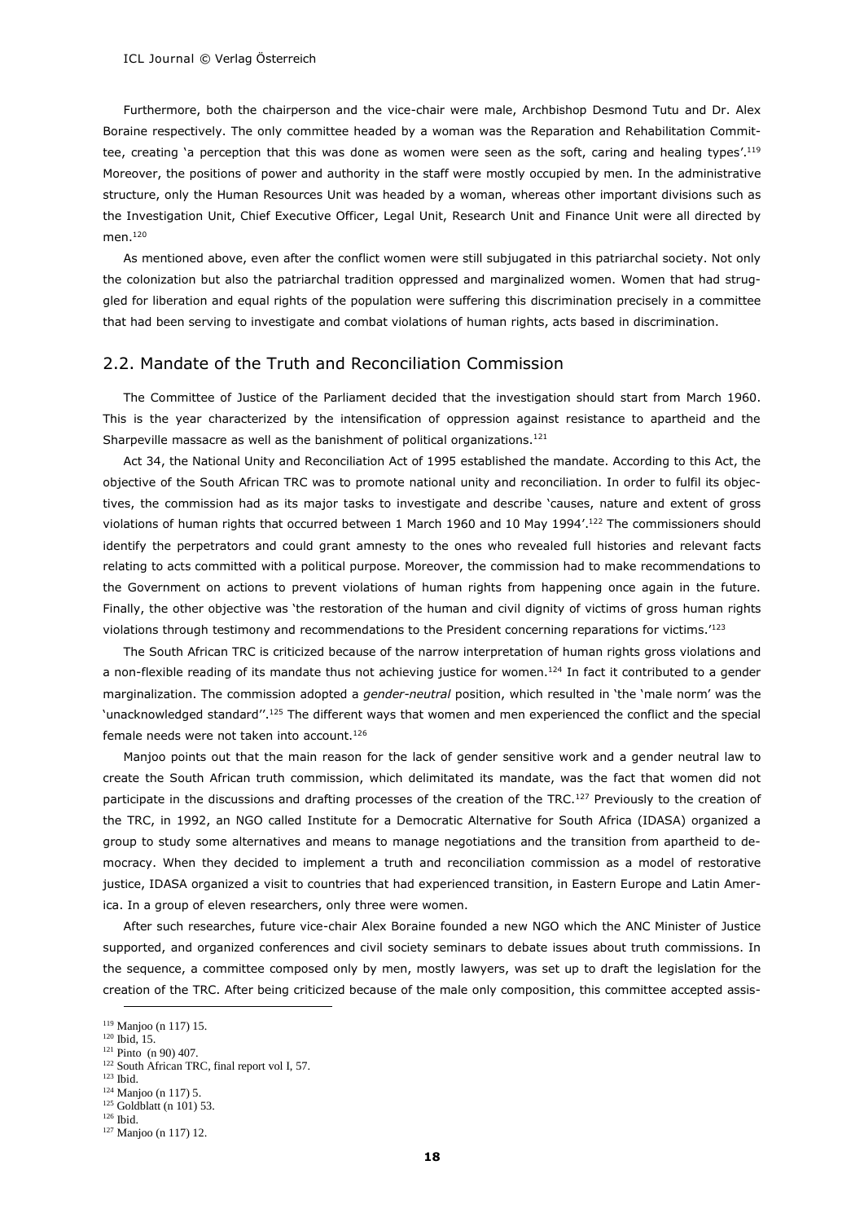Furthermore, both the chairperson and the vice-chair were male, Archbishop Desmond Tutu and Dr. Alex Boraine respectively. The only committee headed by a woman was the Reparation and Rehabilitation Committee, creating 'a perception that this was done as women were seen as the soft, caring and healing types'.[119] Moreover, the positions of power and authority in the staff were mostly occupied by men. In the administrative structure, only the Human Resources Unit was headed by a woman, whereas other important divisions such as the Investigation Unit, Chief Executive Officer, Legal Unit, Research Unit and Finance Unit were all directed by men.[120]

As mentioned above, even after the conflict women were still subjugated in this patriarchal society. Not only the colonization but also the patriarchal tradition oppressed and marginalized women. Women that had struggled for liberation and equal rights of the population were suffering this discrimination precisely in a committee that had been serving to investigate and combat violations of human rights, acts based in discrimination.

## 2.2. Mandate of the Truth and Reconciliation Commission

The Committee of Justice of the Parliament decided that the investigation should start from March 1960. This is the year characterized by the intensification of oppression against resistance to apartheid and the Sharpeville massacre as well as the banishment of political organizations.[121]

Act 34, the National Unity and Reconciliation Act of 1995 established the mandate. According to this Act, the objective of the South African TRC was to promote national unity and reconciliation. In order to fulfil its objectives, the commission had as its major tasks to investigate and describe 'causes, nature and extent of gross violations of human rights that occurred between 1 March 1960 and 10 May 1994'.[122] The commissioners should identify the perpetrators and could grant amnesty to the ones who revealed full histories and relevant facts relating to acts committed with a political purpose. Moreover, the commission had to make recommendations to the Government on actions to prevent violations of human rights from happening once again in the future. Finally, the other objective was 'the restoration of the human and civil dignity of victims of gross human rights violations through testimony and recommendations to the President concerning reparations for victims.'[123]

The South African TRC is criticized because of the narrow interpretation of human rights gross violations and a non-flexible reading of its mandate thus not achieving justice for women.[124] In fact it contributed to a gender marginalization. The commission adopted a *gender-neutral* position, which resulted in 'the 'male norm' was the 'unacknowledged standard''.[125] The different ways that women and men experienced the conflict and the special female needs were not taken into account.[126]

Manjoo points out that the main reason for the lack of gender sensitive work and a gender neutral law to create the South African truth commission, which delimitated its mandate, was the fact that women did not participate in the discussions and drafting processes of the creation of the TRC.[127] Previously to the creation of the TRC, in 1992, an NGO called Institute for a Democratic Alternative for South Africa (IDASA) organized a group to study some alternatives and means to manage negotiations and the transition from apartheid to democracy. When they decided to implement a truth and reconciliation commission as a model of restorative justice, IDASA organized a visit to countries that had experienced transition, in Eastern Europe and Latin America. In a group of eleven researchers, only three were women.

After such researches, future vice-chair Alex Boraine founded a new NGO which the ANC Minister of Justice supported, and organized conferences and civil society seminars to debate issues about truth commissions. In the sequence, a committee composed only by men, mostly lawyers, was set up to draft the legislation for the creation of the TRC. After being criticized because of the male only composition, this committee accepted assis-

---

[119] Manjoo (n 117) 15.
[120] Ibid, 15.
[121] Pinto (n 90) 407.
[122] South African TRC, final report vol I, 57.
[123] Ibid.
[124] Manjoo (n 117) 5.
[125] Goldblatt (n 101) 53.
[126] Ibid.
[127] Manjoo (n 117) 12.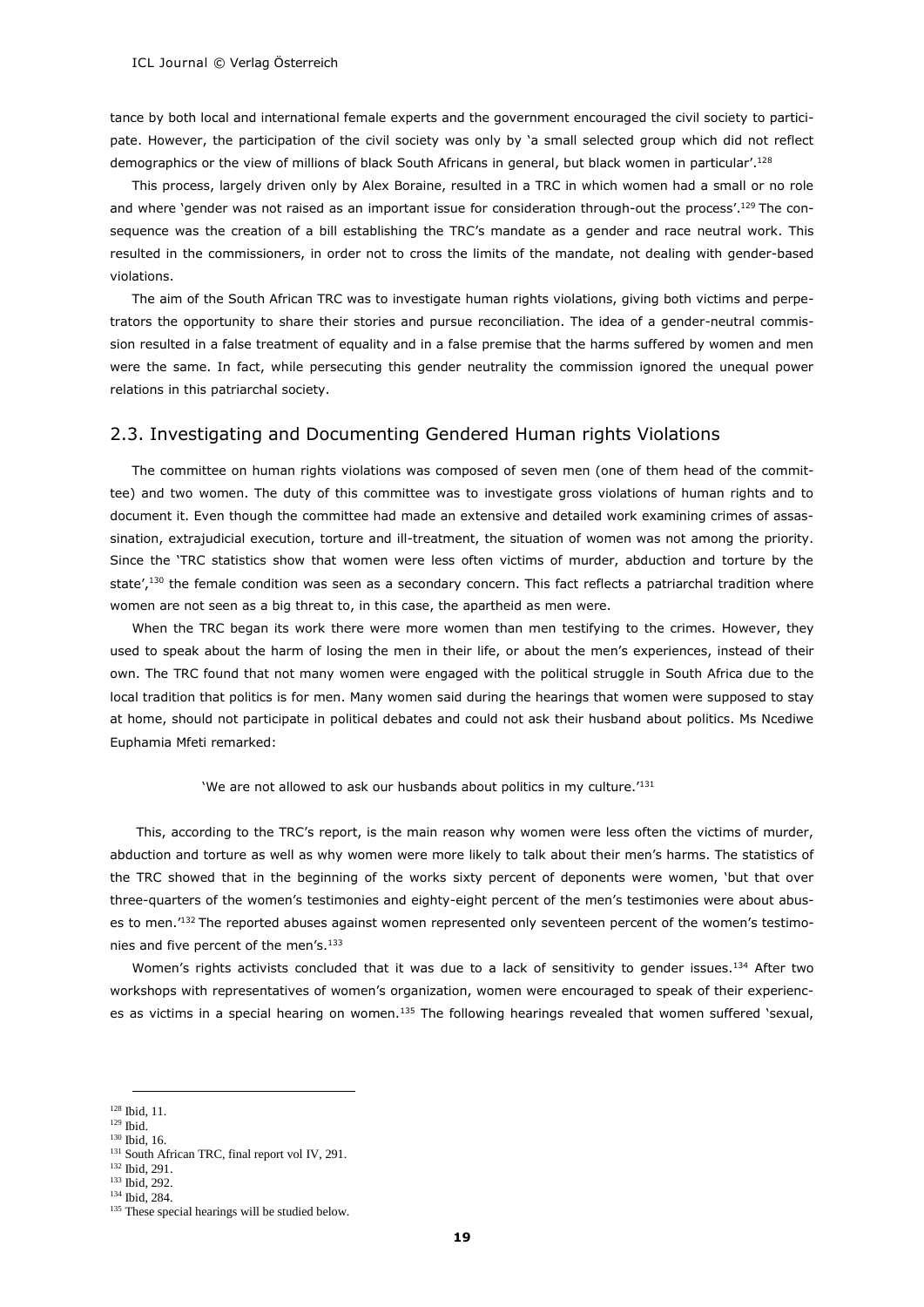tance by both local and international female experts and the government encouraged the civil society to participate. However, the participation of the civil society was only by 'a small selected group which did not reflect demographics or the view of millions of black South Africans in general, but black women in particular'.[128]

This process, largely driven only by Alex Boraine, resulted in a TRC in which women had a small or no role and where 'gender was not raised as an important issue for consideration through-out the process'.[129] The consequence was the creation of a bill establishing the TRC's mandate as a gender and race neutral work. This resulted in the commissioners, in order not to cross the limits of the mandate, not dealing with gender-based violations.

The aim of the South African TRC was to investigate human rights violations, giving both victims and perpetrators the opportunity to share their stories and pursue reconciliation. The idea of a gender-neutral commission resulted in a false treatment of equality and in a false premise that the harms suffered by women and men were the same. In fact, while persecuting this gender neutrality the commission ignored the unequal power relations in this patriarchal society.

## 2.3. Investigating and Documenting Gendered Human rights Violations

The committee on human rights violations was composed of seven men (one of them head of the committee) and two women. The duty of this committee was to investigate gross violations of human rights and to document it. Even though the committee had made an extensive and detailed work examining crimes of assassination, extrajudicial execution, torture and ill-treatment, the situation of women was not among the priority. Since the 'TRC statistics show that women were less often victims of murder, abduction and torture by the state',[130] the female condition was seen as a secondary concern. This fact reflects a patriarchal tradition where women are not seen as a big threat to, in this case, the apartheid as men were.

When the TRC began its work there were more women than men testifying to the crimes. However, they used to speak about the harm of losing the men in their life, or about the men's experiences, instead of their own. The TRC found that not many women were engaged with the political struggle in South Africa due to the local tradition that politics is for men. Many women said during the hearings that women were supposed to stay at home, should not participate in political debates and could not ask their husband about politics. Ms Ncediwe Euphamia Mfeti remarked:

> 'We are not allowed to ask our husbands about politics in my culture.'[131]

This, according to the TRC's report, is the main reason why women were less often the victims of murder, abduction and torture as well as why women were more likely to talk about their men's harms. The statistics of the TRC showed that in the beginning of the works sixty percent of deponents were women, 'but that over three-quarters of the women's testimonies and eighty-eight percent of the men's testimonies were about abuses to men.'[132] The reported abuses against women represented only seventeen percent of the women's testimonies and five percent of the men's.[133]

Women's rights activists concluded that it was due to a lack of sensitivity to gender issues.[134] After two workshops with representatives of women's organization, women were encouraged to speak of their experiences as victims in a special hearing on women.[135] The following hearings revealed that women suffered 'sexual,

---

[128] Ibid, 11.
[129] Ibid.
[130] Ibid, 16.
[131] South African TRC, final report vol IV, 291.
[132] Ibid, 291.
[133] Ibid, 292.
[134] Ibid, 284.
[135] These special hearings will be studied below.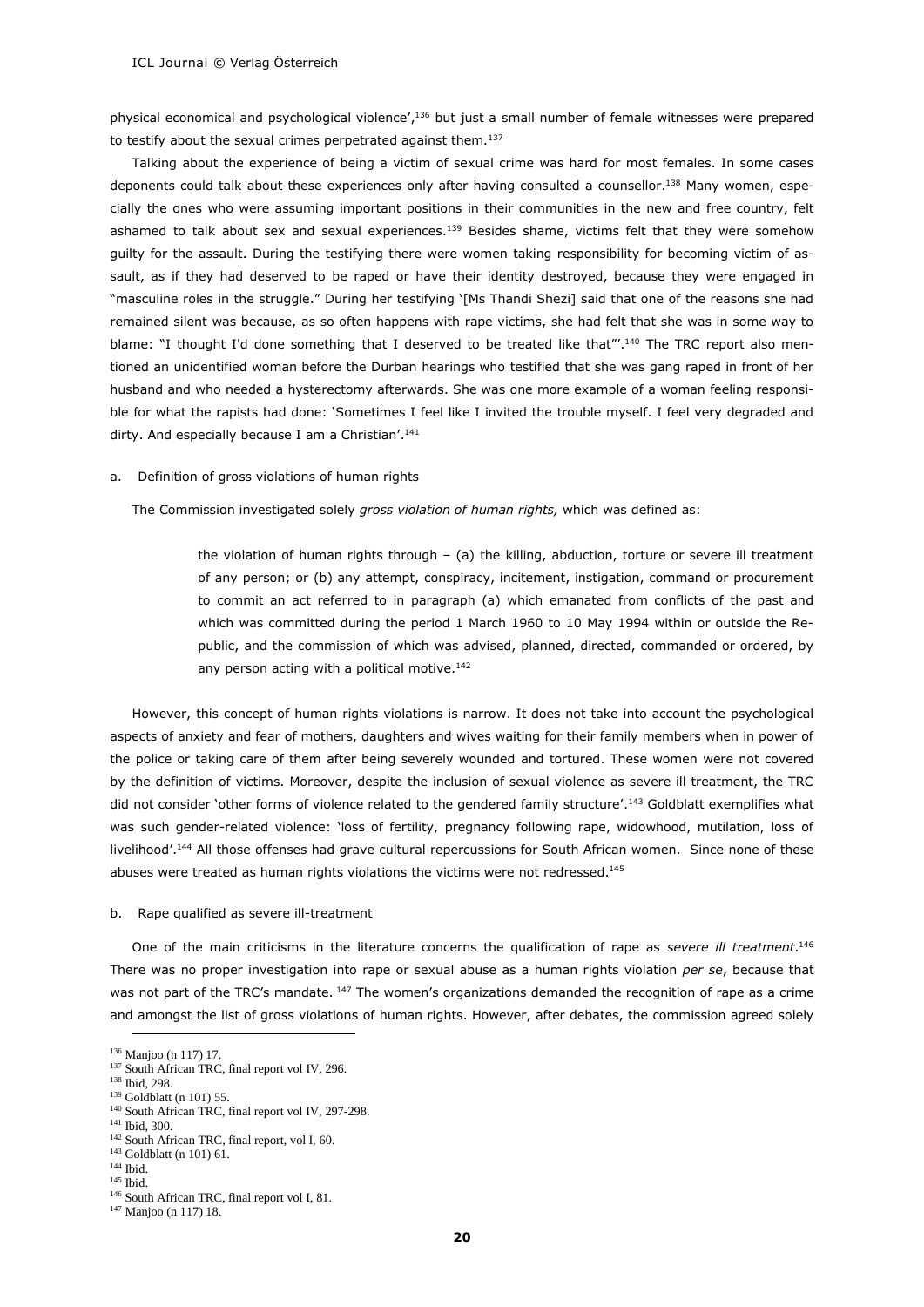physical economical and psychological violence',[136] but just a small number of female witnesses were prepared to testify about the sexual crimes perpetrated against them.[137]

Talking about the experience of being a victim of sexual crime was hard for most females. In some cases deponents could talk about these experiences only after having consulted a counsellor.[138] Many women, especially the ones who were assuming important positions in their communities in the new and free country, felt ashamed to talk about sex and sexual experiences.[139] Besides shame, victims felt that they were somehow guilty for the assault. During the testifying there were women taking responsibility for becoming victim of assault, as if they had deserved to be raped or have their identity destroyed, because they were engaged in "masculine roles in the struggle." During her testifying '[Ms Thandi Shezi] said that one of the reasons she had remained silent was because, as so often happens with rape victims, she had felt that she was in some way to blame: "I thought I'd done something that I deserved to be treated like that"'.[140] The TRC report also mentioned an unidentified woman before the Durban hearings who testified that she was gang raped in front of her husband and who needed a hysterectomy afterwards. She was one more example of a woman feeling responsible for what the rapists had done: 'Sometimes I feel like I invited the trouble myself. I feel very degraded and dirty. And especially because I am a Christian'.[141]

### a. Definition of gross violations of human rights

The Commission investigated solely *gross violation of human rights,* which was defined as:

> the violation of human rights through – (a) the killing, abduction, torture or severe ill treatment of any person; or (b) any attempt, conspiracy, incitement, instigation, command or procurement to commit an act referred to in paragraph (a) which emanated from conflicts of the past and which was committed during the period 1 March 1960 to 10 May 1994 within or outside the Republic, and the commission of which was advised, planned, directed, commanded or ordered, by any person acting with a political motive.[142]

However, this concept of human rights violations is narrow. It does not take into account the psychological aspects of anxiety and fear of mothers, daughters and wives waiting for their family members when in power of the police or taking care of them after being severely wounded and tortured. These women were not covered by the definition of victims. Moreover, despite the inclusion of sexual violence as severe ill treatment, the TRC did not consider 'other forms of violence related to the gendered family structure'.[143] Goldblatt exemplifies what was such gender-related violence: 'loss of fertility, pregnancy following rape, widowhood, mutilation, loss of livelihood'.[144] All those offenses had grave cultural repercussions for South African women. Since none of these abuses were treated as human rights violations the victims were not redressed.[145]

### b. Rape qualified as severe ill-treatment

One of the main criticisms in the literature concerns the qualification of rape as *severe ill treatment*.[146] There was no proper investigation into rape or sexual abuse as a human rights violation *per se*, because that was not part of the TRC's mandate. [147] The women's organizations demanded the recognition of rape as a crime and amongst the list of gross violations of human rights. However, after debates, the commission agreed solely

---

[136] Manjoo (n 117) 17.
[137] South African TRC, final report vol IV, 296.
[138] Ibid, 298.
[139] Goldblatt (n 101) 55.
[140] South African TRC, final report vol IV, 297-298.
[141] Ibid, 300.
[142] South African TRC, final report, vol I, 60.
[143] Goldblatt (n 101) 61.
[144] Ibid.
[145] Ibid.
[146] South African TRC, final report vol I, 81.
[147] Manjoo (n 117) 18.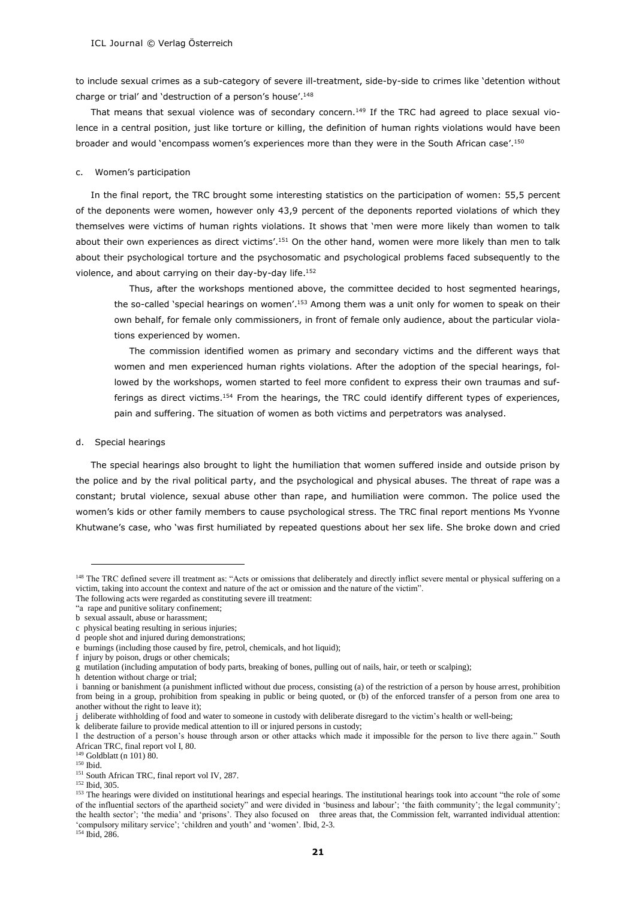to include sexual crimes as a sub-category of severe ill-treatment, side-by-side to crimes like 'detention without charge or trial' and 'destruction of a person's house'.[148]

That means that sexual violence was of secondary concern.[149] If the TRC had agreed to place sexual violence in a central position, just like torture or killing, the definition of human rights violations would have been broader and would 'encompass women's experiences more than they were in the South African case'.[150]

### c. Women's participation

In the final report, the TRC brought some interesting statistics on the participation of women: 55,5 percent of the deponents were women, however only 43,9 percent of the deponents reported violations of which they themselves were victims of human rights violations. It shows that 'men were more likely than women to talk about their own experiences as direct victims'.[151] On the other hand, women were more likely than men to talk about their psychological torture and the psychosomatic and psychological problems faced subsequently to the violence, and about carrying on their day-by-day life.[152]

> Thus, after the workshops mentioned above, the committee decided to host segmented hearings, the so-called 'special hearings on women'.[153] Among them was a unit only for women to speak on their own behalf, for female only commissioners, in front of female only audience, about the particular violations experienced by women.
>
> The commission identified women as primary and secondary victims and the different ways that women and men experienced human rights violations. After the adoption of the special hearings, followed by the workshops, women started to feel more confident to express their own traumas and sufferings as direct victims.[154] From the hearings, the TRC could identify different types of experiences, pain and suffering. The situation of women as both victims and perpetrators was analysed.

### d. Special hearings

The special hearings also brought to light the humiliation that women suffered inside and outside prison by the police and by the rival political party, and the psychological and physical abuses. The threat of rape was a constant; brutal violence, sexual abuse other than rape, and humiliation were common. The police used the women's kids or other family members to cause psychological stress. The TRC final report mentions Ms Yvonne Khutwane's case, who 'was first humiliated by repeated questions about her sex life. She broke down and cried

---

[148] The TRC defined severe ill treatment as: "Acts or omissions that deliberately and directly inflict severe mental or physical suffering on a victim, taking into account the context and nature of the act or omission and the nature of the victim".
The following acts were regarded as constituting severe ill treatment:
"a rape and punitive solitary confinement;
b sexual assault, abuse or harassment;
c physical beating resulting in serious injuries;
d people shot and injured during demonstrations;
e burnings (including those caused by fire, petrol, chemicals, and hot liquid);
f injury by poison, drugs or other chemicals;
g mutilation (including amputation of body parts, breaking of bones, pulling out of nails, hair, or teeth or scalping);
h detention without charge or trial;
i banning or banishment (a punishment inflicted without due process, consisting (a) of the restriction of a person by house arrest, prohibition from being in a group, prohibition from speaking in public or being quoted, or (b) of the enforced transfer of a person from one area to another without the right to leave it);
j deliberate withholding of food and water to someone in custody with deliberate disregard to the victim's health or well-being;
k deliberate failure to provide medical attention to ill or injured persons in custody;
l the destruction of a person's house through arson or other attacks which made it impossible for the person to live there again." South African TRC, final report vol I, 80.

[149] Goldblatt (n 101) 80.

[150] Ibid.

[151] South African TRC, final report vol IV, 287.

[152] Ibid, 305.

[153] The hearings were divided on institutional hearings and especial hearings. The institutional hearings took into account "the role of some of the influential sectors of the apartheid society" and were divided in 'business and labour'; 'the faith community'; the legal community'; the health sector'; 'the media' and 'prisons'. They also focused on three areas that, the Commission felt, warranted individual attention: 'compulsory military service'; 'children and youth' and 'women'. Ibid, 2-3.

[154] Ibid, 286.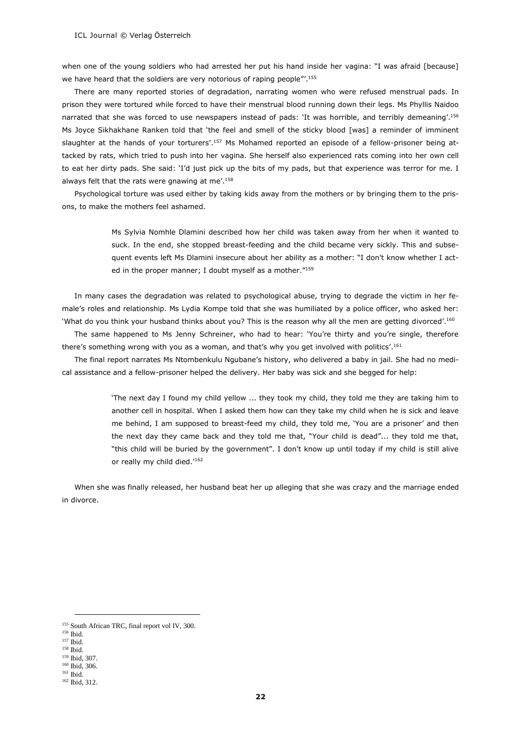when one of the young soldiers who had arrested her put his hand inside her vagina: "I was afraid [because] we have heard that the soldiers are very notorious of raping people"'.[155]

There are many reported stories of degradation, narrating women who were refused menstrual pads. In prison they were tortured while forced to have their menstrual blood running down their legs. Ms Phyllis Naidoo narrated that she was forced to use newspapers instead of pads: 'It was horrible, and terribly demeaning'.[156] Ms Joyce Sikhakhane Ranken told that 'the feel and smell of the sticky blood [was] a reminder of imminent slaughter at the hands of your torturers'.[157] Ms Mohamed reported an episode of a fellow-prisoner being attacked by rats, which tried to push into her vagina. She herself also experienced rats coming into her own cell to eat her dirty pads. She said: 'I'd just pick up the bits of my pads, but that experience was terror for me. I always felt that the rats were gnawing at me'.[158]

Psychological torture was used either by taking kids away from the mothers or by bringing them to the prisons, to make the mothers feel ashamed.

> Ms Sylvia Nomhle Dlamini described how her child was taken away from her when it wanted to suck. In the end, she stopped breast-feeding and the child became very sickly. This and subsequent events left Ms Dlamini insecure about her ability as a mother: "I don't know whether I acted in the proper manner; I doubt myself as a mother."[159]

In many cases the degradation was related to psychological abuse, trying to degrade the victim in her female's roles and relationship. Ms Lydia Kompe told that she was humiliated by a police officer, who asked her: 'What do you think your husband thinks about you? This is the reason why all the men are getting divorced'.[160]

The same happened to Ms Jenny Schreiner, who had to hear: 'You're thirty and you're single, therefore there's something wrong with you as a woman, and that's why you get involved with politics'.[161]

The final report narrates Ms Ntombenkulu Ngubane's history, who delivered a baby in jail. She had no medical assistance and a fellow-prisoner helped the delivery. Her baby was sick and she begged for help:

> 'The next day I found my child yellow ... they took my child, they told me they are taking him to another cell in hospital. When I asked them how can they take my child when he is sick and leave me behind, I am supposed to breast-feed my child, they told me, 'You are a prisoner' and then the next day they came back and they told me that, "Your child is dead"... they told me that, "this child will be buried by the government". I don't know up until today if my child is still alive or really my child died.'[162]

When she was finally released, her husband beat her up alleging that she was crazy and the marriage ended in divorce.

---

[155] South African TRC, final report vol IV, 300.
[156] Ibid.
[157] Ibid.
[158] Ibid.
[159] Ibid, 307.
[160] Ibid, 306.
[161] Ibid.
[162] Ibid, 312.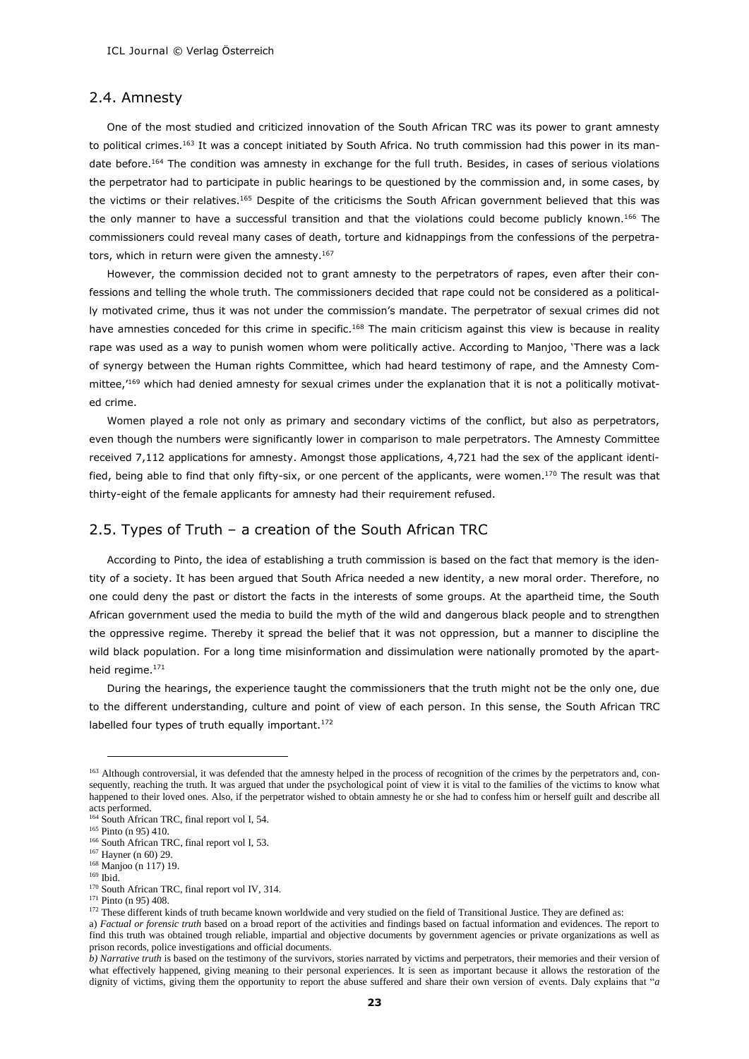## 2.4. Amnesty

One of the most studied and criticized innovation of the South African TRC was its power to grant amnesty to political crimes.[163] It was a concept initiated by South Africa. No truth commission had this power in its mandate before.[164] The condition was amnesty in exchange for the full truth. Besides, in cases of serious violations the perpetrator had to participate in public hearings to be questioned by the commission and, in some cases, by the victims or their relatives.[165] Despite of the criticisms the South African government believed that this was the only manner to have a successful transition and that the violations could become publicly known.[166] The commissioners could reveal many cases of death, torture and kidnappings from the confessions of the perpetrators, which in return were given the amnesty.[167]

However, the commission decided not to grant amnesty to the perpetrators of rapes, even after their confessions and telling the whole truth. The commissioners decided that rape could not be considered as a politically motivated crime, thus it was not under the commission's mandate. The perpetrator of sexual crimes did not have amnesties conceded for this crime in specific.[168] The main criticism against this view is because in reality rape was used as a way to punish women whom were politically active. According to Manjoo, 'There was a lack of synergy between the Human rights Committee, which had heard testimony of rape, and the Amnesty Committee,'[169] which had denied amnesty for sexual crimes under the explanation that it is not a politically motivated crime.

Women played a role not only as primary and secondary victims of the conflict, but also as perpetrators, even though the numbers were significantly lower in comparison to male perpetrators. The Amnesty Committee received 7,112 applications for amnesty. Amongst those applications, 4,721 had the sex of the applicant identified, being able to find that only fifty-six, or one percent of the applicants, were women.[170] The result was that thirty-eight of the female applicants for amnesty had their requirement refused.

## 2.5. Types of Truth – a creation of the South African TRC

According to Pinto, the idea of establishing a truth commission is based on the fact that memory is the identity of a society. It has been argued that South Africa needed a new identity, a new moral order. Therefore, no one could deny the past or distort the facts in the interests of some groups. At the apartheid time, the South African government used the media to build the myth of the wild and dangerous black people and to strengthen the oppressive regime. Thereby it spread the belief that it was not oppression, but a manner to discipline the wild black population. For a long time misinformation and dissimulation were nationally promoted by the apartheid regime.[171]

During the hearings, the experience taught the commissioners that the truth might not be the only one, due to the different understanding, culture and point of view of each person. In this sense, the South African TRC labelled four types of truth equally important.[172]

---

[163] Although controversial, it was defended that the amnesty helped in the process of recognition of the crimes by the perpetrators and, consequently, reaching the truth. It was argued that under the psychological point of view it is vital to the families of the victims to know what happened to their loved ones. Also, if the perpetrator wished to obtain amnesty he or she had to confess him or herself guilt and describe all acts performed.

[164] South African TRC, final report vol I, 54.

[165] Pinto (n 95) 410.

[166] South African TRC, final report vol I, 53.

[167] Hayner (n 60) 29.

[168] Manjoo (n 117) 19.

[169] Ibid.

[170] South African TRC, final report vol IV, 314.

[171] Pinto (n 95) 408.

[172] These different kinds of truth became known worldwide and very studied on the field of Transitional Justice. They are defined as:

a) *Factual or forensic truth* based on a broad report of the activities and findings based on factual information and evidences. The report to find this truth was obtained trough reliable, impartial and objective documents by government agencies or private organizations as well as prison records, police investigations and official documents.

*b) Narrative truth* is based on the testimony of the survivors, stories narrated by victims and perpetrators, their memories and their version of what effectively happened, giving meaning to their personal experiences. It is seen as important because it allows the restoration of the dignity of victims, giving them the opportunity to report the abuse suffered and share their own version of events. Daly explains that "*a*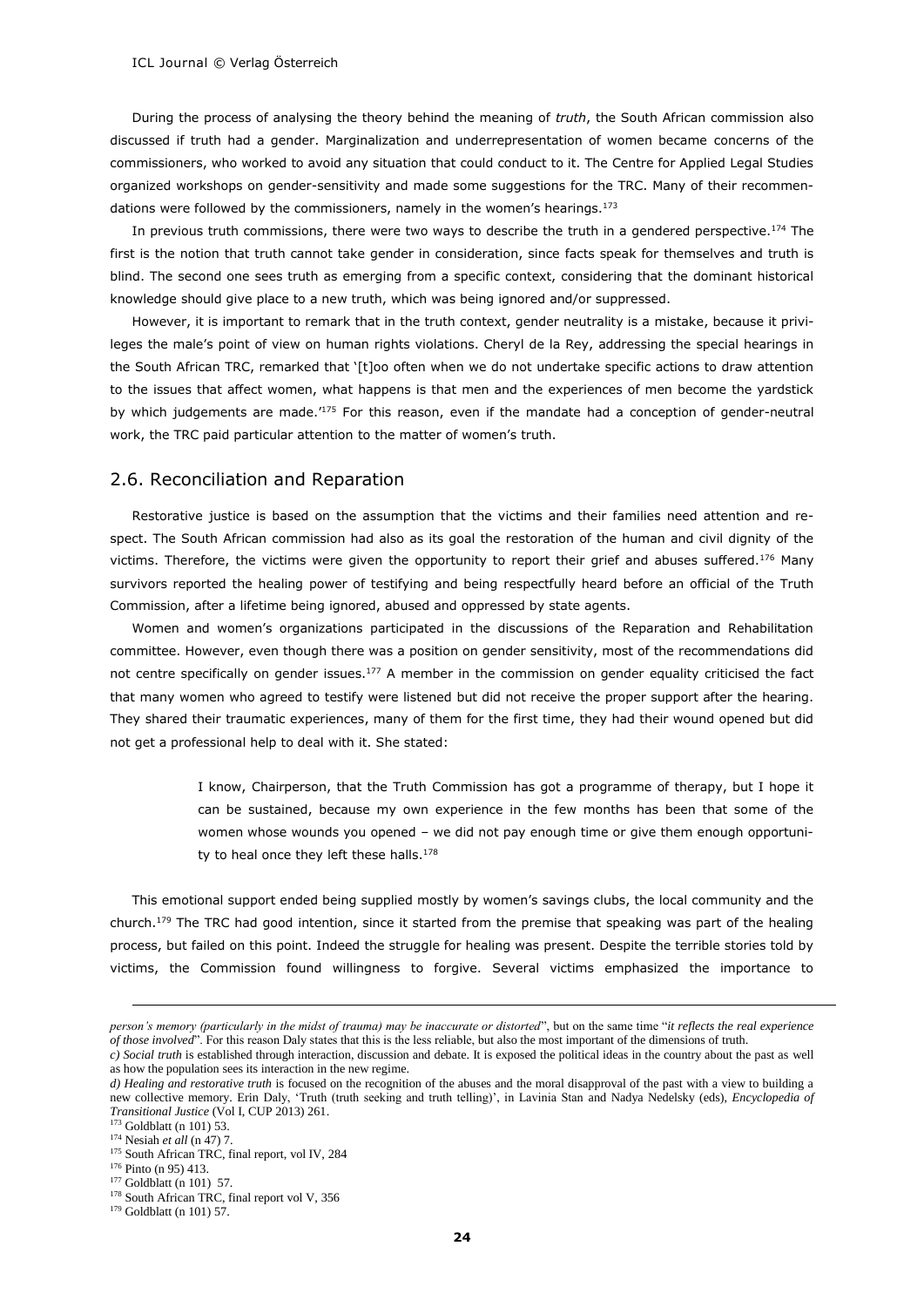During the process of analysing the theory behind the meaning of *truth*, the South African commission also discussed if truth had a gender. Marginalization and underrepresentation of women became concerns of the commissioners, who worked to avoid any situation that could conduct to it. The Centre for Applied Legal Studies organized workshops on gender-sensitivity and made some suggestions for the TRC. Many of their recommendations were followed by the commissioners, namely in the women's hearings.[173]

In previous truth commissions, there were two ways to describe the truth in a gendered perspective.[174] The first is the notion that truth cannot take gender in consideration, since facts speak for themselves and truth is blind. The second one sees truth as emerging from a specific context, considering that the dominant historical knowledge should give place to a new truth, which was being ignored and/or suppressed.

However, it is important to remark that in the truth context, gender neutrality is a mistake, because it privileges the male's point of view on human rights violations. Cheryl de la Rey, addressing the special hearings in the South African TRC, remarked that '[t]oo often when we do not undertake specific actions to draw attention to the issues that affect women, what happens is that men and the experiences of men become the yardstick by which judgements are made.'[175] For this reason, even if the mandate had a conception of gender-neutral work, the TRC paid particular attention to the matter of women's truth.

## 2.6. Reconciliation and Reparation

Restorative justice is based on the assumption that the victims and their families need attention and respect. The South African commission had also as its goal the restoration of the human and civil dignity of the victims. Therefore, the victims were given the opportunity to report their grief and abuses suffered.[176] Many survivors reported the healing power of testifying and being respectfully heard before an official of the Truth Commission, after a lifetime being ignored, abused and oppressed by state agents.

Women and women's organizations participated in the discussions of the Reparation and Rehabilitation committee. However, even though there was a position on gender sensitivity, most of the recommendations did not centre specifically on gender issues.[177] A member in the commission on gender equality criticised the fact that many women who agreed to testify were listened but did not receive the proper support after the hearing. They shared their traumatic experiences, many of them for the first time, they had their wound opened but did not get a professional help to deal with it. She stated:

> I know, Chairperson, that the Truth Commission has got a programme of therapy, but I hope it can be sustained, because my own experience in the few months has been that some of the women whose wounds you opened – we did not pay enough time or give them enough opportunity to heal once they left these halls.[178]

This emotional support ended being supplied mostly by women's savings clubs, the local community and the church.[179] The TRC had good intention, since it started from the premise that speaking was part of the healing process, but failed on this point. Indeed the struggle for healing was present. Despite the terrible stories told by victims, the Commission found willingness to forgive. Several victims emphasized the importance to

---

*person's memory (particularly in the midst of trauma) may be inaccurate or distorted*", but on the same time "*it reflects the real experience of those involved*". For this reason Daly states that this is the less reliable, but also the most important of the dimensions of truth.

*c) Social truth* is established through interaction, discussion and debate. It is exposed the political ideas in the country about the past as well as how the population sees its interaction in the new regime.

*d) Healing and restorative truth* is focused on the recognition of the abuses and the moral disapproval of the past with a view to building a new collective memory. Erin Daly, 'Truth (truth seeking and truth telling)', in Lavinia Stan and Nadya Nedelsky (eds), *Encyclopedia of Transitional Justice* (Vol I, CUP 2013) 261.

[173] Goldblatt (n 101) 53.

[174] Nesiah *et all* (n 47) 7.

[175] South African TRC, final report, vol IV, 284

[176] Pinto (n 95) 413.

[177] Goldblatt (n 101) 57.

[178] South African TRC, final report vol V, 356

[179] Goldblatt (n 101) 57.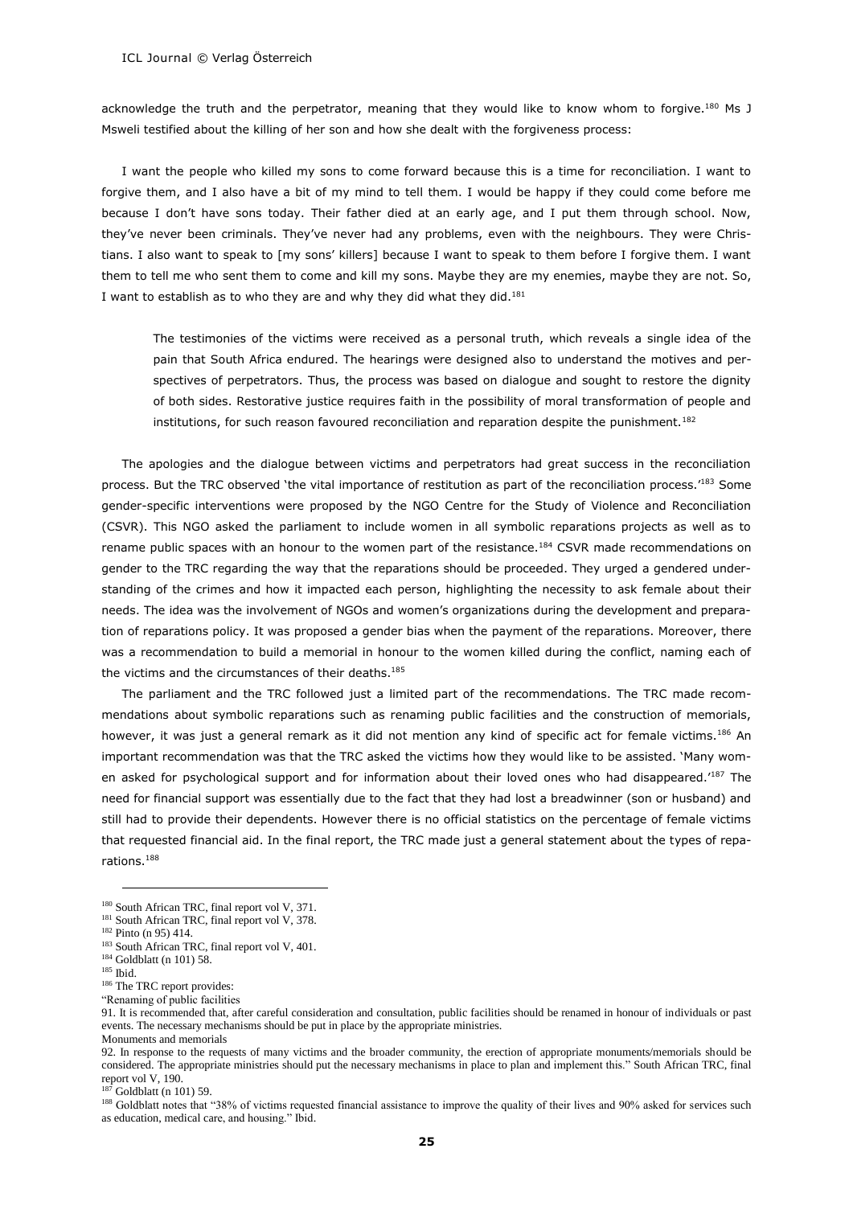acknowledge the truth and the perpetrator, meaning that they would like to know whom to forgive.[180] Ms J Msweli testified about the killing of her son and how she dealt with the forgiveness process:

I want the people who killed my sons to come forward because this is a time for reconciliation. I want to forgive them, and I also have a bit of my mind to tell them. I would be happy if they could come before me because I don't have sons today. Their father died at an early age, and I put them through school. Now, they've never been criminals. They've never had any problems, even with the neighbours. They were Christians. I also want to speak to [my sons' killers] because I want to speak to them before I forgive them. I want them to tell me who sent them to come and kill my sons. Maybe they are my enemies, maybe they are not. So, I want to establish as to who they are and why they did what they did.[181]

> The testimonies of the victims were received as a personal truth, which reveals a single idea of the pain that South Africa endured. The hearings were designed also to understand the motives and perspectives of perpetrators. Thus, the process was based on dialogue and sought to restore the dignity of both sides. Restorative justice requires faith in the possibility of moral transformation of people and institutions, for such reason favoured reconciliation and reparation despite the punishment.[182]

The apologies and the dialogue between victims and perpetrators had great success in the reconciliation process. But the TRC observed 'the vital importance of restitution as part of the reconciliation process.'[183] Some gender-specific interventions were proposed by the NGO Centre for the Study of Violence and Reconciliation (CSVR). This NGO asked the parliament to include women in all symbolic reparations projects as well as to rename public spaces with an honour to the women part of the resistance.[184] CSVR made recommendations on gender to the TRC regarding the way that the reparations should be proceeded. They urged a gendered understanding of the crimes and how it impacted each person, highlighting the necessity to ask female about their needs. The idea was the involvement of NGOs and women's organizations during the development and preparation of reparations policy. It was proposed a gender bias when the payment of the reparations. Moreover, there was a recommendation to build a memorial in honour to the women killed during the conflict, naming each of the victims and the circumstances of their deaths.[185]

The parliament and the TRC followed just a limited part of the recommendations. The TRC made recommendations about symbolic reparations such as renaming public facilities and the construction of memorials, however, it was just a general remark as it did not mention any kind of specific act for female victims.[186] An important recommendation was that the TRC asked the victims how they would like to be assisted. 'Many women asked for psychological support and for information about their loved ones who had disappeared.'[187] The need for financial support was essentially due to the fact that they had lost a breadwinner (son or husband) and still had to provide their dependents. However there is no official statistics on the percentage of female victims that requested financial aid. In the final report, the TRC made just a general statement about the types of reparations.[188]

---

[180] South African TRC, final report vol V, 371.

[181] South African TRC, final report vol V, 378.

[182] Pinto (n 95) 414.

[183] South African TRC, final report vol V, 401.

[184] Goldblatt (n 101) 58.

[185] Ibid.

[186] The TRC report provides:
"Renaming of public facilities
91. It is recommended that, after careful consideration and consultation, public facilities should be renamed in honour of individuals or past events. The necessary mechanisms should be put in place by the appropriate ministries.
Monuments and memorials
92. In response to the requests of many victims and the broader community, the erection of appropriate monuments/memorials should be considered. The appropriate ministries should put the necessary mechanisms in place to plan and implement this." South African TRC, final report vol V, 190.

[187] Goldblatt (n 101) 59.

[188] Goldblatt notes that "38% of victims requested financial assistance to improve the quality of their lives and 90% asked for services such as education, medical care, and housing." Ibid.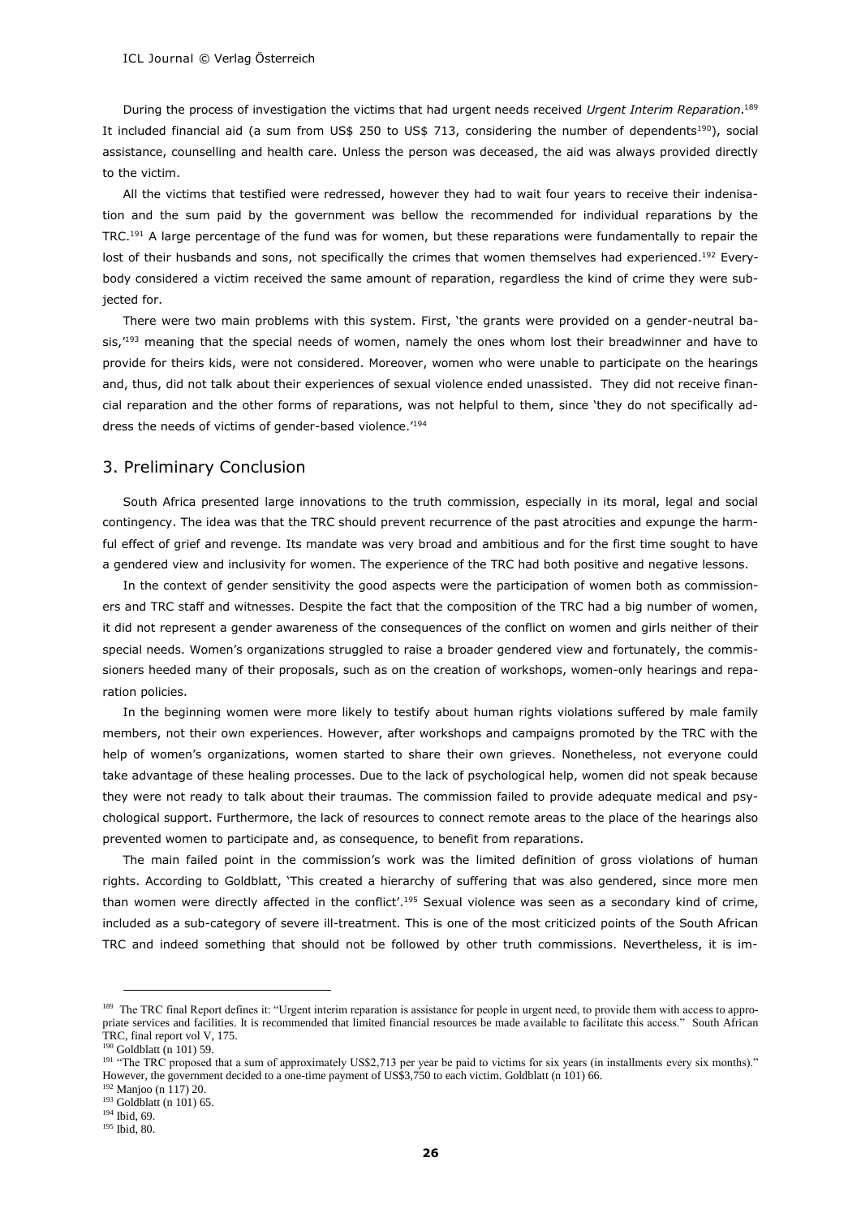During the process of investigation the victims that had urgent needs received *Urgent Interim Reparation*.[189] It included financial aid (a sum from US$ 250 to US$ 713, considering the number of dependents[190]), social assistance, counselling and health care. Unless the person was deceased, the aid was always provided directly to the victim.

All the victims that testified were redressed, however they had to wait four years to receive their indenisation and the sum paid by the government was bellow the recommended for individual reparations by the TRC.[191] A large percentage of the fund was for women, but these reparations were fundamentally to repair the lost of their husbands and sons, not specifically the crimes that women themselves had experienced.[192] Everybody considered a victim received the same amount of reparation, regardless the kind of crime they were subjected for.

There were two main problems with this system. First, 'the grants were provided on a gender-neutral basis,'[193] meaning that the special needs of women, namely the ones whom lost their breadwinner and have to provide for theirs kids, were not considered. Moreover, women who were unable to participate on the hearings and, thus, did not talk about their experiences of sexual violence ended unassisted. They did not receive financial reparation and the other forms of reparations, was not helpful to them, since 'they do not specifically address the needs of victims of gender-based violence.'[194]

## 3. Preliminary Conclusion

South Africa presented large innovations to the truth commission, especially in its moral, legal and social contingency. The idea was that the TRC should prevent recurrence of the past atrocities and expunge the harmful effect of grief and revenge. Its mandate was very broad and ambitious and for the first time sought to have a gendered view and inclusivity for women. The experience of the TRC had both positive and negative lessons.

In the context of gender sensitivity the good aspects were the participation of women both as commissioners and TRC staff and witnesses. Despite the fact that the composition of the TRC had a big number of women, it did not represent a gender awareness of the consequences of the conflict on women and girls neither of their special needs. Women's organizations struggled to raise a broader gendered view and fortunately, the commissioners heeded many of their proposals, such as on the creation of workshops, women-only hearings and reparation policies.

In the beginning women were more likely to testify about human rights violations suffered by male family members, not their own experiences. However, after workshops and campaigns promoted by the TRC with the help of women's organizations, women started to share their own grieves. Nonetheless, not everyone could take advantage of these healing processes. Due to the lack of psychological help, women did not speak because they were not ready to talk about their traumas. The commission failed to provide adequate medical and psychological support. Furthermore, the lack of resources to connect remote areas to the place of the hearings also prevented women to participate and, as consequence, to benefit from reparations.

The main failed point in the commission's work was the limited definition of gross violations of human rights. According to Goldblatt, 'This created a hierarchy of suffering that was also gendered, since more men than women were directly affected in the conflict'.[195] Sexual violence was seen as a secondary kind of crime, included as a sub-category of severe ill-treatment. This is one of the most criticized points of the South African TRC and indeed something that should not be followed by other truth commissions. Nevertheless, it is im-

---

[189] The TRC final Report defines it: "Urgent interim reparation is assistance for people in urgent need, to provide them with access to appropriate services and facilities. It is recommended that limited financial resources be made available to facilitate this access." South African TRC, final report vol V, 175.

[190] Goldblatt (n 101) 59.

[191] "The TRC proposed that a sum of approximately US$2,713 per year be paid to victims for six years (in installments every six months)." However, the government decided to a one-time payment of US$3,750 to each victim. Goldblatt (n 101) 66.

[192] Manjoo (n 117) 20.

[193] Goldblatt (n 101) 65.

[194] Ibid, 69.

[195] Ibid, 80.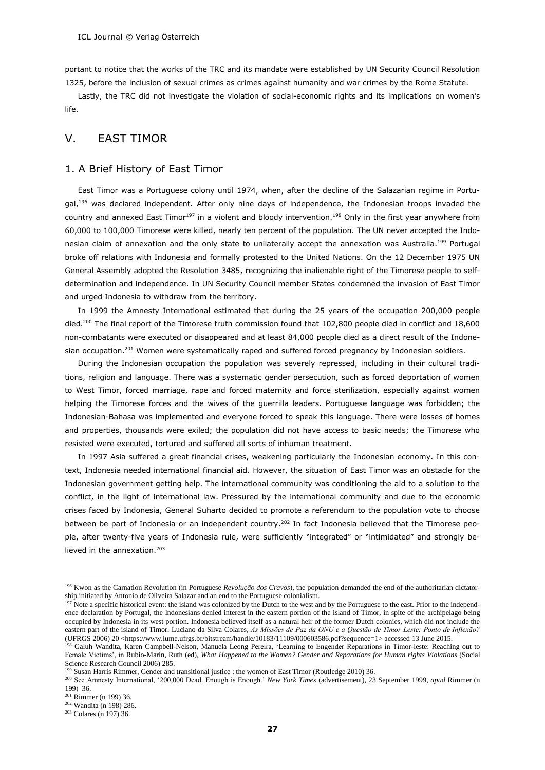portant to notice that the works of the TRC and its mandate were established by UN Security Council Resolution 1325, before the inclusion of sexual crimes as crimes against humanity and war crimes by the Rome Statute.

Lastly, the TRC did not investigate the violation of social-economic rights and its implications on women's life.

## V. EAST TIMOR

### 1. A Brief History of East Timor

East Timor was a Portuguese colony until 1974, when, after the decline of the Salazarian regime in Portugal,[196] was declared independent. After only nine days of independence, the Indonesian troops invaded the country and annexed East Timor[197] in a violent and bloody intervention.[198] Only in the first year anywhere from 60,000 to 100,000 Timorese were killed, nearly ten percent of the population. The UN never accepted the Indonesian claim of annexation and the only state to unilaterally accept the annexation was Australia.[199] Portugal broke off relations with Indonesia and formally protested to the United Nations. On the 12 December 1975 UN General Assembly adopted the Resolution 3485, recognizing the inalienable right of the Timorese people to self-determination and independence. In UN Security Council member States condemned the invasion of East Timor and urged Indonesia to withdraw from the territory.

In 1999 the Amnesty International estimated that during the 25 years of the occupation 200,000 people died.[200] The final report of the Timorese truth commission found that 102,800 people died in conflict and 18,600 non-combatants were executed or disappeared and at least 84,000 people died as a direct result of the Indonesian occupation.[201] Women were systematically raped and suffered forced pregnancy by Indonesian soldiers.

During the Indonesian occupation the population was severely repressed, including in their cultural traditions, religion and language. There was a systematic gender persecution, such as forced deportation of women to West Timor, forced marriage, rape and forced maternity and force sterilization, especially against women helping the Timorese forces and the wives of the guerrilla leaders. Portuguese language was forbidden; the Indonesian-Bahasa was implemented and everyone forced to speak this language. There were losses of homes and properties, thousands were exiled; the population did not have access to basic needs; the Timorese who resisted were executed, tortured and suffered all sorts of inhuman treatment.

In 1997 Asia suffered a great financial crises, weakening particularly the Indonesian economy. In this context, Indonesia needed international financial aid. However, the situation of East Timor was an obstacle for the Indonesian government getting help. The international community was conditioning the aid to a solution to the conflict, in the light of international law. Pressured by the international community and due to the economic crises faced by Indonesia, General Suharto decided to promote a referendum to the population vote to choose between be part of Indonesia or an independent country.[202] In fact Indonesia believed that the Timorese people, after twenty-five years of Indonesia rule, were sufficiently "integrated" or "intimidated" and strongly believed in the annexation.[203]

---

[196] Kwon as the Carnation Revolution (in Portuguese *Revolução dos Cravos*), the population demanded the end of the authoritarian dictatorship initiated by Antonio de Oliveira Salazar and an end to the Portuguese colonialism.

[197] Note a specific historical event: the island was colonized by the Dutch to the west and by the Portuguese to the east. Prior to the independence declaration by Portugal, the Indonesians denied interest in the eastern portion of the island of Timor, in spite of the archipelago being occupied by Indonesia in its west portion. Indonesia believed itself as a natural heir of the former Dutch colonies, which did not include the eastern part of the island of Timor. Luciano da Silva Colares, *As Missões de Paz da ONU e a Questão de Timor Leste: Ponto de Inflexão?* (UFRGS 2006) 20 <https://www.lume.ufrgs.br/bitstream/handle/10183/11109/000603586.pdf?sequence=1> accessed 13 June 2015.

[198] Galuh Wandita, Karen Campbell-Nelson, Manuela Leong Pereira, 'Learning to Engender Reparations in Timor-leste: Reaching out to Female Victims', in Rubio-Marín, Ruth (ed), *What Happened to the Women? Gender and Reparations for Human rights Violations* (Social Science Research Council 2006) 285.

[199] Susan Harris Rimmer, Gender and transitional justice : the women of East Timor (Routledge 2010) 36.

[200] See Amnesty International, '200,000 Dead. Enough is Enough.' *New York Times* (advertisement), 23 September 1999, *apud* Rimmer (n 199) 36.

[201] Rimmer (n 199) 36.

[202] Wandita (n 198) 286.

[203] Colares (n 197) 36.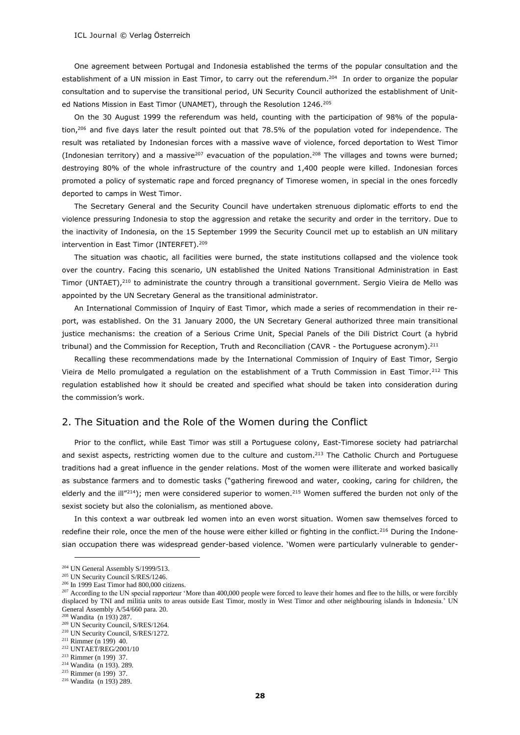One agreement between Portugal and Indonesia established the terms of the popular consultation and the establishment of a UN mission in East Timor, to carry out the referendum.[204] In order to organize the popular consultation and to supervise the transitional period, UN Security Council authorized the establishment of United Nations Mission in East Timor (UNAMET), through the Resolution 1246.[205]

On the 30 August 1999 the referendum was held, counting with the participation of 98% of the population,[206] and five days later the result pointed out that 78.5% of the population voted for independence. The result was retaliated by Indonesian forces with a massive wave of violence, forced deportation to West Timor (Indonesian territory) and a massive[207] evacuation of the population.[208] The villages and towns were burned; destroying 80% of the whole infrastructure of the country and 1,400 people were killed. Indonesian forces promoted a policy of systematic rape and forced pregnancy of Timorese women, in special in the ones forcedly deported to camps in West Timor.

The Secretary General and the Security Council have undertaken strenuous diplomatic efforts to end the violence pressuring Indonesia to stop the aggression and retake the security and order in the territory. Due to the inactivity of Indonesia, on the 15 September 1999 the Security Council met up to establish an UN military intervention in East Timor (INTERFET).[209]

The situation was chaotic, all facilities were burned, the state institutions collapsed and the violence took over the country. Facing this scenario, UN established the United Nations Transitional Administration in East Timor (UNTAET),[210] to administrate the country through a transitional government. Sergio Vieira de Mello was appointed by the UN Secretary General as the transitional administrator.

An International Commission of Inquiry of East Timor, which made a series of recommendation in their report, was established. On the 31 January 2000, the UN Secretary General authorized three main transitional justice mechanisms: the creation of a Serious Crime Unit, Special Panels of the Dili District Court (a hybrid tribunal) and the Commission for Reception, Truth and Reconciliation (CAVR - the Portuguese acronym).[211]

Recalling these recommendations made by the International Commission of Inquiry of East Timor, Sergio Vieira de Mello promulgated a regulation on the establishment of a Truth Commission in East Timor.[212] This regulation established how it should be created and specified what should be taken into consideration during the commission's work.

## 2. The Situation and the Role of the Women during the Conflict

Prior to the conflict, while East Timor was still a Portuguese colony, East-Timorese society had patriarchal and sexist aspects, restricting women due to the culture and custom.[213] The Catholic Church and Portuguese traditions had a great influence in the gender relations. Most of the women were illiterate and worked basically as substance farmers and to domestic tasks ("gathering firewood and water, cooking, caring for children, the elderly and the ill"[214]); men were considered superior to women.[215] Women suffered the burden not only of the sexist society but also the colonialism, as mentioned above.

In this context a war outbreak led women into an even worst situation. Women saw themselves forced to redefine their role, once the men of the house were either killed or fighting in the conflict.[216] During the Indonesian occupation there was widespread gender-based violence. 'Women were particularly vulnerable to gender-

---

[204] UN General Assembly S/1999/513.

[205] UN Security Council S/RES/1246.

[206] In 1999 East Timor had 800,000 citizens.

[207] According to the UN special rapporteur 'More than 400,000 people were forced to leave their homes and flee to the hills, or were forcibly displaced by TNI and militia units to areas outside East Timor, mostly in West Timor and other neighbouring islands in Indonesia.' UN General Assembly A/54/660 para. 20.

[208] Wandita (n 193) 287.

[209] UN Security Council, S/RES/1264.

[210] UN Security Council, S/RES/1272.

[211] Rimmer (n 199) 40.

[212] UNTAET/REG/2001/10

[213] Rimmer (n 199) 37.

[214] Wandita (n 193). 289.

[215] Rimmer (n 199) 37.

[216] Wandita (n 193) 289.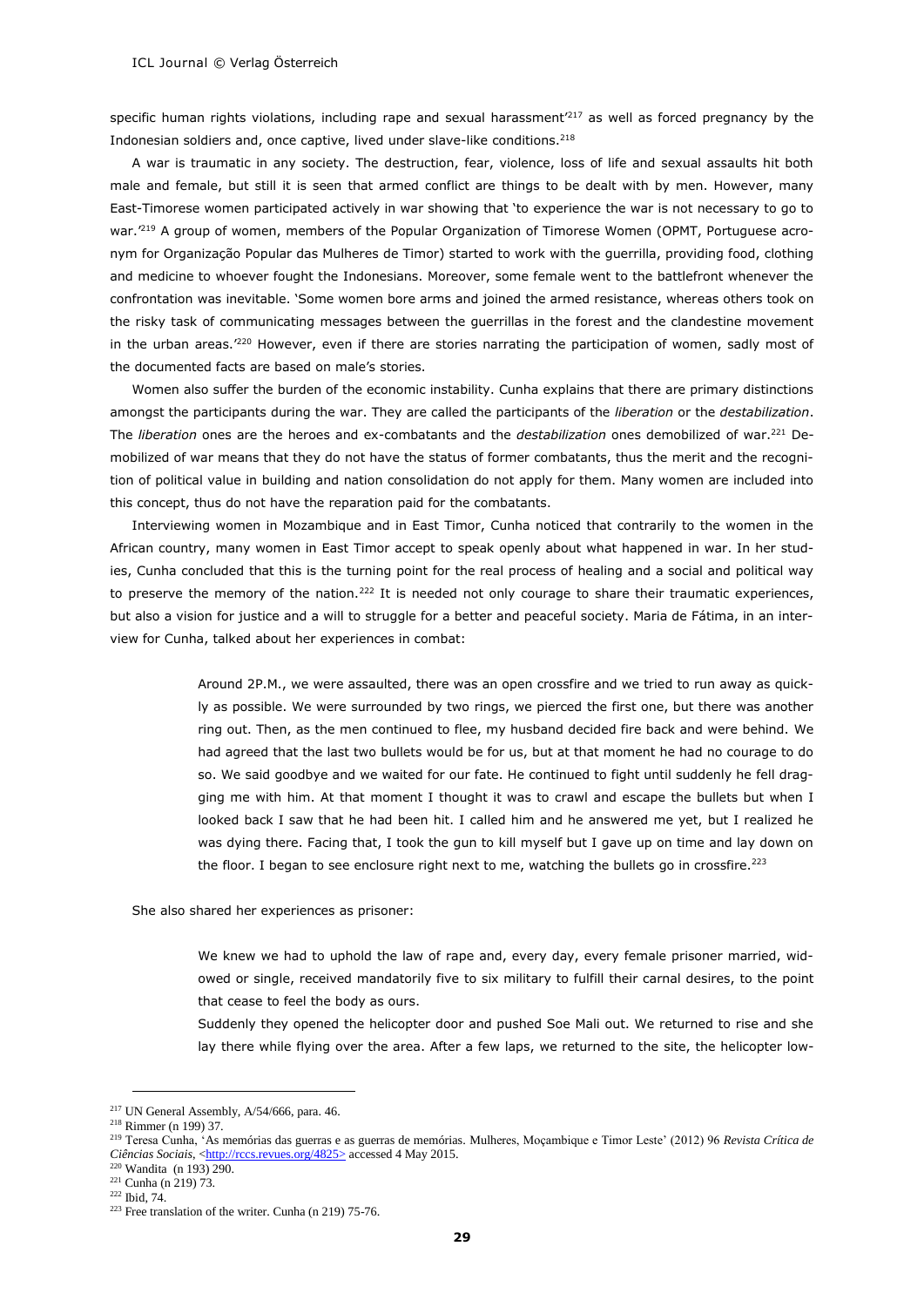specific human rights violations, including rape and sexual harassment'[217] as well as forced pregnancy by the Indonesian soldiers and, once captive, lived under slave-like conditions.[218]

A war is traumatic in any society. The destruction, fear, violence, loss of life and sexual assaults hit both male and female, but still it is seen that armed conflict are things to be dealt with by men. However, many East-Timorese women participated actively in war showing that 'to experience the war is not necessary to go to war.'[219] A group of women, members of the Popular Organization of Timorese Women (OPMT, Portuguese acronym for Organização Popular das Mulheres de Timor) started to work with the guerrilla, providing food, clothing and medicine to whoever fought the Indonesians. Moreover, some female went to the battlefront whenever the confrontation was inevitable. 'Some women bore arms and joined the armed resistance, whereas others took on the risky task of communicating messages between the guerrillas in the forest and the clandestine movement in the urban areas.'[220] However, even if there are stories narrating the participation of women, sadly most of the documented facts are based on male's stories.

Women also suffer the burden of the economic instability. Cunha explains that there are primary distinctions amongst the participants during the war. They are called the participants of the *liberation* or the *destabilization*. The *liberation* ones are the heroes and ex-combatants and the *destabilization* ones demobilized of war.[221] Demobilized of war means that they do not have the status of former combatants, thus the merit and the recognition of political value in building and nation consolidation do not apply for them. Many women are included into this concept, thus do not have the reparation paid for the combatants.

Interviewing women in Mozambique and in East Timor, Cunha noticed that contrarily to the women in the African country, many women in East Timor accept to speak openly about what happened in war. In her studies, Cunha concluded that this is the turning point for the real process of healing and a social and political way to preserve the memory of the nation.[222] It is needed not only courage to share their traumatic experiences, but also a vision for justice and a will to struggle for a better and peaceful society. Maria de Fátima, in an interview for Cunha, talked about her experiences in combat:

> Around 2P.M., we were assaulted, there was an open crossfire and we tried to run away as quickly as possible. We were surrounded by two rings, we pierced the first one, but there was another ring out. Then, as the men continued to flee, my husband decided fire back and were behind. We had agreed that the last two bullets would be for us, but at that moment he had no courage to do so. We said goodbye and we waited for our fate. He continued to fight until suddenly he fell dragging me with him. At that moment I thought it was to crawl and escape the bullets but when I looked back I saw that he had been hit. I called him and he answered me yet, but I realized he was dying there. Facing that, I took the gun to kill myself but I gave up on time and lay down on the floor. I began to see enclosure right next to me, watching the bullets go in crossfire.[223]

She also shared her experiences as prisoner:

> We knew we had to uphold the law of rape and, every day, every female prisoner married, widowed or single, received mandatorily five to six military to fulfill their carnal desires, to the point that cease to feel the body as ours.
>
> Suddenly they opened the helicopter door and pushed Soe Mali out. We returned to rise and she lay there while flying over the area. After a few laps, we returned to the site, the helicopter low-

---

[217] UN General Assembly, A/54/666, para. 46.

[218] Rimmer (n 199) 37.

[219] Teresa Cunha, 'As memórias das guerras e as guerras de memórias. Mulheres, Moçambique e Timor Leste' (2012) 96 *Revista Crítica de Ciências Sociais*, <http://rccs.revues.org/4825> accessed 4 May 2015.

[220] Wandita (n 193) 290.

[221] Cunha (n 219) 73.

[222] Ibid, 74.

[223] Free translation of the writer. Cunha (n 219) 75-76.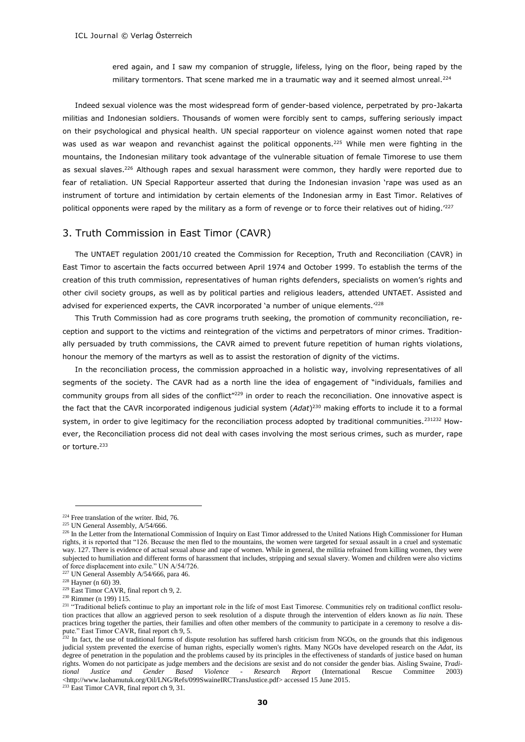ered again, and I saw my companion of struggle, lifeless, lying on the floor, being raped by the military tormentors. That scene marked me in a traumatic way and it seemed almost unreal.[224]

Indeed sexual violence was the most widespread form of gender-based violence, perpetrated by pro-Jakarta militias and Indonesian soldiers. Thousands of women were forcibly sent to camps, suffering seriously impact on their psychological and physical health. UN special rapporteur on violence against women noted that rape was used as war weapon and revanchist against the political opponents.[225] While men were fighting in the mountains, the Indonesian military took advantage of the vulnerable situation of female Timorese to use them as sexual slaves.[226] Although rapes and sexual harassment were common, they hardly were reported due to fear of retaliation. UN Special Rapporteur asserted that during the Indonesian invasion 'rape was used as an instrument of torture and intimidation by certain elements of the Indonesian army in East Timor. Relatives of political opponents were raped by the military as a form of revenge or to force their relatives out of hiding.'[227]

## 3. Truth Commission in East Timor (CAVR)

The UNTAET regulation 2001/10 created the Commission for Reception, Truth and Reconciliation (CAVR) in East Timor to ascertain the facts occurred between April 1974 and October 1999. To establish the terms of the creation of this truth commission, representatives of human rights defenders, specialists on women's rights and other civil society groups, as well as by political parties and religious leaders, attended UNTAET. Assisted and advised for experienced experts, the CAVR incorporated 'a number of unique elements.'[228]

This Truth Commission had as core programs truth seeking, the promotion of community reconciliation, reception and support to the victims and reintegration of the victims and perpetrators of minor crimes. Traditionally persuaded by truth commissions, the CAVR aimed to prevent future repetition of human rights violations, honour the memory of the martyrs as well as to assist the restoration of dignity of the victims.

In the reconciliation process, the commission approached in a holistic way, involving representatives of all segments of the society. The CAVR had as a north line the idea of engagement of "individuals, families and community groups from all sides of the conflict"[229] in order to reach the reconciliation. One innovative aspect is the fact that the CAVR incorporated indigenous judicial system (*Adat*)[230] making efforts to include it to a formal system, in order to give legitimacy for the reconciliation process adopted by traditional communities.[231][232] However, the Reconciliation process did not deal with cases involving the most serious crimes, such as murder, rape or torture.[233]

---

[224] Free translation of the writer. Ibid, 76.

[225] UN General Assembly, A/54/666.

[226] In the Letter from the International Commission of Inquiry on East Timor addressed to the United Nations High Commissioner for Human rights, it is reported that "126. Because the men fled to the mountains, the women were targeted for sexual assault in a cruel and systematic way. 127. There is evidence of actual sexual abuse and rape of women. While in general, the militia refrained from killing women, they were subjected to humiliation and different forms of harassment that includes, stripping and sexual slavery. Women and children were also victims of force displacement into exile." UN A/54/726.

[227] UN General Assembly A/54/666, para 46.

[228] Hayner (n 60) 39.

[229] East Timor CAVR, final report ch 9, 2.

[230] Rimmer (n 199) 115.

[231] "Traditional beliefs continue to play an important role in the life of most East Timorese. Communities rely on traditional conflict resolution practices that allow an aggrieved person to seek resolution of a dispute through the intervention of elders known as *lia nain.* These practices bring together the parties, their families and often other members of the community to participate in a ceremony to resolve a dispute." East Timor CAVR, final report ch 9, 5.

[232] In fact, the use of traditional forms of dispute resolution has suffered harsh criticism from NGOs, on the grounds that this indigenous judicial system prevented the exercise of human rights, especially women's rights. Many NGOs have developed research on the *Adat*, its degree of penetration in the population and the problems caused by its principles in the effectiveness of standards of justice based on human rights. Women do not participate as judge members and the decisions are sexist and do not consider the gender bias. Aisling Swaine, *Traditional Justice and Gender Based Violence - Research Report* (International Rescue Committee 2003) <http://www.laohamutuk.org/Oil/LNG/Refs/099SwaineIRCTransJustice.pdf> accessed 15 June 2015.

[233] East Timor CAVR, final report ch 9, 31.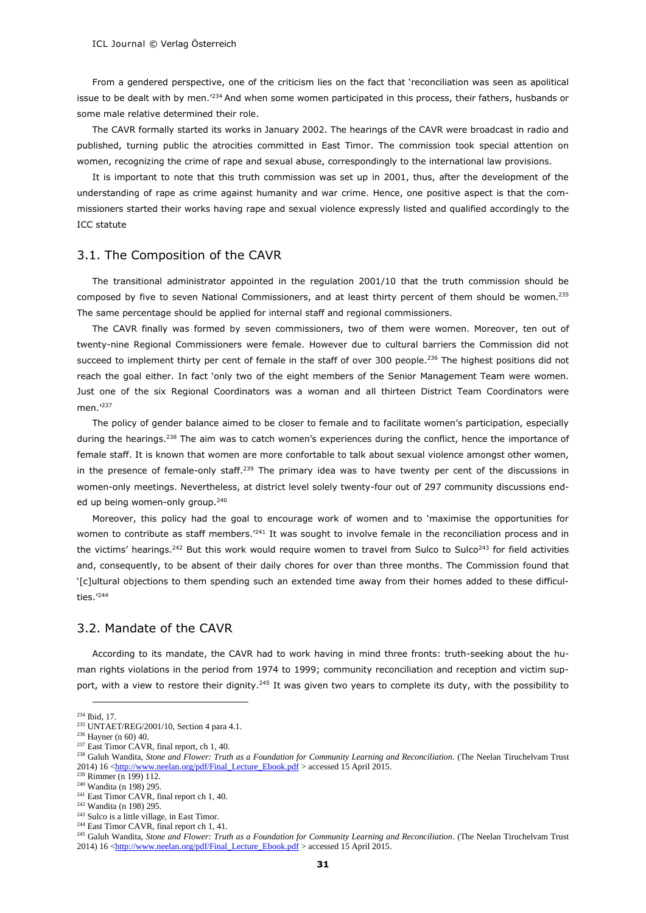From a gendered perspective, one of the criticism lies on the fact that 'reconciliation was seen as apolitical issue to be dealt with by men.'[234] And when some women participated in this process, their fathers, husbands or some male relative determined their role.

The CAVR formally started its works in January 2002. The hearings of the CAVR were broadcast in radio and published, turning public the atrocities committed in East Timor. The commission took special attention on women, recognizing the crime of rape and sexual abuse, correspondingly to the international law provisions.

It is important to note that this truth commission was set up in 2001, thus, after the development of the understanding of rape as crime against humanity and war crime. Hence, one positive aspect is that the commissioners started their works having rape and sexual violence expressly listed and qualified accordingly to the ICC statute

## 3.1. The Composition of the CAVR

The transitional administrator appointed in the regulation 2001/10 that the truth commission should be composed by five to seven National Commissioners, and at least thirty percent of them should be women.[235] The same percentage should be applied for internal staff and regional commissioners.

The CAVR finally was formed by seven commissioners, two of them were women. Moreover, ten out of twenty-nine Regional Commissioners were female. However due to cultural barriers the Commission did not succeed to implement thirty per cent of female in the staff of over 300 people.[236] The highest positions did not reach the goal either. In fact 'only two of the eight members of the Senior Management Team were women. Just one of the six Regional Coordinators was a woman and all thirteen District Team Coordinators were men.'[237]

The policy of gender balance aimed to be closer to female and to facilitate women's participation, especially during the hearings.[238] The aim was to catch women's experiences during the conflict, hence the importance of female staff. It is known that women are more confortable to talk about sexual violence amongst other women, in the presence of female-only staff.[239] The primary idea was to have twenty per cent of the discussions in women-only meetings. Nevertheless, at district level solely twenty-four out of 297 community discussions ended up being women-only group.[240]

Moreover, this policy had the goal to encourage work of women and to 'maximise the opportunities for women to contribute as staff members.'[241] It was sought to involve female in the reconciliation process and in the victims' hearings.[242] But this work would require women to travel from Sulco to Sulco[243] for field activities and, consequently, to be absent of their daily chores for over than three months. The Commission found that '[c]ultural objections to them spending such an extended time away from their homes added to these difficulties.'[244]

## 3.2. Mandate of the CAVR

According to its mandate, the CAVR had to work having in mind three fronts: truth-seeking about the human rights violations in the period from 1974 to 1999; community reconciliation and reception and victim support, with a view to restore their dignity.[245] It was given two years to complete its duty, with the possibility to

---

[234] Ibid, 17.
[235] UNTAET/REG/2001/10, Section 4 para 4.1.
[236] Hayner (n 60) 40.
[237] East Timor CAVR, final report, ch 1, 40.
[238] Galuh Wandita, *Stone and Flower: Truth as a Foundation for Community Learning and Reconciliation*. (The Neelan Tiruchelvam Trust 2014) 16 <http://www.neelan.org/pdf/Final_Lecture_Ebook.pdf > accessed 15 April 2015.
[239] Rimmer (n 199) 112.
[240] Wandita (n 198) 295.
[241] East Timor CAVR, final report ch 1, 40.
[242] Wandita (n 198) 295.
[243] Sulco is a little village, in East Timor.
[244] East Timor CAVR, final report ch 1, 41.
[245] Galuh Wandita, *Stone and Flower: Truth as a Foundation for Community Learning and Reconciliation*. (The Neelan Tiruchelvam Trust 2014) 16 <http://www.neelan.org/pdf/Final_Lecture_Ebook.pdf > accessed 15 April 2015.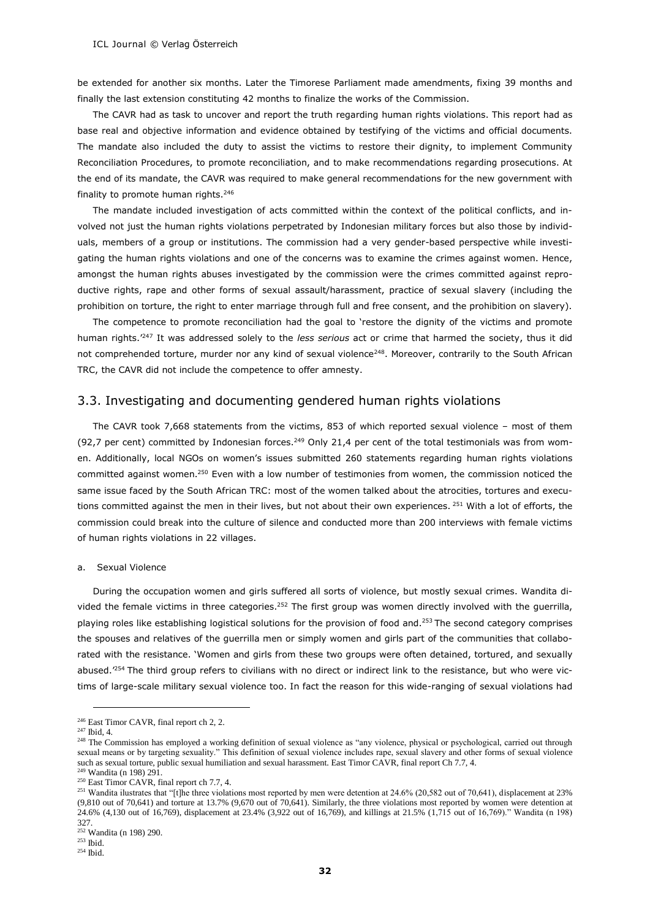be extended for another six months. Later the Timorese Parliament made amendments, fixing 39 months and finally the last extension constituting 42 months to finalize the works of the Commission.

The CAVR had as task to uncover and report the truth regarding human rights violations. This report had as base real and objective information and evidence obtained by testifying of the victims and official documents. The mandate also included the duty to assist the victims to restore their dignity, to implement Community Reconciliation Procedures, to promote reconciliation, and to make recommendations regarding prosecutions. At the end of its mandate, the CAVR was required to make general recommendations for the new government with finality to promote human rights.[246]

The mandate included investigation of acts committed within the context of the political conflicts, and involved not just the human rights violations perpetrated by Indonesian military forces but also those by individuals, members of a group or institutions. The commission had a very gender-based perspective while investigating the human rights violations and one of the concerns was to examine the crimes against women. Hence, amongst the human rights abuses investigated by the commission were the crimes committed against reproductive rights, rape and other forms of sexual assault/harassment, practice of sexual slavery (including the prohibition on torture, the right to enter marriage through full and free consent, and the prohibition on slavery).

The competence to promote reconciliation had the goal to 'restore the dignity of the victims and promote human rights.'[247] It was addressed solely to the *less serious* act or crime that harmed the society, thus it did not comprehended torture, murder nor any kind of sexual violence[248]. Moreover, contrarily to the South African TRC, the CAVR did not include the competence to offer amnesty.

## 3.3. Investigating and documenting gendered human rights violations

The CAVR took 7,668 statements from the victims, 853 of which reported sexual violence – most of them (92,7 per cent) committed by Indonesian forces.[249] Only 21,4 per cent of the total testimonials was from women. Additionally, local NGOs on women's issues submitted 260 statements regarding human rights violations committed against women.[250] Even with a low number of testimonies from women, the commission noticed the same issue faced by the South African TRC: most of the women talked about the atrocities, tortures and executions committed against the men in their lives, but not about their own experiences.[251] With a lot of efforts, the commission could break into the culture of silence and conducted more than 200 interviews with female victims of human rights violations in 22 villages.

### a. Sexual Violence

During the occupation women and girls suffered all sorts of violence, but mostly sexual crimes. Wandita divided the female victims in three categories.[252] The first group was women directly involved with the guerrilla, playing roles like establishing logistical solutions for the provision of food and.[253] The second category comprises the spouses and relatives of the guerrilla men or simply women and girls part of the communities that collaborated with the resistance. 'Women and girls from these two groups were often detained, tortured, and sexually abused.'[254] The third group refers to civilians with no direct or indirect link to the resistance, but who were victims of large-scale military sexual violence too. In fact the reason for this wide-ranging of sexual violations had

---

[246] East Timor CAVR, final report ch 2, 2.

[247] Ibid, 4.

[248] The Commission has employed a working definition of sexual violence as "any violence, physical or psychological, carried out through sexual means or by targeting sexuality." This definition of sexual violence includes rape, sexual slavery and other forms of sexual violence such as sexual torture, public sexual humiliation and sexual harassment. East Timor CAVR, final report Ch 7.7, 4.

[249] Wandita (n 198) 291.

[250] East Timor CAVR, final report ch 7.7, 4.

[251] Wandita ilustrates that "[t]he three violations most reported by men were detention at 24.6% (20,582 out of 70,641), displacement at 23% (9,810 out of 70,641) and torture at 13.7% (9,670 out of 70,641). Similarly, the three violations most reported by women were detention at 24.6% (4,130 out of 16,769), displacement at 23.4% (3,922 out of 16,769), and killings at 21.5% (1,715 out of 16,769)." Wandita (n 198) 327.

[252] Wandita (n 198) 290.

[253] Ibid.

[254] Ibid.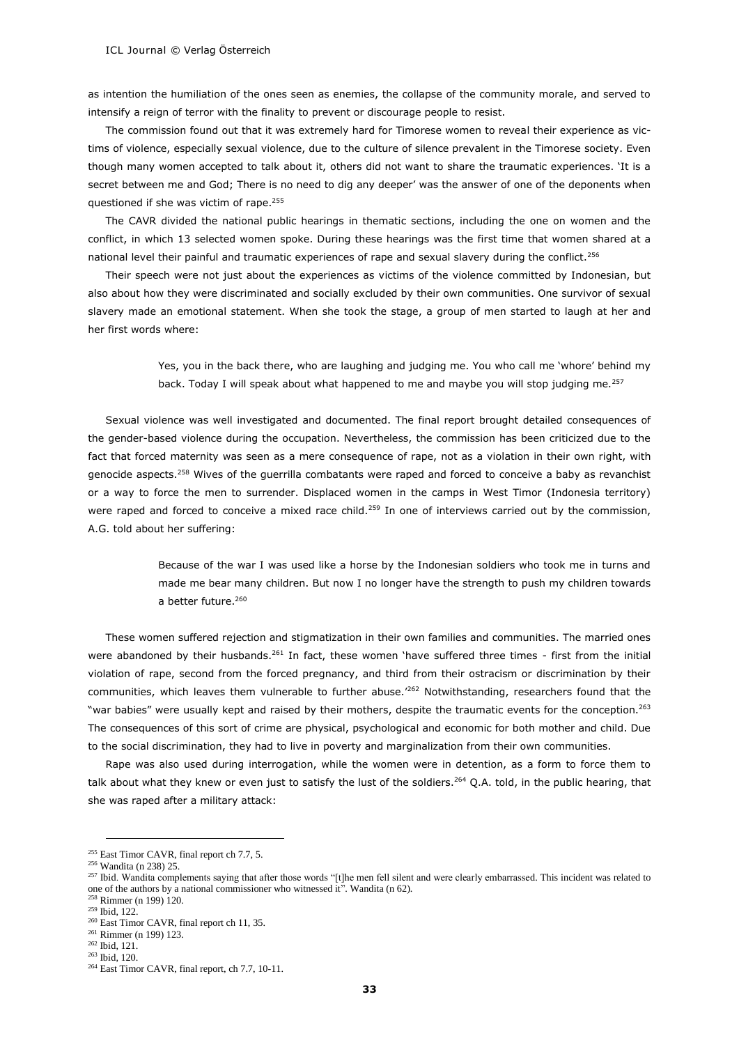as intention the humiliation of the ones seen as enemies, the collapse of the community morale, and served to intensify a reign of terror with the finality to prevent or discourage people to resist.

The commission found out that it was extremely hard for Timorese women to reveal their experience as victims of violence, especially sexual violence, due to the culture of silence prevalent in the Timorese society. Even though many women accepted to talk about it, others did not want to share the traumatic experiences. 'It is a secret between me and God; There is no need to dig any deeper' was the answer of one of the deponents when questioned if she was victim of rape.[255]

The CAVR divided the national public hearings in thematic sections, including the one on women and the conflict, in which 13 selected women spoke. During these hearings was the first time that women shared at a national level their painful and traumatic experiences of rape and sexual slavery during the conflict.[256]

Their speech were not just about the experiences as victims of the violence committed by Indonesian, but also about how they were discriminated and socially excluded by their own communities. One survivor of sexual slavery made an emotional statement. When she took the stage, a group of men started to laugh at her and her first words where:

> Yes, you in the back there, who are laughing and judging me. You who call me 'whore' behind my back. Today I will speak about what happened to me and maybe you will stop judging me.[257]

Sexual violence was well investigated and documented. The final report brought detailed consequences of the gender-based violence during the occupation. Nevertheless, the commission has been criticized due to the fact that forced maternity was seen as a mere consequence of rape, not as a violation in their own right, with genocide aspects.[258] Wives of the guerrilla combatants were raped and forced to conceive a baby as revanchist or a way to force the men to surrender. Displaced women in the camps in West Timor (Indonesia territory) were raped and forced to conceive a mixed race child.[259] In one of interviews carried out by the commission, A.G. told about her suffering:

> Because of the war I was used like a horse by the Indonesian soldiers who took me in turns and made me bear many children. But now I no longer have the strength to push my children towards a better future.[260]

These women suffered rejection and stigmatization in their own families and communities. The married ones were abandoned by their husbands.[261] In fact, these women 'have suffered three times - first from the initial violation of rape, second from the forced pregnancy, and third from their ostracism or discrimination by their communities, which leaves them vulnerable to further abuse.'[262] Notwithstanding, researchers found that the "war babies" were usually kept and raised by their mothers, despite the traumatic events for the conception.[263] The consequences of this sort of crime are physical, psychological and economic for both mother and child. Due to the social discrimination, they had to live in poverty and marginalization from their own communities.

Rape was also used during interrogation, while the women were in detention, as a form to force them to talk about what they knew or even just to satisfy the lust of the soldiers.[264] Q.A. told, in the public hearing, that she was raped after a military attack:

---

[255] East Timor CAVR, final report ch 7.7, 5.

[256] Wandita (n 238) 25.

[257] Ibid. Wandita complements saying that after those words "[t]he men fell silent and were clearly embarrassed. This incident was related to one of the authors by a national commissioner who witnessed it". Wandita (n 62).

[258] Rimmer (n 199) 120.

[259] Ibid, 122.

[260] East Timor CAVR, final report ch 11, 35.

[261] Rimmer (n 199) 123.

[262] Ibid, 121.

[263] Ibid, 120.

[264] East Timor CAVR, final report, ch 7.7, 10-11.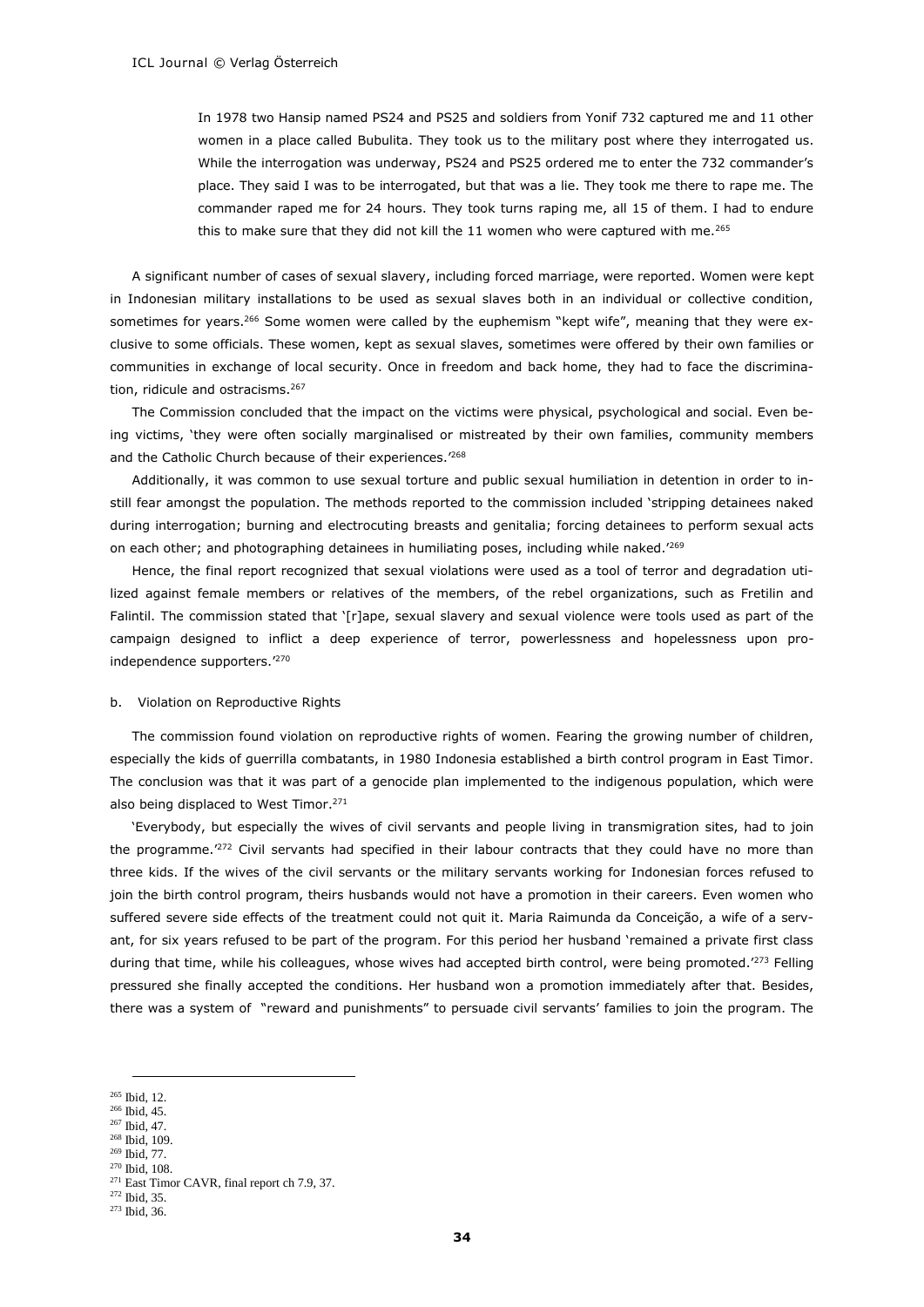> In 1978 two Hansip named PS24 and PS25 and soldiers from Yonif 732 captured me and 11 other women in a place called Bubulita. They took us to the military post where they interrogated us. While the interrogation was underway, PS24 and PS25 ordered me to enter the 732 commander's place. They said I was to be interrogated, but that was a lie. They took me there to rape me. The commander raped me for 24 hours. They took turns raping me, all 15 of them. I had to endure this to make sure that they did not kill the 11 women who were captured with me.[265]

A significant number of cases of sexual slavery, including forced marriage, were reported. Women were kept in Indonesian military installations to be used as sexual slaves both in an individual or collective condition, sometimes for years.[266] Some women were called by the euphemism "kept wife", meaning that they were exclusive to some officials. These women, kept as sexual slaves, sometimes were offered by their own families or communities in exchange of local security. Once in freedom and back home, they had to face the discrimination, ridicule and ostracisms.[267]

The Commission concluded that the impact on the victims were physical, psychological and social. Even being victims, 'they were often socially marginalised or mistreated by their own families, community members and the Catholic Church because of their experiences.'[268]

Additionally, it was common to use sexual torture and public sexual humiliation in detention in order to instill fear amongst the population. The methods reported to the commission included 'stripping detainees naked during interrogation; burning and electrocuting breasts and genitalia; forcing detainees to perform sexual acts on each other; and photographing detainees in humiliating poses, including while naked.'[269]

Hence, the final report recognized that sexual violations were used as a tool of terror and degradation utilized against female members or relatives of the members, of the rebel organizations, such as Fretilin and Falintil. The commission stated that '[r]ape, sexual slavery and sexual violence were tools used as part of the campaign designed to inflict a deep experience of terror, powerlessness and hopelessness upon pro-independence supporters.'[270]

b. Violation on Reproductive Rights

The commission found violation on reproductive rights of women. Fearing the growing number of children, especially the kids of guerrilla combatants, in 1980 Indonesia established a birth control program in East Timor. The conclusion was that it was part of a genocide plan implemented to the indigenous population, which were also being displaced to West Timor.[271]

'Everybody, but especially the wives of civil servants and people living in transmigration sites, had to join the programme.'[272] Civil servants had specified in their labour contracts that they could have no more than three kids. If the wives of the civil servants or the military servants working for Indonesian forces refused to join the birth control program, theirs husbands would not have a promotion in their careers. Even women who suffered severe side effects of the treatment could not quit it. Maria Raimunda da Conceição, a wife of a servant, for six years refused to be part of the program. For this period her husband 'remained a private first class during that time, while his colleagues, whose wives had accepted birth control, were being promoted.'[273] Felling pressured she finally accepted the conditions. Her husband won a promotion immediately after that. Besides, there was a system of "reward and punishments" to persuade civil servants' families to join the program. The

---

[265] Ibid, 12.
[266] Ibid, 45.
[267] Ibid, 47.
[268] Ibid, 109.
[269] Ibid, 77.
[270] Ibid, 108.
[271] East Timor CAVR, final report ch 7.9, 37.
[272] Ibid, 35.
[273] Ibid, 36.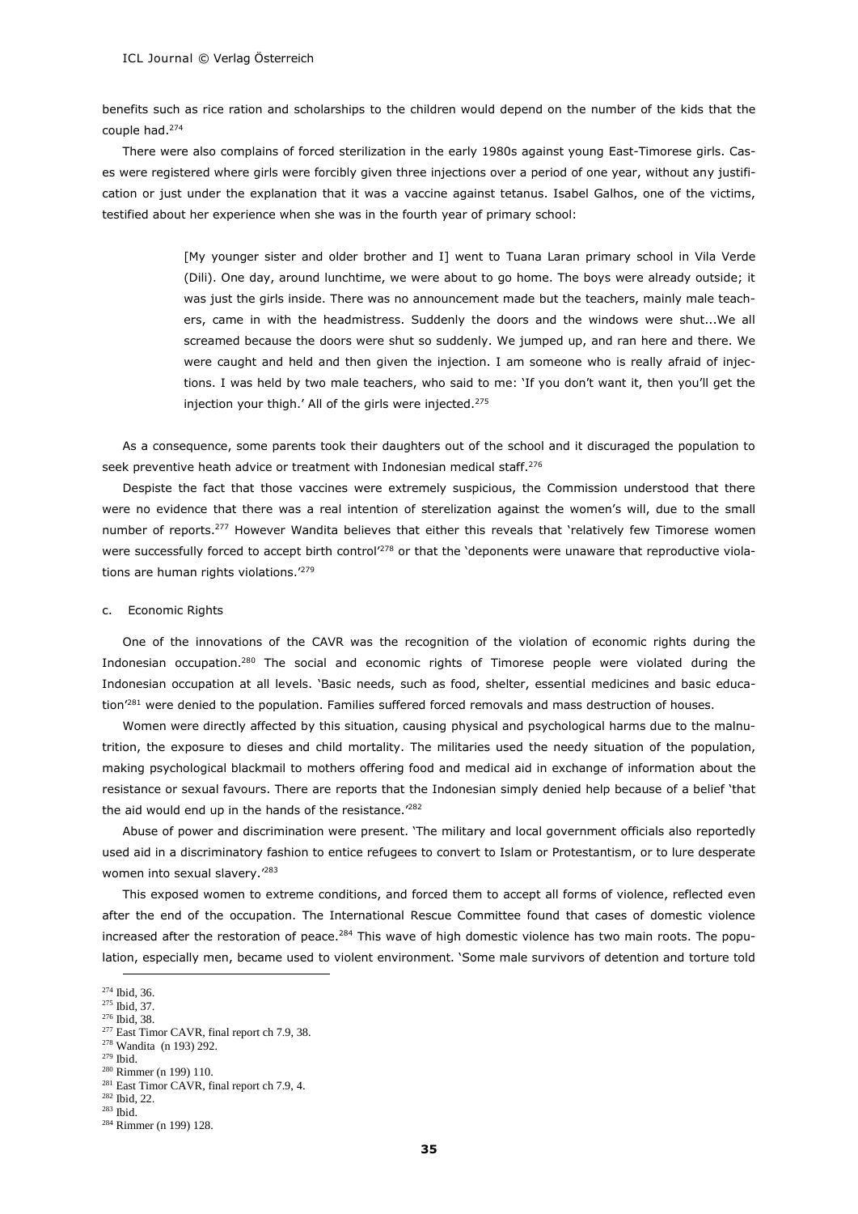benefits such as rice ration and scholarships to the children would depend on the number of the kids that the couple had.[274]

There were also complains of forced sterilization in the early 1980s against young East-Timorese girls. Cases were registered where girls were forcibly given three injections over a period of one year, without any justification or just under the explanation that it was a vaccine against tetanus. Isabel Galhos, one of the victims, testified about her experience when she was in the fourth year of primary school:

> [My younger sister and older brother and I] went to Tuana Laran primary school in Vila Verde (Dili). One day, around lunchtime, we were about to go home. The boys were already outside; it was just the girls inside. There was no announcement made but the teachers, mainly male teachers, came in with the headmistress. Suddenly the doors and the windows were shut...We all screamed because the doors were shut so suddenly. We jumped up, and ran here and there. We were caught and held and then given the injection. I am someone who is really afraid of injections. I was held by two male teachers, who said to me: 'If you don't want it, then you'll get the injection your thigh.' All of the girls were injected.[275]

As a consequence, some parents took their daughters out of the school and it discuraged the population to seek preventive heath advice or treatment with Indonesian medical staff.[276]

Despiste the fact that those vaccines were extremely suspicious, the Commission understood that there were no evidence that there was a real intention of sterelization against the women's will, due to the small number of reports.[277] However Wandita believes that either this reveals that 'relatively few Timorese women were successfully forced to accept birth control'[278] or that the 'deponents were unaware that reproductive violations are human rights violations.'[279]

c. Economic Rights

One of the innovations of the CAVR was the recognition of the violation of economic rights during the Indonesian occupation.[280] The social and economic rights of Timorese people were violated during the Indonesian occupation at all levels. 'Basic needs, such as food, shelter, essential medicines and basic education'[281] were denied to the population. Families suffered forced removals and mass destruction of houses.

Women were directly affected by this situation, causing physical and psychological harms due to the malnutrition, the exposure to dieses and child mortality. The militaries used the needy situation of the population, making psychological blackmail to mothers offering food and medical aid in exchange of information about the resistance or sexual favours. There are reports that the Indonesian simply denied help because of a belief 'that the aid would end up in the hands of the resistance.'[282]

Abuse of power and discrimination were present. 'The military and local government officials also reportedly used aid in a discriminatory fashion to entice refugees to convert to Islam or Protestantism, or to lure desperate women into sexual slavery.'[283]

This exposed women to extreme conditions, and forced them to accept all forms of violence, reflected even after the end of the occupation. The International Rescue Committee found that cases of domestic violence increased after the restoration of peace.[284] This wave of high domestic violence has two main roots. The population, especially men, became used to violent environment. 'Some male survivors of detention and torture told

[274] Ibid, 36.
[275] Ibid, 37.
[276] Ibid, 38.
[277] East Timor CAVR, final report ch 7.9, 38.
[278] Wandita (n 193) 292.
[279] Ibid.
[280] Rimmer (n 199) 110.
[281] East Timor CAVR, final report ch 7.9, 4.
[282] Ibid, 22.
[283] Ibid.
[284] Rimmer (n 199) 128.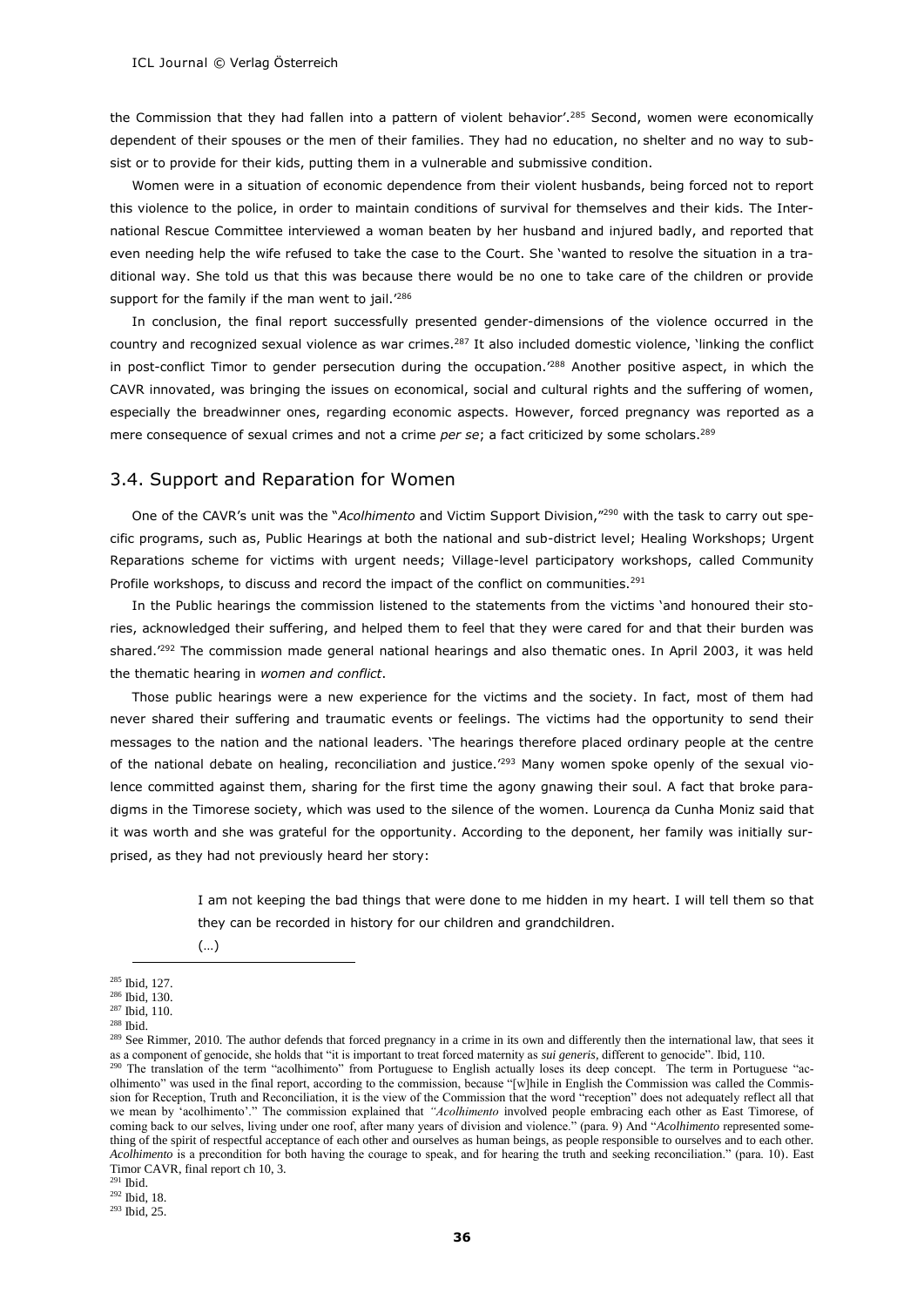the Commission that they had fallen into a pattern of violent behavior'.[285] Second, women were economically dependent of their spouses or the men of their families. They had no education, no shelter and no way to subsist or to provide for their kids, putting them in a vulnerable and submissive condition.

Women were in a situation of economic dependence from their violent husbands, being forced not to report this violence to the police, in order to maintain conditions of survival for themselves and their kids. The International Rescue Committee interviewed a woman beaten by her husband and injured badly, and reported that even needing help the wife refused to take the case to the Court. She 'wanted to resolve the situation in a traditional way. She told us that this was because there would be no one to take care of the children or provide support for the family if the man went to jail.'[286]

In conclusion, the final report successfully presented gender-dimensions of the violence occurred in the country and recognized sexual violence as war crimes.[287] It also included domestic violence, 'linking the conflict in post-conflict Timor to gender persecution during the occupation.'[288] Another positive aspect, in which the CAVR innovated, was bringing the issues on economical, social and cultural rights and the suffering of women, especially the breadwinner ones, regarding economic aspects. However, forced pregnancy was reported as a mere consequence of sexual crimes and not a crime *per se*; a fact criticized by some scholars.[289]

## 3.4. Support and Reparation for Women

One of the CAVR's unit was the "*Acolhimento* and Victim Support Division,"[290] with the task to carry out specific programs, such as, Public Hearings at both the national and sub-district level; Healing Workshops; Urgent Reparations scheme for victims with urgent needs; Village-level participatory workshops, called Community Profile workshops, to discuss and record the impact of the conflict on communities.[291]

In the Public hearings the commission listened to the statements from the victims 'and honoured their stories, acknowledged their suffering, and helped them to feel that they were cared for and that their burden was shared.'[292] The commission made general national hearings and also thematic ones. In April 2003, it was held the thematic hearing in *women and conflict*.

Those public hearings were a new experience for the victims and the society. In fact, most of them had never shared their suffering and traumatic events or feelings. The victims had the opportunity to send their messages to the nation and the national leaders. 'The hearings therefore placed ordinary people at the centre of the national debate on healing, reconciliation and justice.'[293] Many women spoke openly of the sexual violence committed against them, sharing for the first time the agony gnawing their soul. A fact that broke paradigms in the Timorese society, which was used to the silence of the women. Lourença da Cunha Moniz said that it was worth and she was grateful for the opportunity. According to the deponent, her family was initially surprised, as they had not previously heard her story:

> I am not keeping the bad things that were done to me hidden in my heart. I will tell them so that they can be recorded in history for our children and grandchildren.
>
> (…)

---

[285] Ibid, 127.

[286] Ibid, 130.

[287] Ibid, 110.

[288] Ibid.

[289] See Rimmer, 2010. The author defends that forced pregnancy in a crime in its own and differently then the international law, that sees it as a component of genocide, she holds that "it is important to treat forced maternity as *sui generis*, different to genocide". Ibid, 110.

[290] The translation of the term "acolhimento" from Portuguese to English actually loses its deep concept. The term in Portuguese "acolhimento" was used in the final report, according to the commission, because "[w]hile in English the Commission was called the Commission for Reception, Truth and Reconciliation, it is the view of the Commission that the word "reception" does not adequately reflect all that we mean by 'acolhimento'." The commission explained that *"Acolhimento* involved people embracing each other as East Timorese, of coming back to our selves, living under one roof, after many years of division and violence." (para. 9) And "*Acolhimento* represented something of the spirit of respectful acceptance of each other and ourselves as human beings, as people responsible to ourselves and to each other. *Acolhimento* is a precondition for both having the courage to speak, and for hearing the truth and seeking reconciliation." (para. 10). East Timor CAVR, final report ch 10, 3.

[291] Ibid.

[292] Ibid, 18.

[293] Ibid, 25.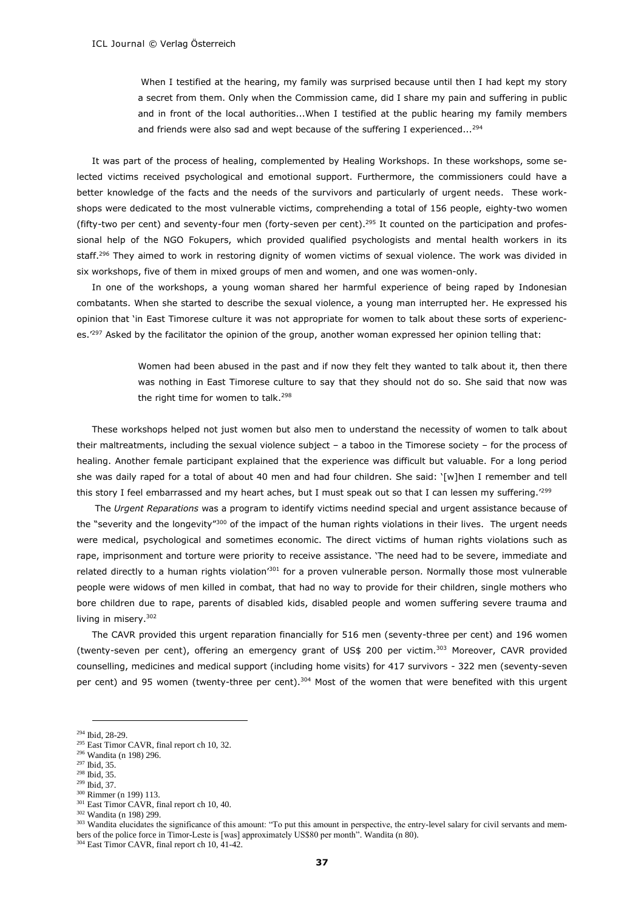> When I testified at the hearing, my family was surprised because until then I had kept my story a secret from them. Only when the Commission came, did I share my pain and suffering in public and in front of the local authorities...When I testified at the public hearing my family members and friends were also sad and wept because of the suffering I experienced...[294]

It was part of the process of healing, complemented by Healing Workshops. In these workshops, some selected victims received psychological and emotional support. Furthermore, the commissioners could have a better knowledge of the facts and the needs of the survivors and particularly of urgent needs. These workshops were dedicated to the most vulnerable victims, comprehending a total of 156 people, eighty-two women (fifty-two per cent) and seventy-four men (forty-seven per cent).[295] It counted on the participation and professional help of the NGO Fokupers, which provided qualified psychologists and mental health workers in its staff.[296] They aimed to work in restoring dignity of women victims of sexual violence. The work was divided in six workshops, five of them in mixed groups of men and women, and one was women-only.

In one of the workshops, a young woman shared her harmful experience of being raped by Indonesian combatants. When she started to describe the sexual violence, a young man interrupted her. He expressed his opinion that 'in East Timorese culture it was not appropriate for women to talk about these sorts of experiences.'[297] Asked by the facilitator the opinion of the group, another woman expressed her opinion telling that:

> Women had been abused in the past and if now they felt they wanted to talk about it, then there was nothing in East Timorese culture to say that they should not do so. She said that now was the right time for women to talk.[298]

These workshops helped not just women but also men to understand the necessity of women to talk about their maltreatments, including the sexual violence subject – a taboo in the Timorese society – for the process of healing. Another female participant explained that the experience was difficult but valuable. For a long period she was daily raped for a total of about 40 men and had four children. She said: '[w]hen I remember and tell this story I feel embarrassed and my heart aches, but I must speak out so that I can lessen my suffering.'[299]

The *Urgent Reparations* was a program to identify victims needind special and urgent assistance because of the "severity and the longevity"[300] of the impact of the human rights violations in their lives. The urgent needs were medical, psychological and sometimes economic. The direct victims of human rights violations such as rape, imprisonment and torture were priority to receive assistance. 'The need had to be severe, immediate and related directly to a human rights violation'[301] for a proven vulnerable person. Normally those most vulnerable people were widows of men killed in combat, that had no way to provide for their children, single mothers who bore children due to rape, parents of disabled kids, disabled people and women suffering severe trauma and living in misery.[302]

The CAVR provided this urgent reparation financially for 516 men (seventy-three per cent) and 196 women (twenty-seven per cent), offering an emergency grant of US$ 200 per victim.[303] Moreover, CAVR provided counselling, medicines and medical support (including home visits) for 417 survivors - 322 men (seventy-seven per cent) and 95 women (twenty-three per cent).[304] Most of the women that were benefited with this urgent

---

[294] Ibid, 28-29.
[295] East Timor CAVR, final report ch 10, 32.
[296] Wandita (n 198) 296.
[297] Ibid, 35.
[298] Ibid, 35.
[299] Ibid, 37.
[300] Rimmer (n 199) 113.
[301] East Timor CAVR, final report ch 10, 40.
[302] Wandita (n 198) 299.
[303] Wandita elucidates the significance of this amount: "To put this amount in perspective, the entry-level salary for civil servants and members of the police force in Timor-Leste is [was] approximately US$80 per month". Wandita (n 80).
[304] East Timor CAVR, final report ch 10, 41-42.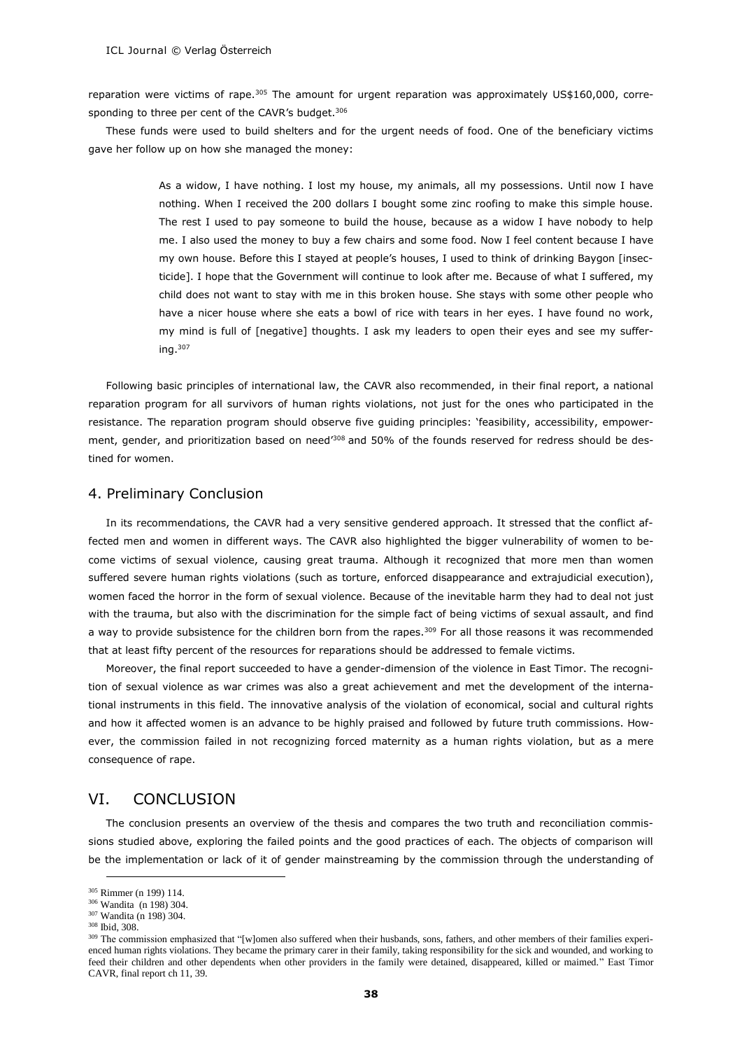reparation were victims of rape.[305] The amount for urgent reparation was approximately US$160,000, corresponding to three per cent of the CAVR's budget.[306]

These funds were used to build shelters and for the urgent needs of food. One of the beneficiary victims gave her follow up on how she managed the money:

> As a widow, I have nothing. I lost my house, my animals, all my possessions. Until now I have nothing. When I received the 200 dollars I bought some zinc roofing to make this simple house. The rest I used to pay someone to build the house, because as a widow I have nobody to help me. I also used the money to buy a few chairs and some food. Now I feel content because I have my own house. Before this I stayed at people's houses, I used to think of drinking Baygon [insecticide]. I hope that the Government will continue to look after me. Because of what I suffered, my child does not want to stay with me in this broken house. She stays with some other people who have a nicer house where she eats a bowl of rice with tears in her eyes. I have found no work, my mind is full of [negative] thoughts. I ask my leaders to open their eyes and see my suffering.[307]

Following basic principles of international law, the CAVR also recommended, in their final report, a national reparation program for all survivors of human rights violations, not just for the ones who participated in the resistance. The reparation program should observe five guiding principles: 'feasibility, accessibility, empowerment, gender, and prioritization based on need'[308] and 50% of the founds reserved for redress should be destined for women.

## 4. Preliminary Conclusion

In its recommendations, the CAVR had a very sensitive gendered approach. It stressed that the conflict affected men and women in different ways. The CAVR also highlighted the bigger vulnerability of women to become victims of sexual violence, causing great trauma. Although it recognized that more men than women suffered severe human rights violations (such as torture, enforced disappearance and extrajudicial execution), women faced the horror in the form of sexual violence. Because of the inevitable harm they had to deal not just with the trauma, but also with the discrimination for the simple fact of being victims of sexual assault, and find a way to provide subsistence for the children born from the rapes.[309] For all those reasons it was recommended that at least fifty percent of the resources for reparations should be addressed to female victims.

Moreover, the final report succeeded to have a gender-dimension of the violence in East Timor. The recognition of sexual violence as war crimes was also a great achievement and met the development of the international instruments in this field. The innovative analysis of the violation of economical, social and cultural rights and how it affected women is an advance to be highly praised and followed by future truth commissions. However, the commission failed in not recognizing forced maternity as a human rights violation, but as a mere consequence of rape.

# VI. CONCLUSION

The conclusion presents an overview of the thesis and compares the two truth and reconciliation commissions studied above, exploring the failed points and the good practices of each. The objects of comparison will be the implementation or lack of it of gender mainstreaming by the commission through the understanding of

---

[305] Rimmer (n 199) 114.

[306] Wandita (n 198) 304.

[307] Wandita (n 198) 304.

[308] Ibid, 308.

[309] The commission emphasized that "[w]omen also suffered when their husbands, sons, fathers, and other members of their families experienced human rights violations. They became the primary carer in their family, taking responsibility for the sick and wounded, and working to feed their children and other dependents when other providers in the family were detained, disappeared, killed or maimed." East Timor CAVR, final report ch 11, 39.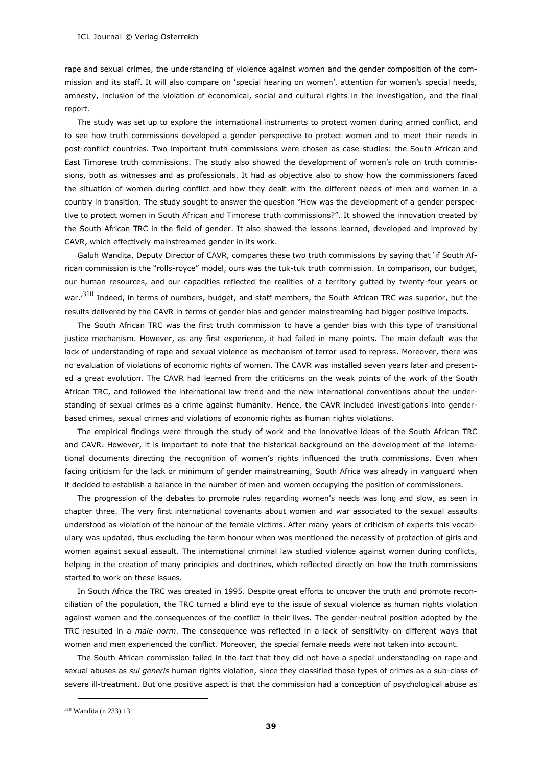rape and sexual crimes, the understanding of violence against women and the gender composition of the commission and its staff. It will also compare on 'special hearing on women', attention for women's special needs, amnesty, inclusion of the violation of economical, social and cultural rights in the investigation, and the final report.

The study was set up to explore the international instruments to protect women during armed conflict, and to see how truth commissions developed a gender perspective to protect women and to meet their needs in post-conflict countries. Two important truth commissions were chosen as case studies: the South African and East Timorese truth commissions. The study also showed the development of women's role on truth commissions, both as witnesses and as professionals. It had as objective also to show how the commissioners faced the situation of women during conflict and how they dealt with the different needs of men and women in a country in transition. The study sought to answer the question "How was the development of a gender perspective to protect women in South African and Timorese truth commissions?". It showed the innovation created by the South African TRC in the field of gender. It also showed the lessons learned, developed and improved by CAVR, which effectively mainstreamed gender in its work.

Galuh Wandita, Deputy Director of CAVR, compares these two truth commissions by saying that 'if South African commission is the "rolls-royce" model, ours was the tuk-tuk truth commission. In comparison, our budget, our human resources, and our capacities reflected the realities of a territory gutted by twenty-four years or war.'[310] Indeed, in terms of numbers, budget, and staff members, the South African TRC was superior, but the results delivered by the CAVR in terms of gender bias and gender mainstreaming had bigger positive impacts.

The South African TRC was the first truth commission to have a gender bias with this type of transitional justice mechanism. However, as any first experience, it had failed in many points. The main default was the lack of understanding of rape and sexual violence as mechanism of terror used to repress. Moreover, there was no evaluation of violations of economic rights of women. The CAVR was installed seven years later and presented a great evolution. The CAVR had learned from the criticisms on the weak points of the work of the South African TRC, and followed the international law trend and the new international conventions about the understanding of sexual crimes as a crime against humanity. Hence, the CAVR included investigations into gender-based crimes, sexual crimes and violations of economic rights as human rights violations.

The empirical findings were through the study of work and the innovative ideas of the South African TRC and CAVR. However, it is important to note that the historical background on the development of the international documents directing the recognition of women's rights influenced the truth commissions. Even when facing criticism for the lack or minimum of gender mainstreaming, South Africa was already in vanguard when it decided to establish a balance in the number of men and women occupying the position of commissioners.

The progression of the debates to promote rules regarding women's needs was long and slow, as seen in chapter three. The very first international covenants about women and war associated to the sexual assaults understood as violation of the honour of the female victims. After many years of criticism of experts this vocabulary was updated, thus excluding the term honour when was mentioned the necessity of protection of girls and women against sexual assault. The international criminal law studied violence against women during conflicts, helping in the creation of many principles and doctrines, which reflected directly on how the truth commissions started to work on these issues.

In South Africa the TRC was created in 1995. Despite great efforts to uncover the truth and promote reconciliation of the population, the TRC turned a blind eye to the issue of sexual violence as human rights violation against women and the consequences of the conflict in their lives. The gender-neutral position adopted by the TRC resulted in a *male norm*. The consequence was reflected in a lack of sensitivity on different ways that women and men experienced the conflict. Moreover, the special female needs were not taken into account.

The South African commission failed in the fact that they did not have a special understanding on rape and sexual abuses as *sui generis* human rights violation, since they classified those types of crimes as a sub-class of severe ill-treatment. But one positive aspect is that the commission had a conception of psychological abuse as

[310] Wandita (n 233) 13.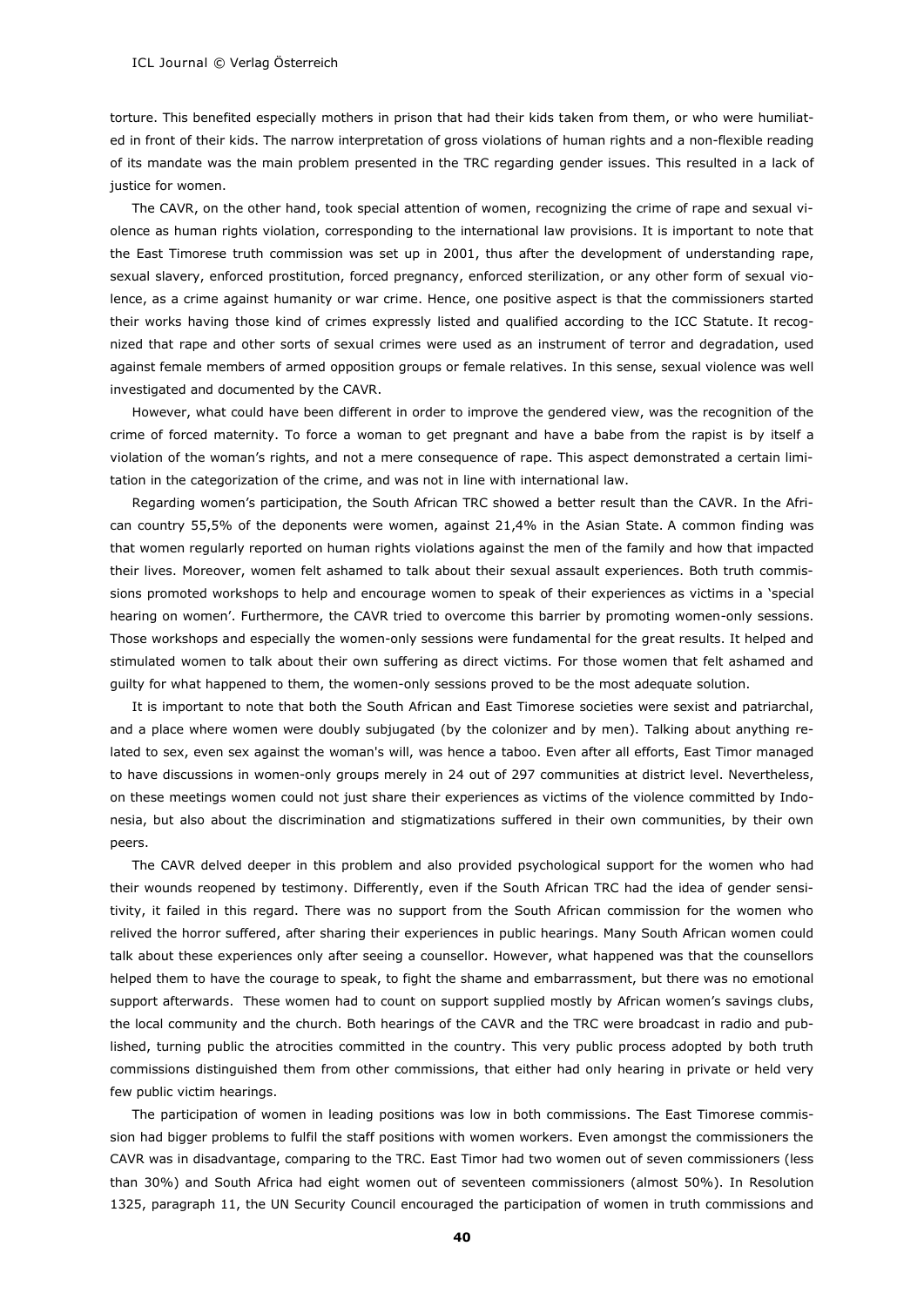torture. This benefited especially mothers in prison that had their kids taken from them, or who were humiliated in front of their kids. The narrow interpretation of gross violations of human rights and a non-flexible reading of its mandate was the main problem presented in the TRC regarding gender issues. This resulted in a lack of justice for women.

The CAVR, on the other hand, took special attention of women, recognizing the crime of rape and sexual violence as human rights violation, corresponding to the international law provisions. It is important to note that the East Timorese truth commission was set up in 2001, thus after the development of understanding rape, sexual slavery, enforced prostitution, forced pregnancy, enforced sterilization, or any other form of sexual violence, as a crime against humanity or war crime. Hence, one positive aspect is that the commissioners started their works having those kind of crimes expressly listed and qualified according to the ICC Statute. It recognized that rape and other sorts of sexual crimes were used as an instrument of terror and degradation, used against female members of armed opposition groups or female relatives. In this sense, sexual violence was well investigated and documented by the CAVR.

However, what could have been different in order to improve the gendered view, was the recognition of the crime of forced maternity. To force a woman to get pregnant and have a babe from the rapist is by itself a violation of the woman's rights, and not a mere consequence of rape. This aspect demonstrated a certain limitation in the categorization of the crime, and was not in line with international law.

Regarding women's participation, the South African TRC showed a better result than the CAVR. In the African country 55,5% of the deponents were women, against 21,4% in the Asian State. A common finding was that women regularly reported on human rights violations against the men of the family and how that impacted their lives. Moreover, women felt ashamed to talk about their sexual assault experiences. Both truth commissions promoted workshops to help and encourage women to speak of their experiences as victims in a 'special hearing on women'. Furthermore, the CAVR tried to overcome this barrier by promoting women-only sessions. Those workshops and especially the women-only sessions were fundamental for the great results. It helped and stimulated women to talk about their own suffering as direct victims. For those women that felt ashamed and guilty for what happened to them, the women-only sessions proved to be the most adequate solution.

It is important to note that both the South African and East Timorese societies were sexist and patriarchal, and a place where women were doubly subjugated (by the colonizer and by men). Talking about anything related to sex, even sex against the woman's will, was hence a taboo. Even after all efforts, East Timor managed to have discussions in women-only groups merely in 24 out of 297 communities at district level. Nevertheless, on these meetings women could not just share their experiences as victims of the violence committed by Indonesia, but also about the discrimination and stigmatizations suffered in their own communities, by their own peers.

The CAVR delved deeper in this problem and also provided psychological support for the women who had their wounds reopened by testimony. Differently, even if the South African TRC had the idea of gender sensitivity, it failed in this regard. There was no support from the South African commission for the women who relived the horror suffered, after sharing their experiences in public hearings. Many South African women could talk about these experiences only after seeing a counsellor. However, what happened was that the counsellors helped them to have the courage to speak, to fight the shame and embarrassment, but there was no emotional support afterwards. These women had to count on support supplied mostly by African women's savings clubs, the local community and the church. Both hearings of the CAVR and the TRC were broadcast in radio and published, turning public the atrocities committed in the country. This very public process adopted by both truth commissions distinguished them from other commissions, that either had only hearing in private or held very few public victim hearings.

The participation of women in leading positions was low in both commissions. The East Timorese commission had bigger problems to fulfil the staff positions with women workers. Even amongst the commissioners the CAVR was in disadvantage, comparing to the TRC. East Timor had two women out of seven commissioners (less than 30%) and South Africa had eight women out of seventeen commissioners (almost 50%). In Resolution 1325, paragraph 11, the UN Security Council encouraged the participation of women in truth commissions and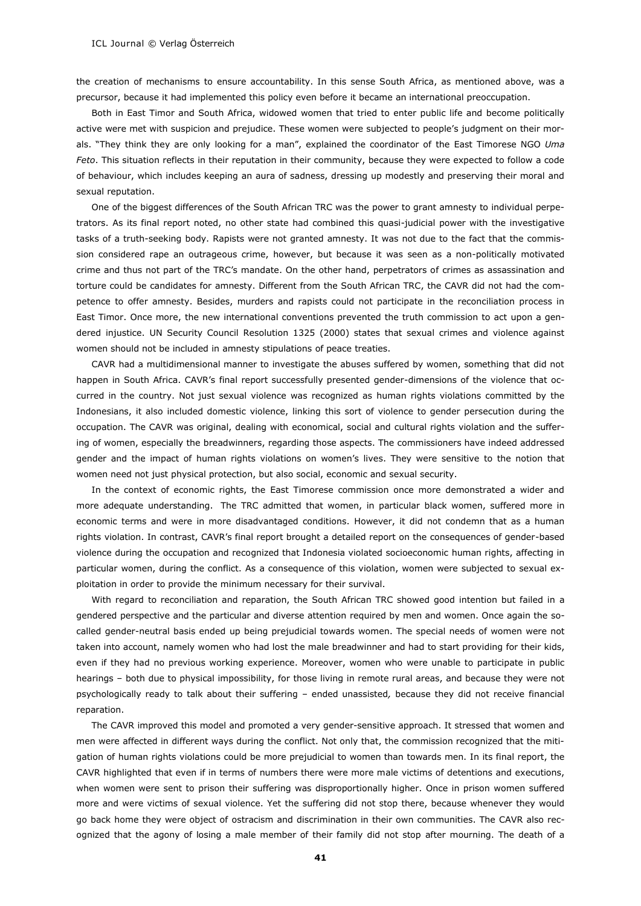the creation of mechanisms to ensure accountability. In this sense South Africa, as mentioned above, was a precursor, because it had implemented this policy even before it became an international preoccupation.

Both in East Timor and South Africa, widowed women that tried to enter public life and become politically active were met with suspicion and prejudice. These women were subjected to people's judgment on their morals. "They think they are only looking for a man", explained the coordinator of the East Timorese NGO *Uma Feto*. This situation reflects in their reputation in their community, because they were expected to follow a code of behaviour, which includes keeping an aura of sadness, dressing up modestly and preserving their moral and sexual reputation.

One of the biggest differences of the South African TRC was the power to grant amnesty to individual perpetrators. As its final report noted, no other state had combined this quasi-judicial power with the investigative tasks of a truth-seeking body. Rapists were not granted amnesty. It was not due to the fact that the commission considered rape an outrageous crime, however, but because it was seen as a non-politically motivated crime and thus not part of the TRC's mandate. On the other hand, perpetrators of crimes as assassination and torture could be candidates for amnesty. Different from the South African TRC, the CAVR did not had the competence to offer amnesty. Besides, murders and rapists could not participate in the reconciliation process in East Timor. Once more, the new international conventions prevented the truth commission to act upon a gendered injustice. UN Security Council Resolution 1325 (2000) states that sexual crimes and violence against women should not be included in amnesty stipulations of peace treaties.

CAVR had a multidimensional manner to investigate the abuses suffered by women, something that did not happen in South Africa. CAVR's final report successfully presented gender-dimensions of the violence that occurred in the country. Not just sexual violence was recognized as human rights violations committed by the Indonesians, it also included domestic violence, linking this sort of violence to gender persecution during the occupation. The CAVR was original, dealing with economical, social and cultural rights violation and the suffering of women, especially the breadwinners, regarding those aspects. The commissioners have indeed addressed gender and the impact of human rights violations on women's lives. They were sensitive to the notion that women need not just physical protection, but also social, economic and sexual security.

In the context of economic rights, the East Timorese commission once more demonstrated a wider and more adequate understanding. The TRC admitted that women, in particular black women, suffered more in economic terms and were in more disadvantaged conditions. However, it did not condemn that as a human rights violation. In contrast, CAVR's final report brought a detailed report on the consequences of gender-based violence during the occupation and recognized that Indonesia violated socioeconomic human rights, affecting in particular women, during the conflict. As a consequence of this violation, women were subjected to sexual exploitation in order to provide the minimum necessary for their survival.

With regard to reconciliation and reparation, the South African TRC showed good intention but failed in a gendered perspective and the particular and diverse attention required by men and women. Once again the so-called gender-neutral basis ended up being prejudicial towards women. The special needs of women were not taken into account, namely women who had lost the male breadwinner and had to start providing for their kids, even if they had no previous working experience. Moreover, women who were unable to participate in public hearings – both due to physical impossibility, for those living in remote rural areas, and because they were not psychologically ready to talk about their suffering – ended unassisted, because they did not receive financial reparation.

The CAVR improved this model and promoted a very gender-sensitive approach. It stressed that women and men were affected in different ways during the conflict. Not only that, the commission recognized that the mitigation of human rights violations could be more prejudicial to women than towards men. In its final report, the CAVR highlighted that even if in terms of numbers there were more male victims of detentions and executions, when women were sent to prison their suffering was disproportionally higher. Once in prison women suffered more and were victims of sexual violence. Yet the suffering did not stop there, because whenever they would go back home they were object of ostracism and discrimination in their own communities. The CAVR also recognized that the agony of losing a male member of their family did not stop after mourning. The death of a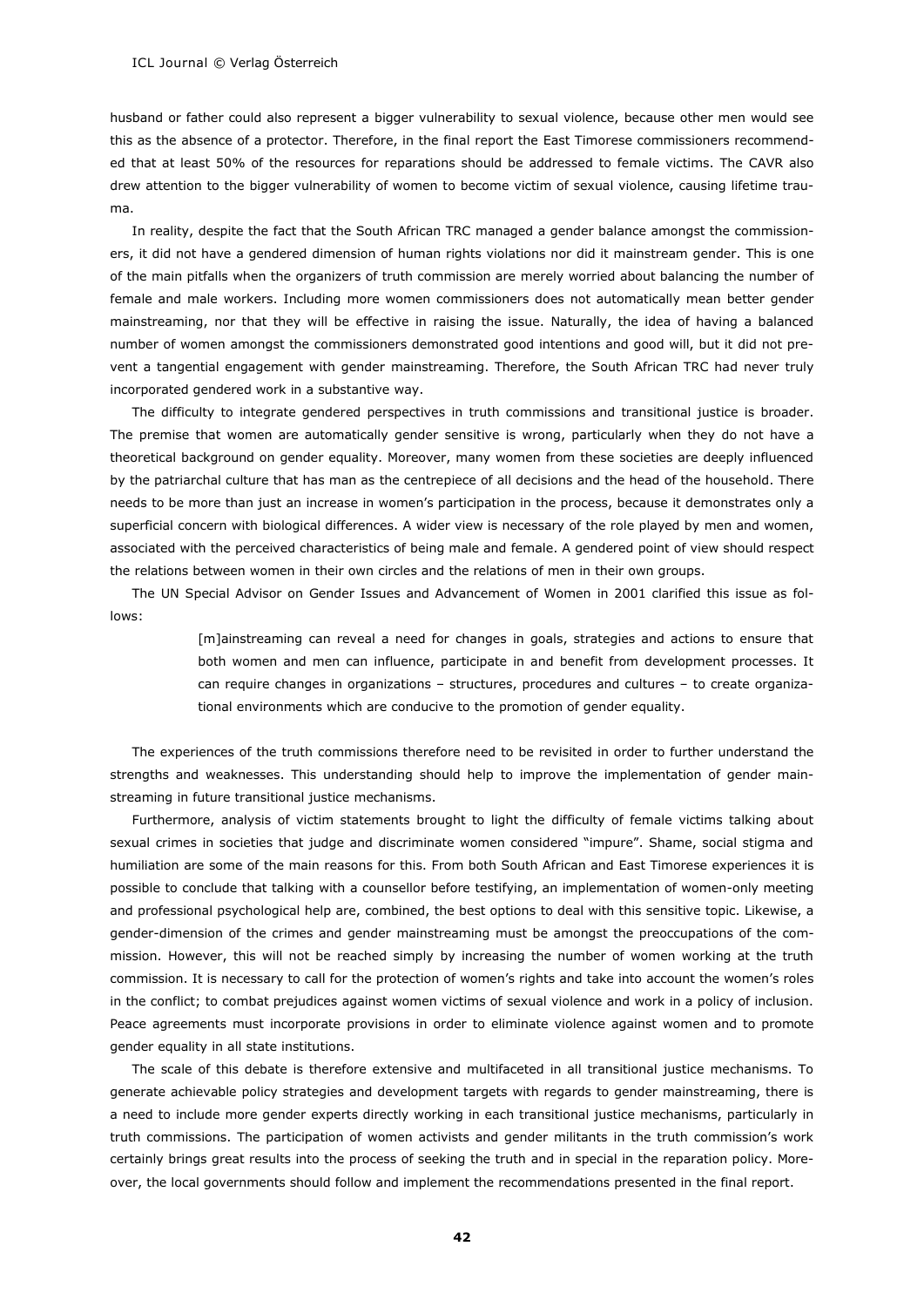husband or father could also represent a bigger vulnerability to sexual violence, because other men would see this as the absence of a protector. Therefore, in the final report the East Timorese commissioners recommended that at least 50% of the resources for reparations should be addressed to female victims. The CAVR also drew attention to the bigger vulnerability of women to become victim of sexual violence, causing lifetime trauma.

In reality, despite the fact that the South African TRC managed a gender balance amongst the commissioners, it did not have a gendered dimension of human rights violations nor did it mainstream gender. This is one of the main pitfalls when the organizers of truth commission are merely worried about balancing the number of female and male workers. Including more women commissioners does not automatically mean better gender mainstreaming, nor that they will be effective in raising the issue. Naturally, the idea of having a balanced number of women amongst the commissioners demonstrated good intentions and good will, but it did not prevent a tangential engagement with gender mainstreaming. Therefore, the South African TRC had never truly incorporated gendered work in a substantive way.

The difficulty to integrate gendered perspectives in truth commissions and transitional justice is broader. The premise that women are automatically gender sensitive is wrong, particularly when they do not have a theoretical background on gender equality. Moreover, many women from these societies are deeply influenced by the patriarchal culture that has man as the centrepiece of all decisions and the head of the household. There needs to be more than just an increase in women's participation in the process, because it demonstrates only a superficial concern with biological differences. A wider view is necessary of the role played by men and women, associated with the perceived characteristics of being male and female. A gendered point of view should respect the relations between women in their own circles and the relations of men in their own groups.

The UN Special Advisor on Gender Issues and Advancement of Women in 2001 clarified this issue as follows:

> [m]ainstreaming can reveal a need for changes in goals, strategies and actions to ensure that both women and men can influence, participate in and benefit from development processes. It can require changes in organizations – structures, procedures and cultures – to create organizational environments which are conducive to the promotion of gender equality.

The experiences of the truth commissions therefore need to be revisited in order to further understand the strengths and weaknesses. This understanding should help to improve the implementation of gender mainstreaming in future transitional justice mechanisms.

Furthermore, analysis of victim statements brought to light the difficulty of female victims talking about sexual crimes in societies that judge and discriminate women considered "impure". Shame, social stigma and humiliation are some of the main reasons for this. From both South African and East Timorese experiences it is possible to conclude that talking with a counsellor before testifying, an implementation of women-only meeting and professional psychological help are, combined, the best options to deal with this sensitive topic. Likewise, a gender-dimension of the crimes and gender mainstreaming must be amongst the preoccupations of the commission. However, this will not be reached simply by increasing the number of women working at the truth commission. It is necessary to call for the protection of women's rights and take into account the women's roles in the conflict; to combat prejudices against women victims of sexual violence and work in a policy of inclusion. Peace agreements must incorporate provisions in order to eliminate violence against women and to promote gender equality in all state institutions.

The scale of this debate is therefore extensive and multifaceted in all transitional justice mechanisms. To generate achievable policy strategies and development targets with regards to gender mainstreaming, there is a need to include more gender experts directly working in each transitional justice mechanisms, particularly in truth commissions. The participation of women activists and gender militants in the truth commission's work certainly brings great results into the process of seeking the truth and in special in the reparation policy. Moreover, the local governments should follow and implement the recommendations presented in the final report.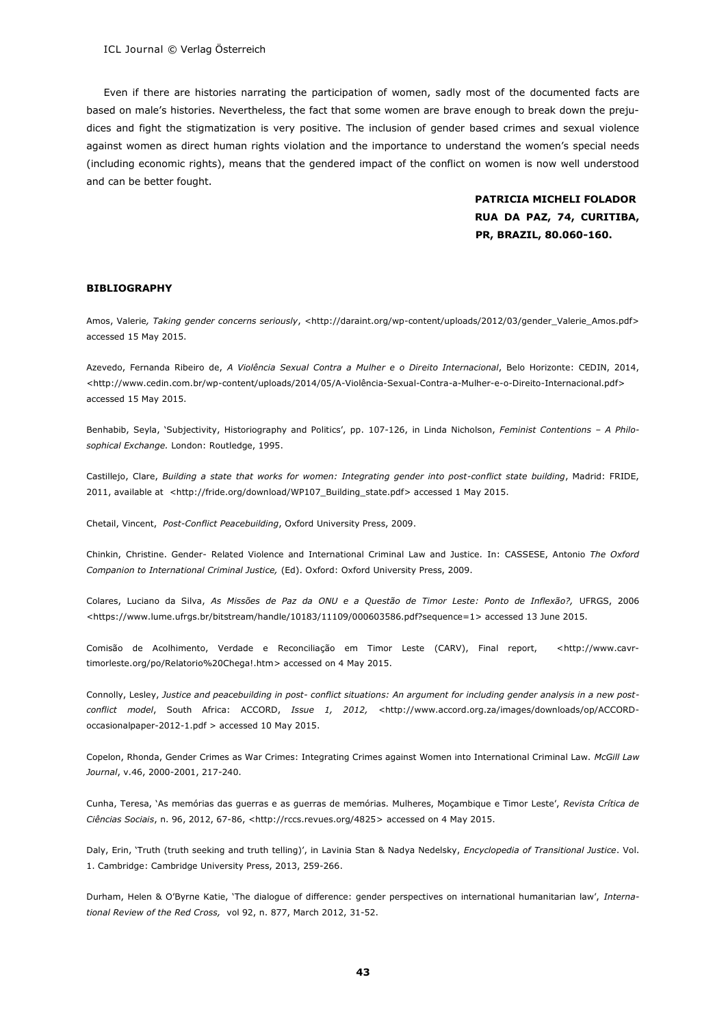Even if there are histories narrating the participation of women, sadly most of the documented facts are based on male's histories. Nevertheless, the fact that some women are brave enough to break down the prejudices and fight the stigmatization is very positive. The inclusion of gender based crimes and sexual violence against women as direct human rights violation and the importance to understand the women's special needs (including economic rights), means that the gendered impact of the conflict on women is now well understood and can be better fought.

**PATRICIA MICHELI FOLADOR**
**RUA DA PAZ, 74, CURITIBA, PR, BRAZIL, 80.060-160.**

**BIBLIOGRAPHY**

Amos, Valerie, *Taking gender concerns seriously*, <http://daraint.org/wp-content/uploads/2012/03/gender_Valerie_Amos.pdf> accessed 15 May 2015.

Azevedo, Fernanda Ribeiro de, *A Violência Sexual Contra a Mulher e o Direito Internacional*, Belo Horizonte: CEDIN, 2014, <http://www.cedin.com.br/wp-content/uploads/2014/05/A-Violência-Sexual-Contra-a-Mulher-e-o-Direito-Internacional.pdf> accessed 15 May 2015.

Benhabib, Seyla, 'Subjectivity, Historiography and Politics', pp. 107-126, in Linda Nicholson, *Feminist Contentions – A Philosophical Exchange.* London: Routledge, 1995.

Castillejo, Clare, *Building a state that works for women: Integrating gender into post-conflict state building*, Madrid: FRIDE, 2011, available at <http://fride.org/download/WP107_Building_state.pdf> accessed 1 May 2015.

Chetail, Vincent, *Post-Conflict Peacebuilding*, Oxford University Press, 2009.

Chinkin, Christine. Gender- Related Violence and International Criminal Law and Justice. In: CASSESE, Antonio *The Oxford Companion to International Criminal Justice,* (Ed). Oxford: Oxford University Press, 2009.

Colares, Luciano da Silva, *As Missões de Paz da ONU e a Questão de Timor Leste: Ponto de Inflexão?,* UFRGS, 2006 <https://www.lume.ufrgs.br/bitstream/handle/10183/11109/000603586.pdf?sequence=1> accessed 13 June 2015.

Comisão de Acolhimento, Verdade e Reconciliação em Timor Leste (CARV), Final report, <http://www.cavr-timorleste.org/po/Relatorio%20Chega!.htm> accessed on 4 May 2015.

Connolly, Lesley, *Justice and peacebuilding in post- conflict situations: An argument for including gender analysis in a new post-conflict model*, South Africa: ACCORD, *Issue 1, 2012,* <http://www.accord.org.za/images/downloads/op/ACCORD-occasionalpaper-2012-1.pdf > accessed 10 May 2015.

Copelon, Rhonda, Gender Crimes as War Crimes: Integrating Crimes against Women into International Criminal Law. *McGill Law Journal*, v.46, 2000-2001, 217-240.

Cunha, Teresa, 'As memórias das guerras e as guerras de memórias. Mulheres, Moçambique e Timor Leste', *Revista Crítica de Ciências Sociais*, n. 96, 2012, 67-86, <http://rccs.revues.org/4825> accessed on 4 May 2015.

Daly, Erin, 'Truth (truth seeking and truth telling)', in Lavinia Stan & Nadya Nedelsky, *Encyclopedia of Transitional Justice*. Vol. 1. Cambridge: Cambridge University Press, 2013, 259-266.

Durham, Helen & O'Byrne Katie, 'The dialogue of difference: gender perspectives on international humanitarian law', *International Review of the Red Cross,* vol 92, n. 877, March 2012, 31-52.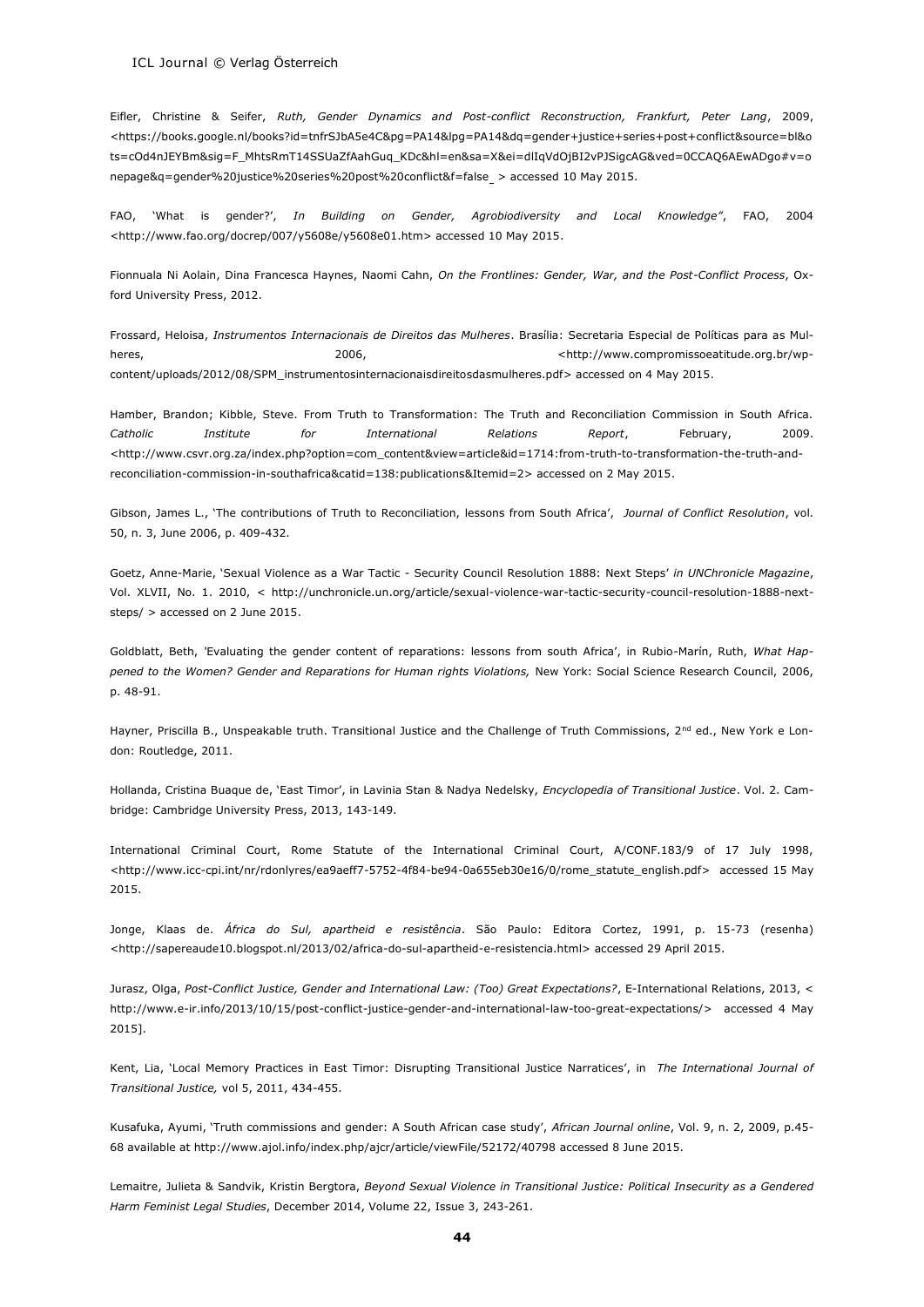Eifler, Christine & Seifer, *Ruth, Gender Dynamics and Post-conflict Reconstruction, Frankfurt, Peter Lang*, 2009, <https://books.google.nl/books?id=tnfrSJbA5e4C&pg=PA14&lpg=PA14&dq=gender+justice+series+post+conflict&source=bl&ots=cOd4nJEYBm&sig=F_MhtsRmT14SSUaZfAahGuq_KDc&hl=en&sa=X&ei=dlIqVdOjBI2vPJSigcAG&ved=0CCAQ6AEwADgo#v=onepage&q=gender%20justice%20series%20post%20conflict&f=false > accessed 10 May 2015.

FAO, 'What is gender?', *In Building on Gender, Agrobiodiversity and Local Knowledge"*, FAO, 2004 <http://www.fao.org/docrep/007/y5608e/y5608e01.htm> accessed 10 May 2015.

Fionnuala Ni Aolain, Dina Francesca Haynes, Naomi Cahn, *On the Frontlines: Gender, War, and the Post-Conflict Process*, Oxford University Press, 2012.

Frossard, Heloisa, *Instrumentos Internacionais de Direitos das Mulheres*. Brasília: Secretaria Especial de Políticas para as Mulheres, 2006, <http://www.compromissoeatitude.org.br/wp-content/uploads/2012/08/SPM_instrumentosinternacionaisdireitosdasmulheres.pdf> accessed on 4 May 2015.

Hamber, Brandon; Kibble, Steve. From Truth to Transformation: The Truth and Reconciliation Commission in South Africa. *Catholic Institute for International Relations Report*, February, 2009. <http://www.csvr.org.za/index.php?option=com_content&view=article&id=1714:from-truth-to-transformation-the-truth-and-reconciliation-commission-in-southafrica&catid=138:publications&Itemid=2> accessed on 2 May 2015.

Gibson, James L., 'The contributions of Truth to Reconciliation, lessons from South Africa', *Journal of Conflict Resolution*, vol. 50, n. 3, June 2006, p. 409-432.

Goetz, Anne-Marie, 'Sexual Violence as a War Tactic - Security Council Resolution 1888: Next Steps' *in UNChronicle Magazine*, Vol. XLVII, No. 1. 2010, < http://unchronicle.un.org/article/sexual-violence-war-tactic-security-council-resolution-1888-next-steps/ > accessed on 2 June 2015.

Goldblatt, Beth, 'Evaluating the gender content of reparations: lessons from south Africa', in Rubio-Marín, Ruth, *What Happened to the Women? Gender and Reparations for Human rights Violations,* New York: Social Science Research Council, 2006, p. 48-91.

Hayner, Priscilla B., Unspeakable truth. Transitional Justice and the Challenge of Truth Commissions, 2nd ed., New York e London: Routledge, 2011.

Hollanda, Cristina Buaque de, 'East Timor', in Lavinia Stan & Nadya Nedelsky, *Encyclopedia of Transitional Justice*. Vol. 2. Cambridge: Cambridge University Press, 2013, 143-149.

International Criminal Court, Rome Statute of the International Criminal Court, A/CONF.183/9 of 17 July 1998, <http://www.icc-cpi.int/nr/rdonlyres/ea9aeff7-5752-4f84-be94-0a655eb30e16/0/rome_statute_english.pdf> accessed 15 May 2015.

Jonge, Klaas de. *África do Sul, apartheid e resistência*. São Paulo: Editora Cortez, 1991, p. 15-73 (resenha) <http://sapereaude10.blogspot.nl/2013/02/africa-do-sul-apartheid-e-resistencia.html> accessed 29 April 2015.

Jurasz, Olga, *Post-Conflict Justice, Gender and International Law: (Too) Great Expectations?*, E-International Relations, 2013, < http://www.e-ir.info/2013/10/15/post-conflict-justice-gender-and-international-law-too-great-expectations/> accessed 4 May 2015].

Kent, Lia, 'Local Memory Practices in East Timor: Disrupting Transitional Justice Narratices', in *The International Journal of Transitional Justice,* vol 5, 2011, 434-455.

Kusafuka, Ayumi, 'Truth commissions and gender: A South African case study', *African Journal online*, Vol. 9, n. 2, 2009, p.45-68 available at http://www.ajol.info/index.php/ajcr/article/viewFile/52172/40798 accessed 8 June 2015.

Lemaitre, Julieta & Sandvik, Kristin Bergtora, *Beyond Sexual Violence in Transitional Justice: Political Insecurity as a Gendered Harm Feminist Legal Studies*, December 2014, Volume 22, Issue 3, 243-261.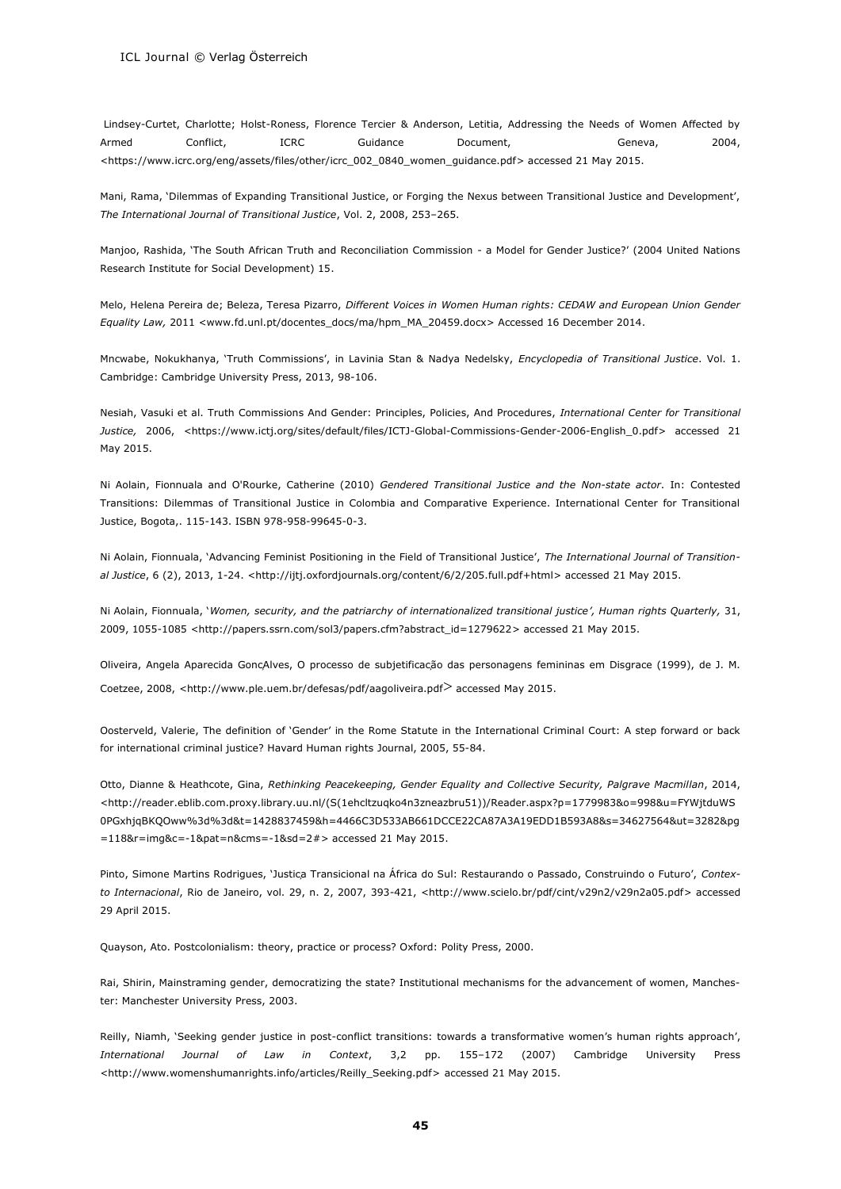Lindsey-Curtet, Charlotte; Holst-Roness, Florence Tercier & Anderson, Letitia, Addressing the Needs of Women Affected by Armed Conflict, ICRC Guidance Document, Geneva, 2004, <https://www.icrc.org/eng/assets/files/other/icrc_002_0840_women_guidance.pdf> accessed 21 May 2015.

Mani, Rama, 'Dilemmas of Expanding Transitional Justice, or Forging the Nexus between Transitional Justice and Development', *The International Journal of Transitional Justice*, Vol. 2, 2008, 253–265.

Manjoo, Rashida, 'The South African Truth and Reconciliation Commission - a Model for Gender Justice?' (2004 United Nations Research Institute for Social Development) 15.

Melo, Helena Pereira de; Beleza, Teresa Pizarro, *Different Voices in Women Human rights: CEDAW and European Union Gender Equality Law,* 2011 <www.fd.unl.pt/docentes_docs/ma/hpm_MA_20459.docx> Accessed 16 December 2014.

Mncwabe, Nokukhanya, 'Truth Commissions', in Lavinia Stan & Nadya Nedelsky, *Encyclopedia of Transitional Justice*. Vol. 1. Cambridge: Cambridge University Press, 2013, 98-106.

Nesiah, Vasuki et al. Truth Commissions And Gender: Principles, Policies, And Procedures, *International Center for Transitional Justice,* 2006, <https://www.ictj.org/sites/default/files/ICTJ-Global-Commissions-Gender-2006-English_0.pdf> accessed 21 May 2015.

Ni Aolain, Fionnuala and O'Rourke, Catherine (2010) *Gendered Transitional Justice and the Non-state actor*. In: Contested Transitions: Dilemmas of Transitional Justice in Colombia and Comparative Experience. International Center for Transitional Justice, Bogota,. 115-143. ISBN 978-958-99645-0-3.

Ni Aolain, Fionnuala, 'Advancing Feminist Positioning in the Field of Transitional Justice', *The International Journal of Transitional Justice*, 6 (2), 2013, 1-24. <http://ijtj.oxfordjournals.org/content/6/2/205.full.pdf+html> accessed 21 May 2015.

Ni Aolain, Fionnuala, '*Women, security, and the patriarchy of internationalized transitional justice', Human rights Quarterly,* 31, 2009, 1055-1085 <http://papers.ssrn.com/sol3/papers.cfm?abstract_id=1279622> accessed 21 May 2015.

Oliveira, Angela Aparecida GonçAlves, O processo de subjetificação das personagens femininas em Disgrace (1999), de J. M. Coetzee, 2008, <http://www.ple.uem.br/defesas/pdf/aagoliveira.pdf> accessed May 2015.

Oosterveld, Valerie, The definition of 'Gender' in the Rome Statute in the International Criminal Court: A step forward or back for international criminal justice? Havard Human rights Journal, 2005, 55-84.

Otto, Dianne & Heathcote, Gina, *Rethinking Peacekeeping, Gender Equality and Collective Security, Palgrave Macmillan*, 2014, <http://reader.eblib.com.proxy.library.uu.nl/(S(1ehcltzuqko4n3zneazbru51))/Reader.aspx?p=1779983&o=998&u=FYWjtduWS0PGxhjqBKQOww%3d%3d&t=1428837459&h=4466C3D533AB661DCCE22CA87A3A19EDD1B593A8&s=34627564&ut=3282&pg=118&r=img&c=-1&pat=n&cms=-1&sd=2#> accessed 21 May 2015.

Pinto, Simone Martins Rodrigues, 'Justiça Transicional na África do Sul: Restaurando o Passado, Construindo o Futuro', *Contexto Internacional*, Rio de Janeiro, vol. 29, n. 2, 2007, 393-421, <http://www.scielo.br/pdf/cint/v29n2/v29n2a05.pdf> accessed 29 April 2015.

Quayson, Ato. Postcolonialism: theory, practice or process? Oxford: Polity Press, 2000.

Rai, Shirin, Mainstraming gender, democratizing the state? Institutional mechanisms for the advancement of women, Manchester: Manchester University Press, 2003.

Reilly, Niamh, 'Seeking gender justice in post-conflict transitions: towards a transformative women's human rights approach', *International Journal of Law in Context*, 3,2 pp. 155–172 (2007) Cambridge University Press <http://www.womenshumanrights.info/articles/Reilly_Seeking.pdf> accessed 21 May 2015.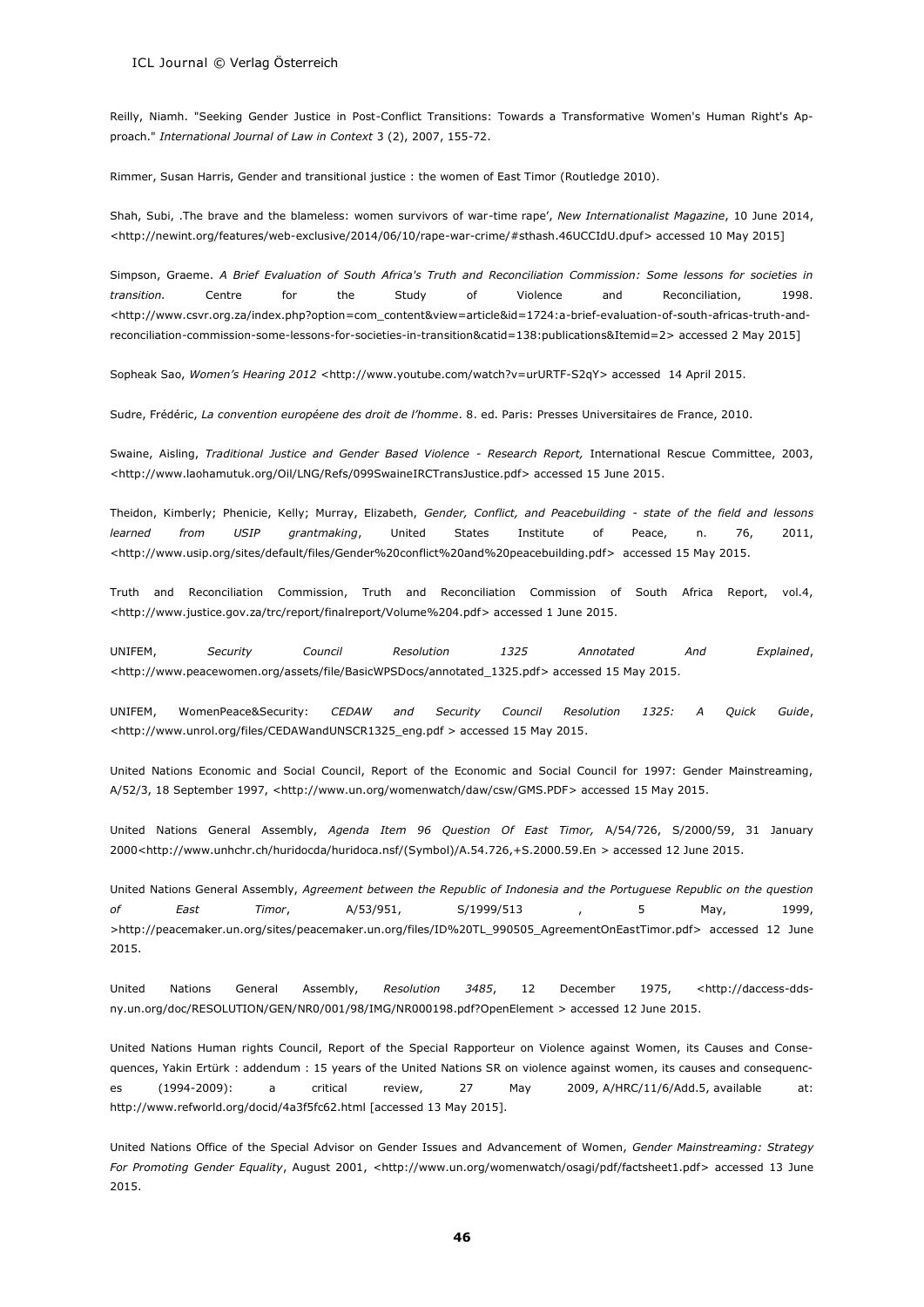Reilly, Niamh. "Seeking Gender Justice in Post-Conflict Transitions: Towards a Transformative Women's Human Right's Approach." *International Journal of Law in Context* 3 (2), 2007, 155-72.

Rimmer, Susan Harris, Gender and transitional justice : the women of East Timor (Routledge 2010).

Shah, Subi, .The brave and the blameless: women survivors of war-time rape', *New Internationalist Magazine*, 10 June 2014, <http://newint.org/features/web-exclusive/2014/06/10/rape-war-crime/#sthash.46UCCIdU.dpuf> accessed 10 May 2015]

Simpson, Graeme. *A Brief Evaluation of South Africa's Truth and Reconciliation Commission: Some lessons for societies in transition.* Centre for the Study of Violence and Reconciliation, 1998. <http://www.csvr.org.za/index.php?option=com_content&view=article&id=1724:a-brief-evaluation-of-south-africas-truth-and-reconciliation-commission-some-lessons-for-societies-in-transition&catid=138:publications&Itemid=2> accessed 2 May 2015]

Sopheak Sao, *Women's Hearing 2012* <http://www.youtube.com/watch?v=urURTF-S2qY> accessed 14 April 2015.

Sudre, Frédéric, *La convention européene des droit de l'homme*. 8. ed. Paris: Presses Universitaires de France, 2010.

Swaine, Aisling, *Traditional Justice and Gender Based Violence - Research Report,* International Rescue Committee, 2003, <http://www.laohamutuk.org/Oil/LNG/Refs/099SwaineIRCTransJustice.pdf> accessed 15 June 2015.

Theidon, Kimberly; Phenicie, Kelly; Murray, Elizabeth, *Gender, Conflict, and Peacebuilding - state of the field and lessons learned from USIP grantmaking*, United States Institute of Peace, n. 76, 2011, <http://www.usip.org/sites/default/files/Gender%20conflict%20and%20peacebuilding.pdf> accessed 15 May 2015.

Truth and Reconciliation Commission, Truth and Reconciliation Commission of South Africa Report, vol.4, <http://www.justice.gov.za/trc/report/finalreport/Volume%204.pdf> accessed 1 June 2015.

UNIFEM, *Security Council Resolution 1325 Annotated And Explained*, <http://www.peacewomen.org/assets/file/BasicWPSDocs/annotated_1325.pdf> accessed 15 May 2015.

UNIFEM, WomenPeace&Security: *CEDAW and Security Council Resolution 1325: A Quick Guide*, <http://www.unrol.org/files/CEDAWandUNSCR1325_eng.pdf > accessed 15 May 2015.

United Nations Economic and Social Council, Report of the Economic and Social Council for 1997: Gender Mainstreaming, A/52/3, 18 September 1997, <http://www.un.org/womenwatch/daw/csw/GMS.PDF> accessed 15 May 2015.

United Nations General Assembly, *Agenda Item 96 Question Of East Timor,* A/54/726, S/2000/59, 31 January 2000<http://www.unhchr.ch/huridocda/huridoca.nsf/(Symbol)/A.54.726,+S.2000.59.En > accessed 12 June 2015.

United Nations General Assembly, *Agreement between the Republic of Indonesia and the Portuguese Republic on the question of East Timor*, A/53/951, S/1999/513 , 5 May, 1999, >http://peacemaker.un.org/sites/peacemaker.un.org/files/ID%20TL_990505_AgreementOnEastTimor.pdf> accessed 12 June 2015.

United Nations General Assembly, *Resolution 3485*, 12 December 1975, <http://daccess-dds-ny.un.org/doc/RESOLUTION/GEN/NR0/001/98/IMG/NR000198.pdf?OpenElement > accessed 12 June 2015.

United Nations Human rights Council, Report of the Special Rapporteur on Violence against Women, its Causes and Consequences, Yakin Ertürk : addendum : 15 years of the United Nations SR on violence against women, its causes and consequences (1994-2009): a critical review, 27 May 2009, A/HRC/11/6/Add.5, available at: http://www.refworld.org/docid/4a3f5fc62.html [accessed 13 May 2015].

United Nations Office of the Special Advisor on Gender Issues and Advancement of Women, *Gender Mainstreaming: Strategy For Promoting Gender Equality*, August 2001, <http://www.un.org/womenwatch/osagi/pdf/factsheet1.pdf> accessed 13 June 2015.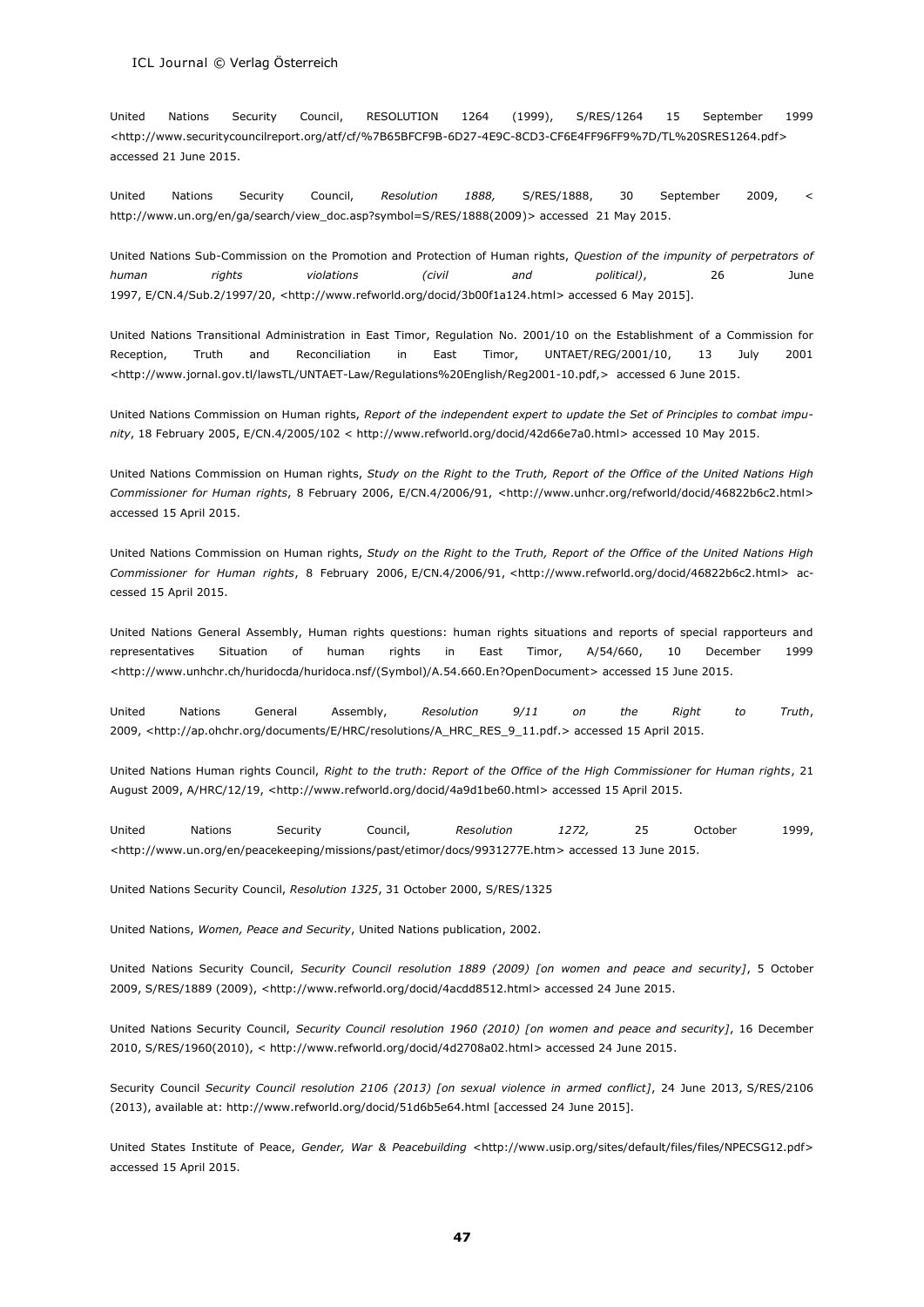United Nations Security Council, RESOLUTION 1264 (1999), S/RES/1264 15 September 1999 <http://www.securitycouncilreport.org/atf/cf/%7B65BFCF9B-6D27-4E9C-8CD3-CF6E4FF96FF9%7D/TL%20SRES1264.pdf> accessed 21 June 2015.

United Nations Security Council, *Resolution 1888,* S/RES/1888, 30 September 2009, < http://www.un.org/en/ga/search/view_doc.asp?symbol=S/RES/1888(2009)> accessed 21 May 2015.

United Nations Sub-Commission on the Promotion and Protection of Human rights, *Question of the impunity of perpetrators of human rights violations (civil and political)*, 26 June 1997, E/CN.4/Sub.2/1997/20, <http://www.refworld.org/docid/3b00f1a124.html> accessed 6 May 2015].

United Nations Transitional Administration in East Timor, Regulation No. 2001/10 on the Establishment of a Commission for Reception, Truth and Reconciliation in East Timor, UNTAET/REG/2001/10, 13 July 2001 <http://www.jornal.gov.tl/lawsTL/UNTAET-Law/Regulations%20English/Reg2001-10.pdf,> accessed 6 June 2015.

United Nations Commission on Human rights, *Report of the independent expert to update the Set of Principles to combat impunity*, 18 February 2005, E/CN.4/2005/102 < http://www.refworld.org/docid/42d66e7a0.html> accessed 10 May 2015.

United Nations Commission on Human rights, *Study on the Right to the Truth, Report of the Office of the United Nations High Commissioner for Human rights*, 8 February 2006, E/CN.4/2006/91, <http://www.unhcr.org/refworld/docid/46822b6c2.html> accessed 15 April 2015.

United Nations Commission on Human rights, *Study on the Right to the Truth, Report of the Office of the United Nations High Commissioner for Human rights*, 8 February 2006, E/CN.4/2006/91, <http://www.refworld.org/docid/46822b6c2.html> accessed 15 April 2015.

United Nations General Assembly, Human rights questions: human rights situations and reports of special rapporteurs and representatives Situation of human rights in East Timor, A/54/660, 10 December 1999 <http://www.unhchr.ch/huridocda/huridoca.nsf/(Symbol)/A.54.660.En?OpenDocument> accessed 15 June 2015.

United Nations General Assembly, *Resolution 9/11 on the Right to Truth*, 2009, <http://ap.ohchr.org/documents/E/HRC/resolutions/A_HRC_RES_9_11.pdf.> accessed 15 April 2015.

United Nations Human rights Council, *Right to the truth: Report of the Office of the High Commissioner for Human rights*, 21 August 2009, A/HRC/12/19, <http://www.refworld.org/docid/4a9d1be60.html> accessed 15 April 2015.

United Nations Security Council, *Resolution 1272,* 25 October 1999, <http://www.un.org/en/peacekeeping/missions/past/etimor/docs/9931277E.htm> accessed 13 June 2015.

United Nations Security Council, *Resolution 1325*, 31 October 2000, S/RES/1325

United Nations, *Women, Peace and Security*, United Nations publication, 2002.

United Nations Security Council, *Security Council resolution 1889 (2009) [on women and peace and security]*, 5 October 2009, S/RES/1889 (2009), <http://www.refworld.org/docid/4acdd8512.html> accessed 24 June 2015.

United Nations Security Council, *Security Council resolution 1960 (2010) [on women and peace and security]*, 16 December 2010, S/RES/1960(2010), < http://www.refworld.org/docid/4d2708a02.html> accessed 24 June 2015.

Security Council *Security Council resolution 2106 (2013) [on sexual violence in armed conflict]*, 24 June 2013, S/RES/2106 (2013), available at: http://www.refworld.org/docid/51d6b5e64.html [accessed 24 June 2015].

United States Institute of Peace, *Gender, War & Peacebuilding* <http://www.usip.org/sites/default/files/files/NPECSG12.pdf> accessed 15 April 2015.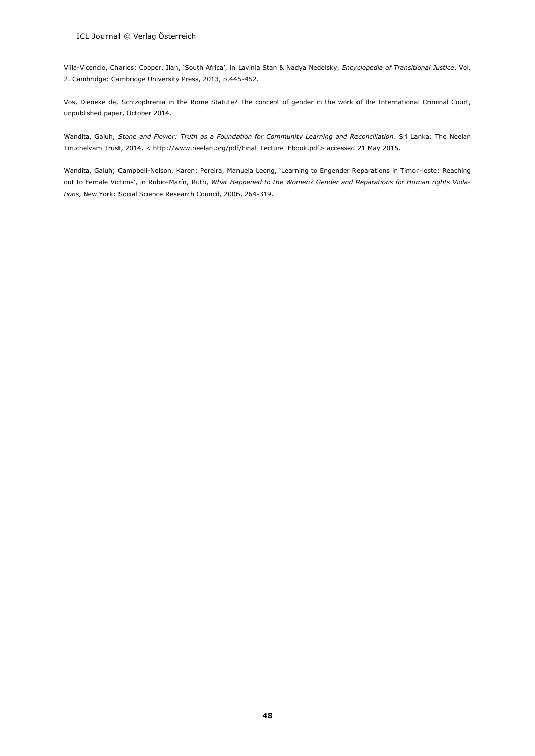Villa-Vicencio, Charles; Cooper, Ilan, 'South Africa', in Lavinia Stan & Nadya Nedelsky, *Encyclopedia of Transitional Justice*. Vol. 2. Cambridge: Cambridge University Press, 2013, p.445-452.

Vos, Dieneke de, Schizophrenia in the Rome Statute? The concept of gender in the work of the International Criminal Court, unpublished paper, October 2014.

Wandita, Galuh, *Stone and Flower: Truth as a Foundation for Community Learning and Reconciliation*. Sri Lanka: The Neelan Tiruchelvam Trust, 2014, < http://www.neelan.org/pdf/Final_Lecture_Ebook.pdf> accessed 21 May 2015.

Wandita, Galuh; Campbell-Nelson, Karen; Pereira, Manuela Leong, 'Learning to Engender Reparations in Timor-leste: Reaching out to Female Victims', in Rubio-Marín, Ruth, *What Happened to the Women? Gender and Reparations for Human rights Violations,* New York: Social Science Research Council, 2006, 264-319.